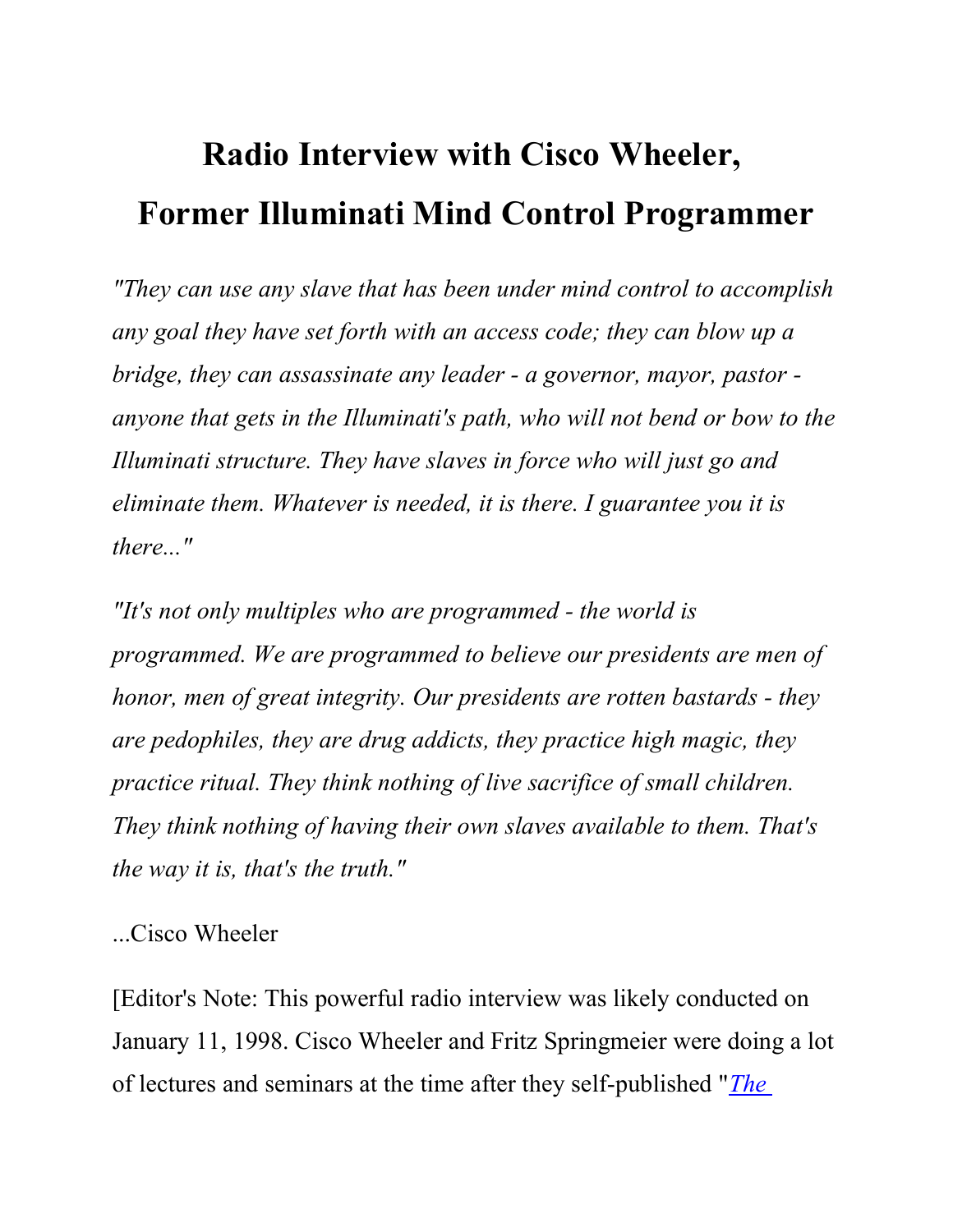# Radio Interview with Cisco Wheeler, Former Illuminati Mind Control Programmer

*"They can use any slave that has been under mind control to accomplish any goal they have set forth with an access code; they can blow up a bridge, they can assassinate any leader - a governor, mayor, pastor - anyone that gets in the Illuminati's path, who will not bend or bow to the Illuminati structure. They have slaves in force who will just go and eliminate them. Whatever is needed, it is there. I guarantee you it is there..."*

*"It's not only multiples who are programmed - the world is programmed. We are programmed to believe our presidents are men of honor, men of great integrity. Our presidents are rotten bastards - they are pedophiles, they are drug addicts, they practice high magic, they practice ritual. They think nothing of live sacrifice of small children. They think nothing of having their own slaves available to them. That's the way it is, that's the truth."*

...Cisco Wheeler

[Editor's Note: This powerful radio interview was likely conducted on January 11, 1998. Cisco Wheeler and Fritz Springmeier were doing a lot of lectures and seminars at the time after they self-published "*The*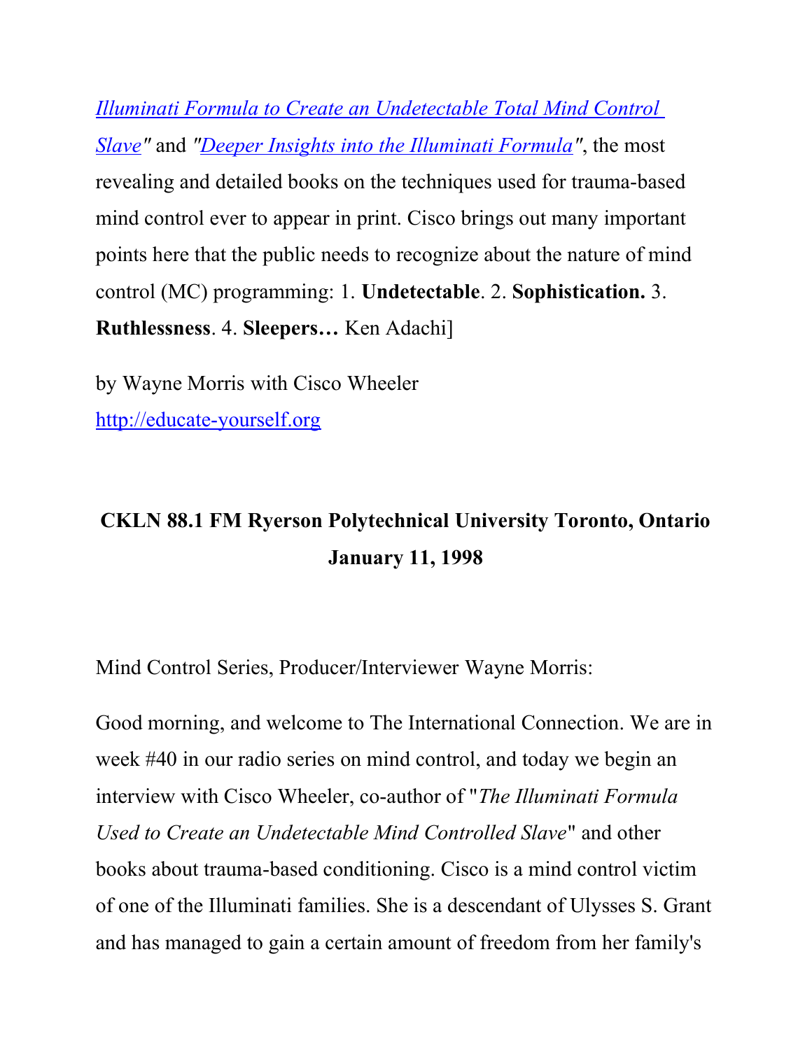*Illuminati Formula to Create an Undetectable Total Mind Control Slave"* and *"Deeper Insights into the Illuminati Formula"*, the most revealing and detailed books on the techniques used for trauma-based mind control ever to appear in print. Cisco brings out many important points here that the public needs to recognize about the nature of mind control (MC) programming: 1. **Undetectable**. 2. **Sophistication.** 3. **Ruthlessness**. 4. **Sleepers…** Ken Adachi]

by Wayne Morris with Cisco Wheeler
http://educate-yourself.org

**CKLN 88.1 FM Ryerson Polytechnical University Toronto, Ontario January 11, 1998**

Mind Control Series, Producer/Interviewer Wayne Morris:

Good morning, and welcome to The International Connection. We are in week #40 in our radio series on mind control, and today we begin an interview with Cisco Wheeler, co-author of "*The Illuminati Formula Used to Create an Undetectable Mind Controlled Slave*" and other books about trauma-based conditioning. Cisco is a mind control victim of one of the Illuminati families. She is a descendant of Ulysses S. Grant and has managed to gain a certain amount of freedom from her family's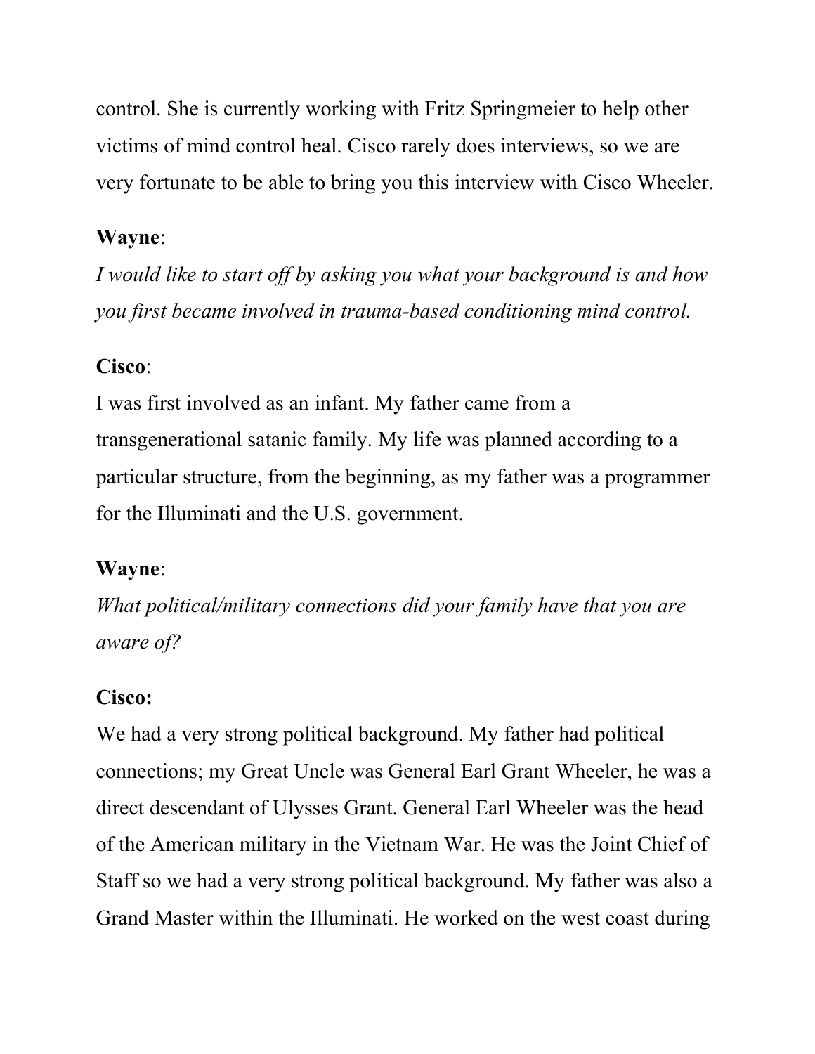control. She is currently working with Fritz Springmeier to help other victims of mind control heal. Cisco rarely does interviews, so we are very fortunate to be able to bring you this interview with Cisco Wheeler.

**Wayne**:
*I would like to start off by asking you what your background is and how you first became involved in trauma-based conditioning mind control.*

**Cisco**:
I was first involved as an infant. My father came from a transgenerational satanic family. My life was planned according to a particular structure, from the beginning, as my father was a programmer for the Illuminati and the U.S. government.

**Wayne**:
*What political/military connections did your family have that you are aware of?*

**Cisco:**
We had a very strong political background. My father had political connections; my Great Uncle was General Earl Grant Wheeler, he was a direct descendant of Ulysses Grant. General Earl Wheeler was the head of the American military in the Vietnam War. He was the Joint Chief of Staff so we had a very strong political background. My father was also a Grand Master within the Illuminati. He worked on the west coast during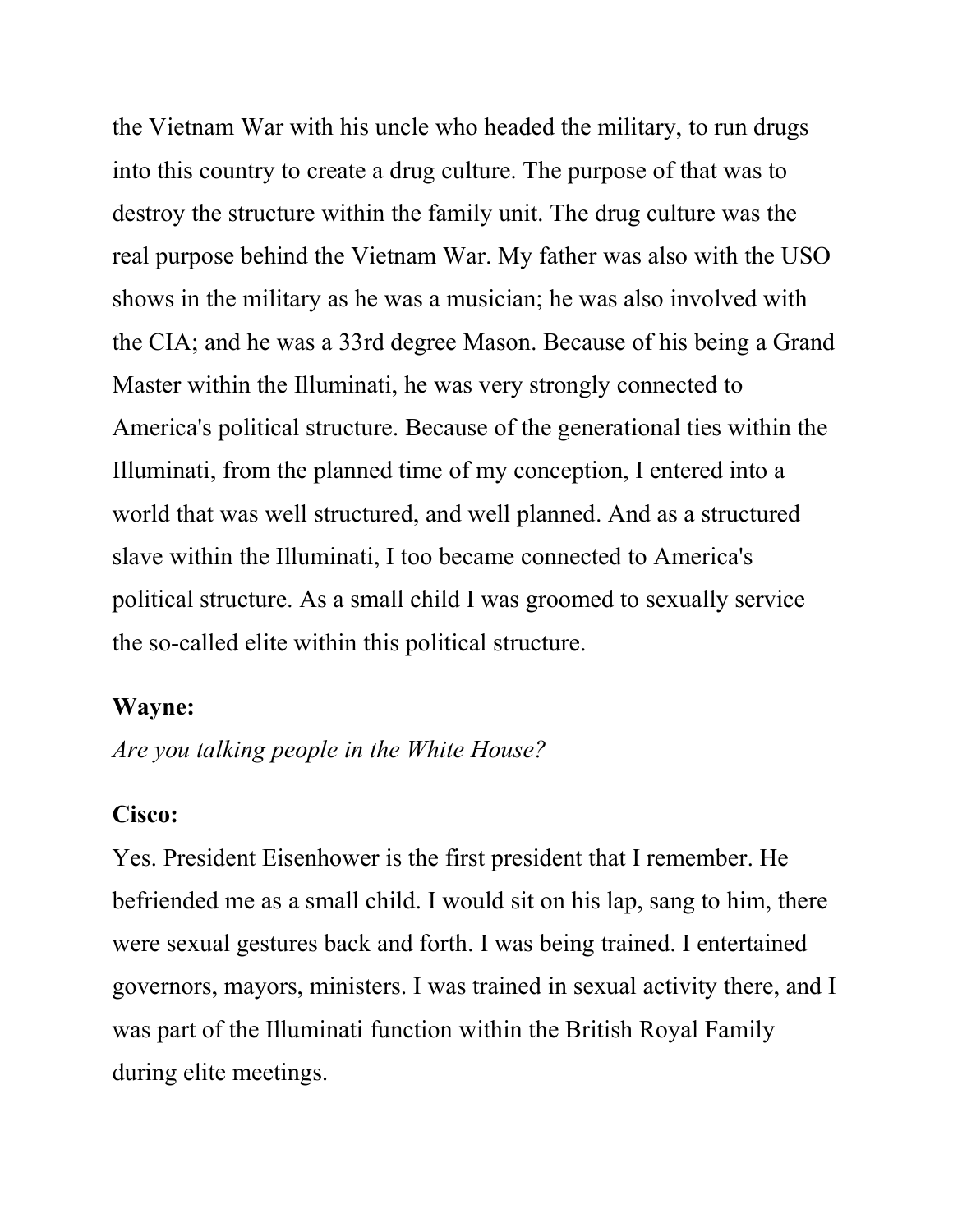the Vietnam War with his uncle who headed the military, to run drugs into this country to create a drug culture. The purpose of that was to destroy the structure within the family unit. The drug culture was the real purpose behind the Vietnam War. My father was also with the USO shows in the military as he was a musician; he was also involved with the CIA; and he was a 33rd degree Mason. Because of his being a Grand Master within the Illuminati, he was very strongly connected to America's political structure. Because of the generational ties within the Illuminati, from the planned time of my conception, I entered into a world that was well structured, and well planned. And as a structured slave within the Illuminati, I too became connected to America's political structure. As a small child I was groomed to sexually service the so-called elite within this political structure.

**Wayne:**

*Are you talking people in the White House?*

**Cisco:**

Yes. President Eisenhower is the first president that I remember. He befriended me as a small child. I would sit on his lap, sang to him, there were sexual gestures back and forth. I was being trained. I entertained governors, mayors, ministers. I was trained in sexual activity there, and I was part of the Illuminati function within the British Royal Family during elite meetings.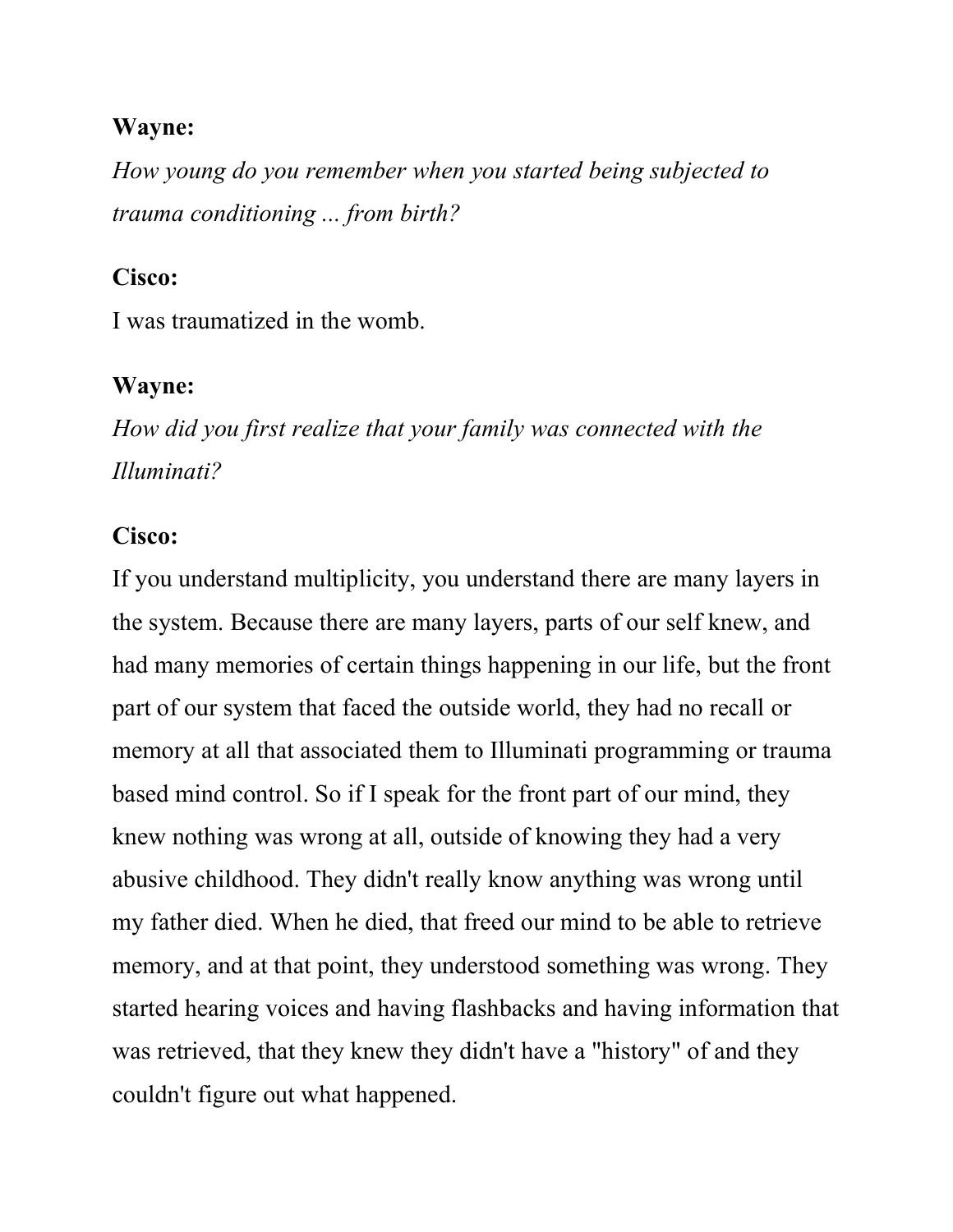**Wayne:**

*How young do you remember when you started being subjected to trauma conditioning ... from birth?*

**Cisco:**

I was traumatized in the womb.

**Wayne:**

*How did you first realize that your family was connected with the Illuminati?*

**Cisco:**

If you understand multiplicity, you understand there are many layers in the system. Because there are many layers, parts of our self knew, and had many memories of certain things happening in our life, but the front part of our system that faced the outside world, they had no recall or memory at all that associated them to Illuminati programming or trauma based mind control. So if I speak for the front part of our mind, they knew nothing was wrong at all, outside of knowing they had a very abusive childhood. They didn't really know anything was wrong until my father died. When he died, that freed our mind to be able to retrieve memory, and at that point, they understood something was wrong. They started hearing voices and having flashbacks and having information that was retrieved, that they knew they didn't have a "history" of and they couldn't figure out what happened.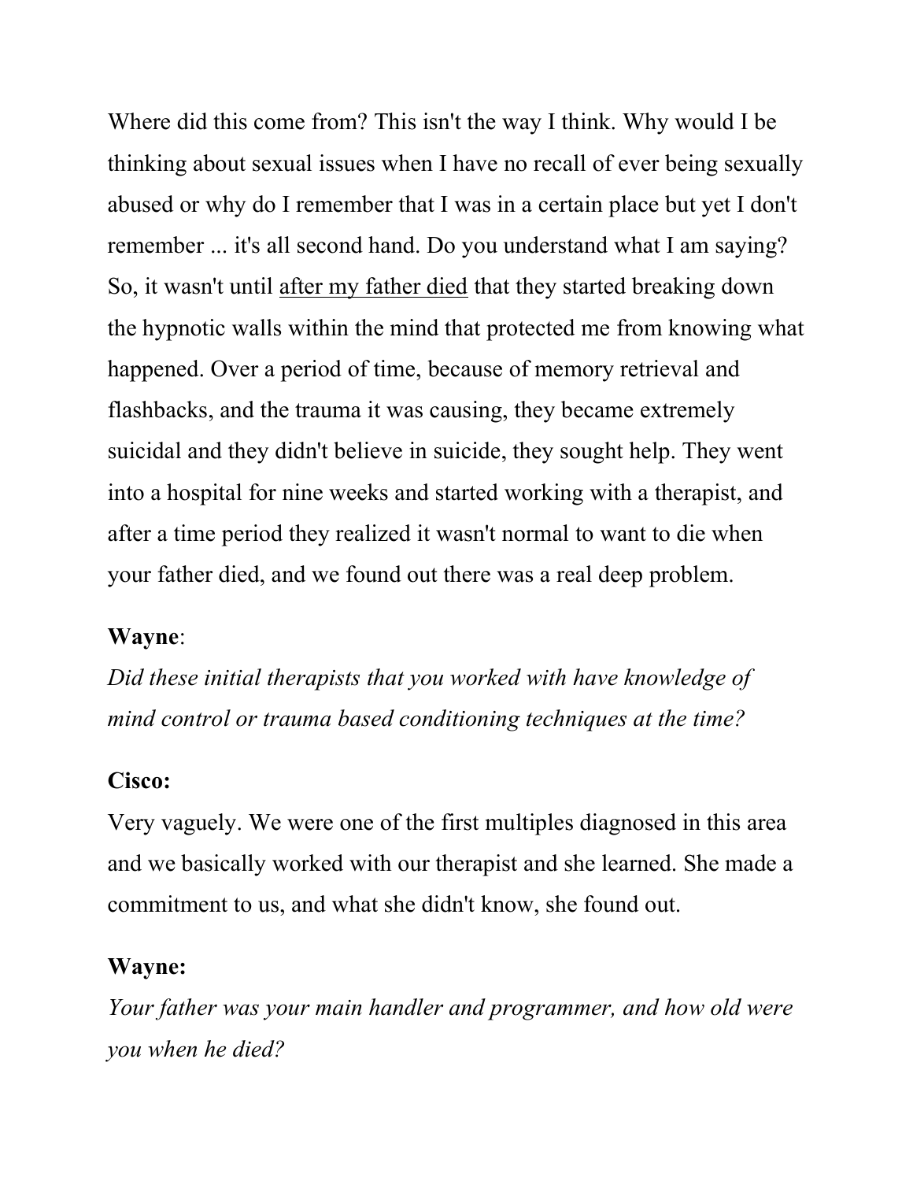Where did this come from? This isn't the way I think. Why would I be thinking about sexual issues when I have no recall of ever being sexually abused or why do I remember that I was in a certain place but yet I don't remember ... it's all second hand. Do you understand what I am saying? So, it wasn't until <u>after my father died</u> that they started breaking down the hypnotic walls within the mind that protected me from knowing what happened. Over a period of time, because of memory retrieval and flashbacks, and the trauma it was causing, they became extremely suicidal and they didn't believe in suicide, they sought help. They went into a hospital for nine weeks and started working with a therapist, and after a time period they realized it wasn't normal to want to die when your father died, and we found out there was a real deep problem.

**Wayne**:

*Did these initial therapists that you worked with have knowledge of mind control or trauma based conditioning techniques at the time?*

**Cisco:**

Very vaguely. We were one of the first multiples diagnosed in this area and we basically worked with our therapist and she learned. She made a commitment to us, and what she didn't know, she found out.

**Wayne:**

*Your father was your main handler and programmer, and how old were you when he died?*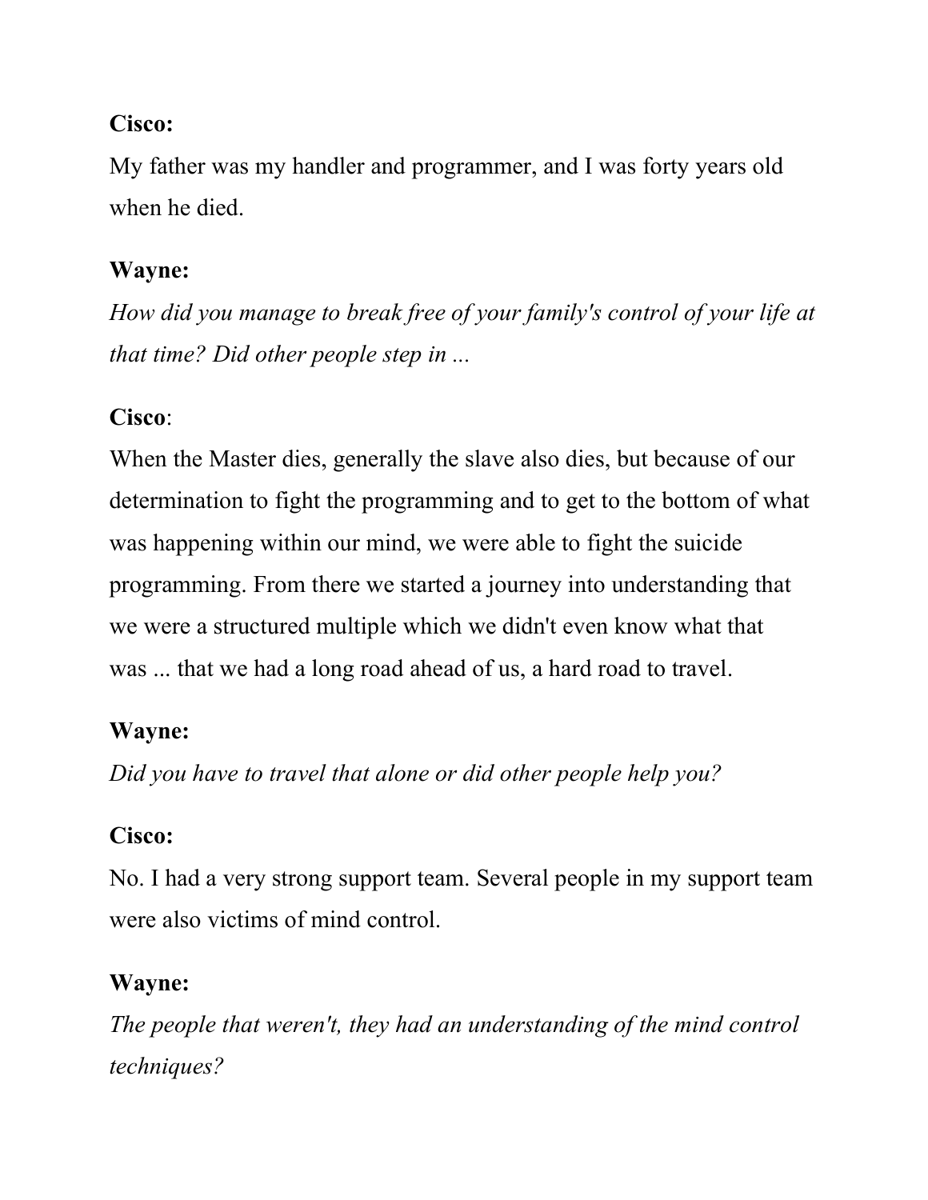**Cisco:**

My father was my handler and programmer, and I was forty years old when he died.

**Wayne:**

*How did you manage to break free of your family's control of your life at that time? Did other people step in ...*

**Cisco**:

When the Master dies, generally the slave also dies, but because of our determination to fight the programming and to get to the bottom of what was happening within our mind, we were able to fight the suicide programming. From there we started a journey into understanding that we were a structured multiple which we didn't even know what that was ... that we had a long road ahead of us, a hard road to travel.

**Wayne:**

*Did you have to travel that alone or did other people help you?*

**Cisco:**

No. I had a very strong support team. Several people in my support team were also victims of mind control.

**Wayne:**

*The people that weren't, they had an understanding of the mind control techniques?*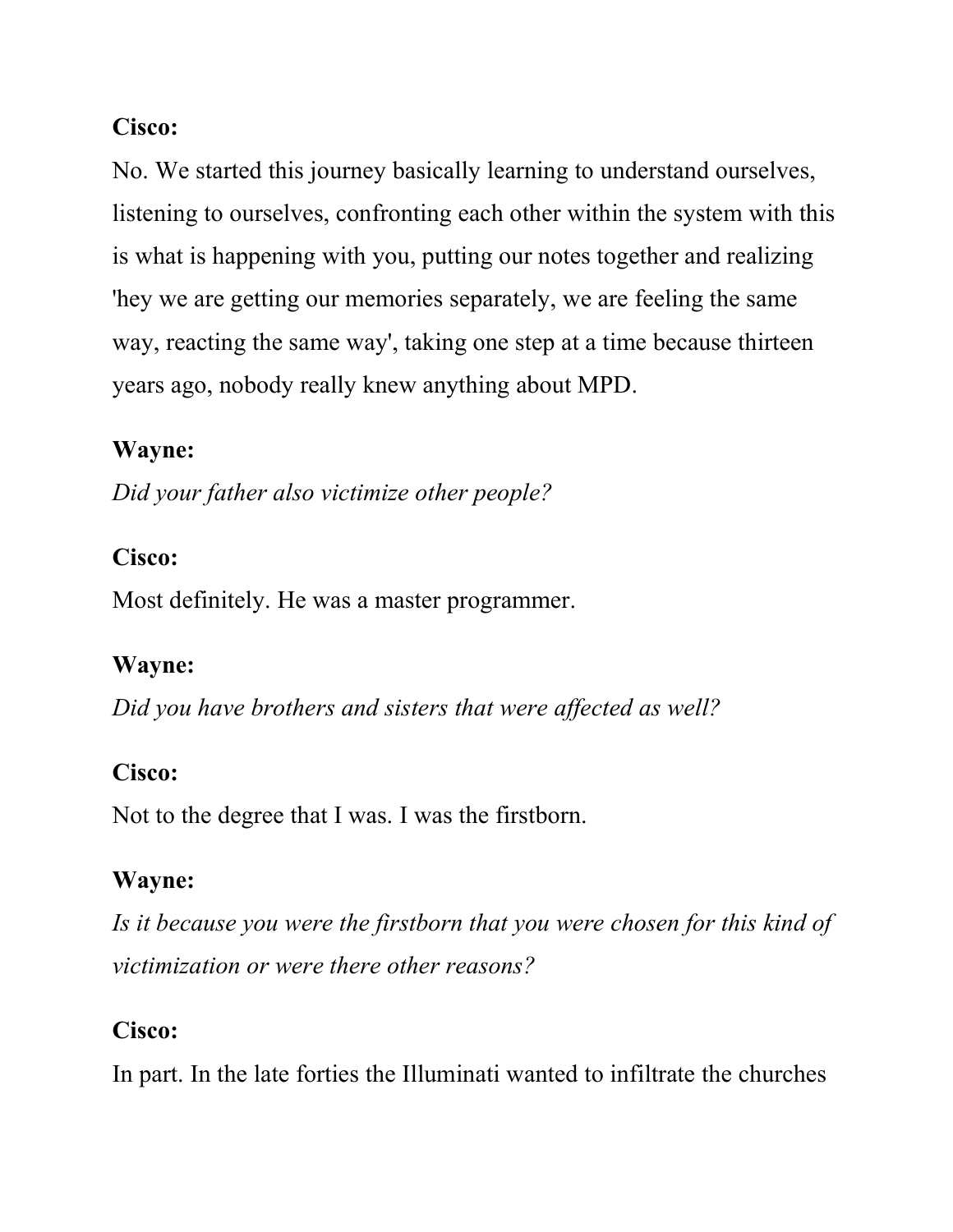**Cisco:**

No. We started this journey basically learning to understand ourselves, listening to ourselves, confronting each other within the system with this is what is happening with you, putting our notes together and realizing 'hey we are getting our memories separately, we are feeling the same way, reacting the same way', taking one step at a time because thirteen years ago, nobody really knew anything about MPD.

**Wayne:**

*Did your father also victimize other people?*

**Cisco:**

Most definitely. He was a master programmer.

**Wayne:**

*Did you have brothers and sisters that were affected as well?*

**Cisco:**

Not to the degree that I was. I was the firstborn.

**Wayne:**

*Is it because you were the firstborn that you were chosen for this kind of victimization or were there other reasons?*

**Cisco:**

In part. In the late forties the Illuminati wanted to infiltrate the churches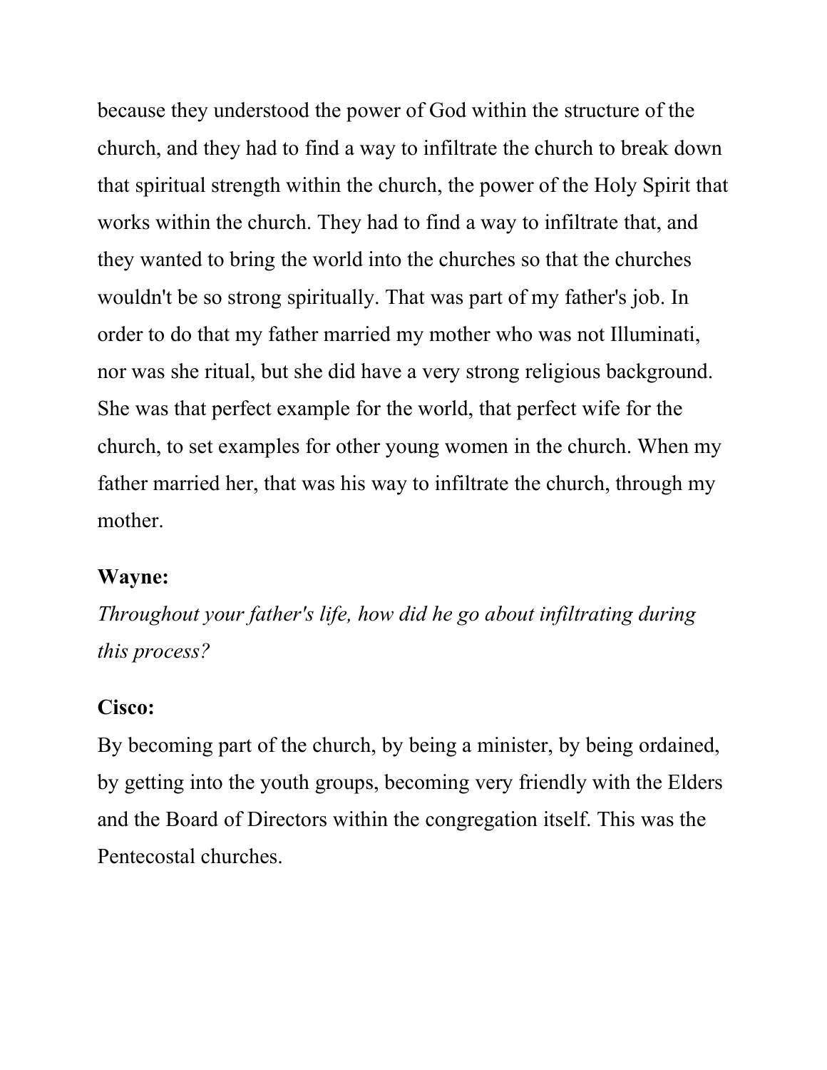because they understood the power of God within the structure of the church, and they had to find a way to infiltrate the church to break down that spiritual strength within the church, the power of the Holy Spirit that works within the church. They had to find a way to infiltrate that, and they wanted to bring the world into the churches so that the churches wouldn't be so strong spiritually. That was part of my father's job. In order to do that my father married my mother who was not Illuminati, nor was she ritual, but she did have a very strong religious background. She was that perfect example for the world, that perfect wife for the church, to set examples for other young women in the church. When my father married her, that was his way to infiltrate the church, through my mother.

**Wayne:**

*Throughout your father's life, how did he go about infiltrating during this process?*

**Cisco:**

By becoming part of the church, by being a minister, by being ordained, by getting into the youth groups, becoming very friendly with the Elders and the Board of Directors within the congregation itself. This was the Pentecostal churches.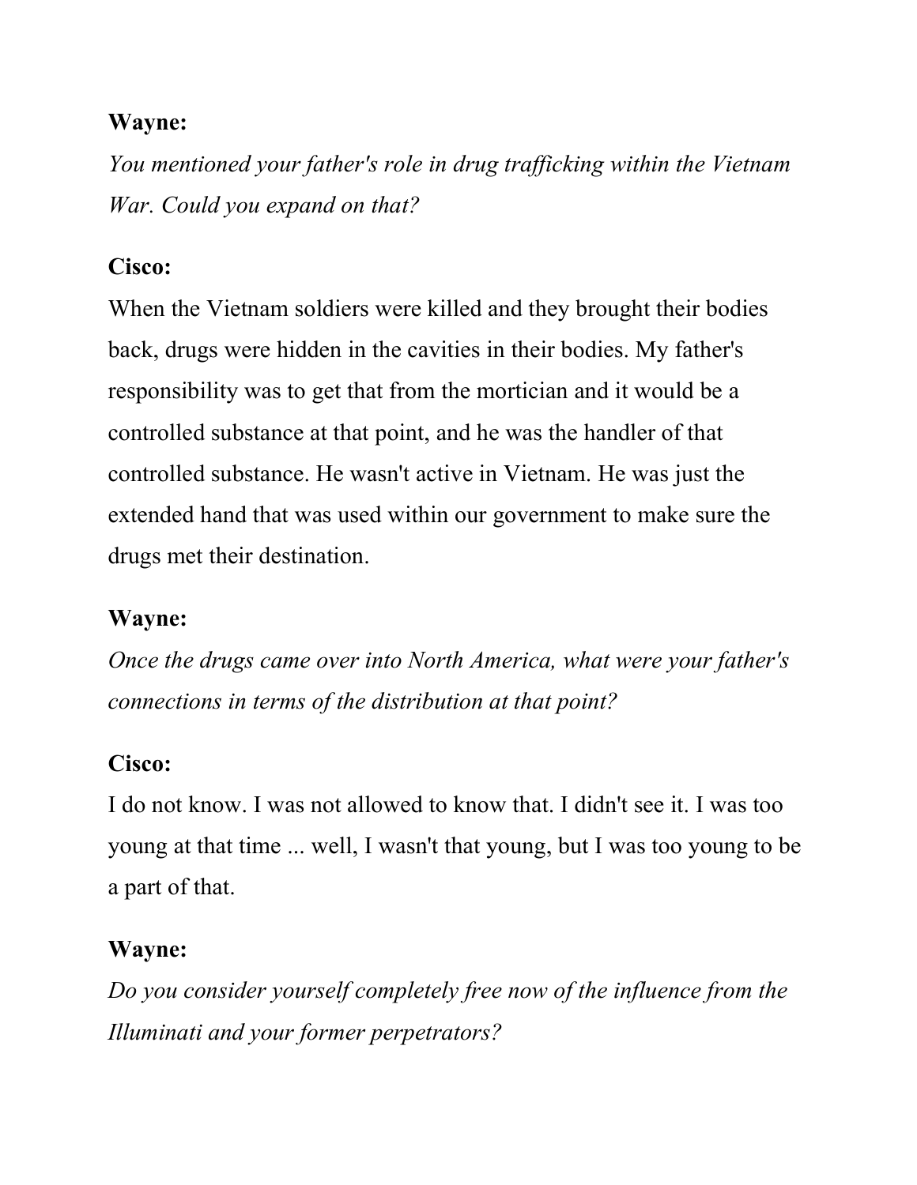**Wayne:**

*You mentioned your father's role in drug trafficking within the Vietnam War. Could you expand on that?*

**Cisco:**

When the Vietnam soldiers were killed and they brought their bodies back, drugs were hidden in the cavities in their bodies. My father's responsibility was to get that from the mortician and it would be a controlled substance at that point, and he was the handler of that controlled substance. He wasn't active in Vietnam. He was just the extended hand that was used within our government to make sure the drugs met their destination.

**Wayne:**

*Once the drugs came over into North America, what were your father's connections in terms of the distribution at that point?*

**Cisco:**

I do not know. I was not allowed to know that. I didn't see it. I was too young at that time ... well, I wasn't that young, but I was too young to be a part of that.

**Wayne:**

*Do you consider yourself completely free now of the influence from the Illuminati and your former perpetrators?*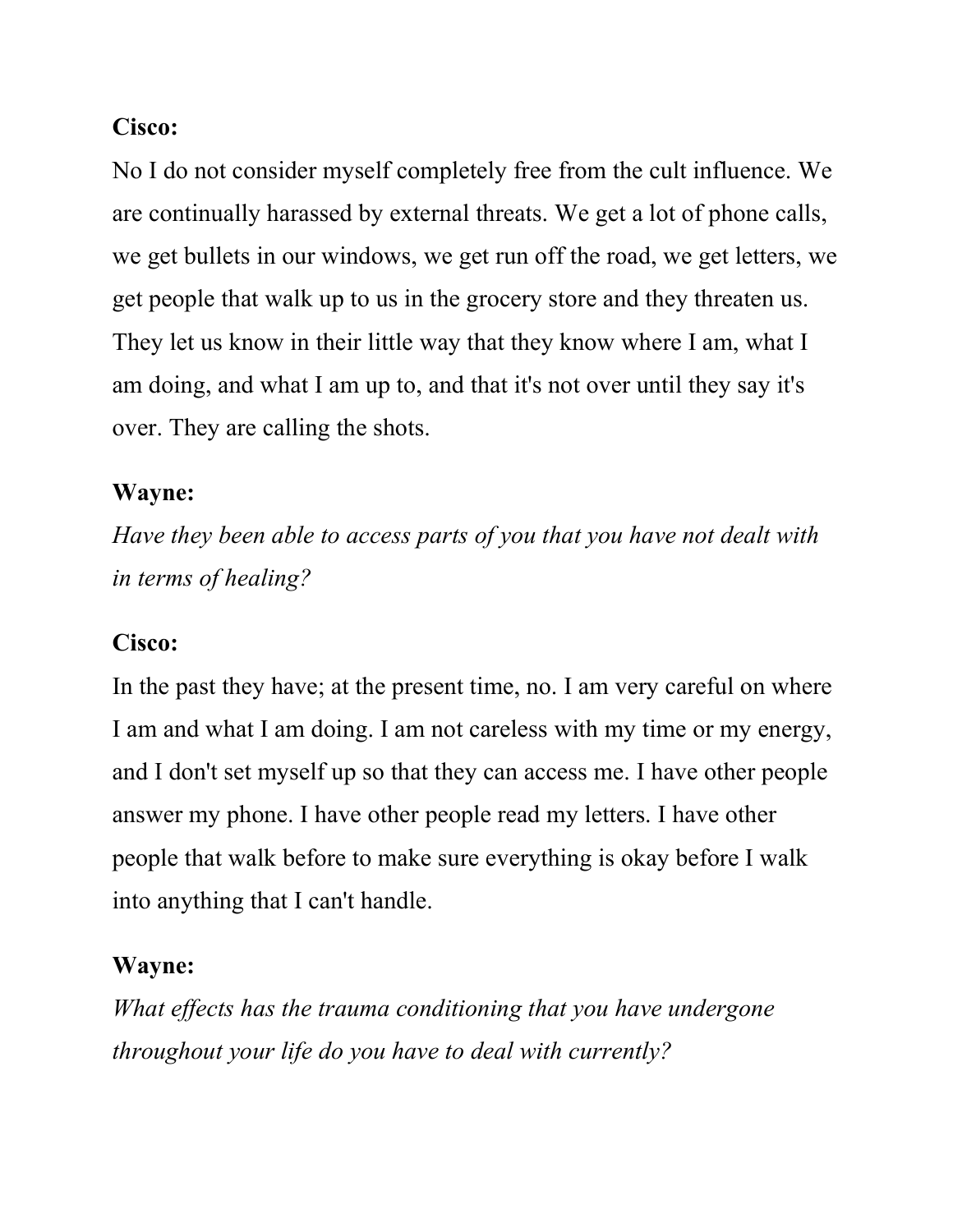**Cisco:**

No I do not consider myself completely free from the cult influence. We are continually harassed by external threats. We get a lot of phone calls, we get bullets in our windows, we get run off the road, we get letters, we get people that walk up to us in the grocery store and they threaten us. They let us know in their little way that they know where I am, what I am doing, and what I am up to, and that it's not over until they say it's over. They are calling the shots.

**Wayne:**

*Have they been able to access parts of you that you have not dealt with in terms of healing?*

**Cisco:**

In the past they have; at the present time, no. I am very careful on where I am and what I am doing. I am not careless with my time or my energy, and I don't set myself up so that they can access me. I have other people answer my phone. I have other people read my letters. I have other people that walk before to make sure everything is okay before I walk into anything that I can't handle.

**Wayne:**

*What effects has the trauma conditioning that you have undergone throughout your life do you have to deal with currently?*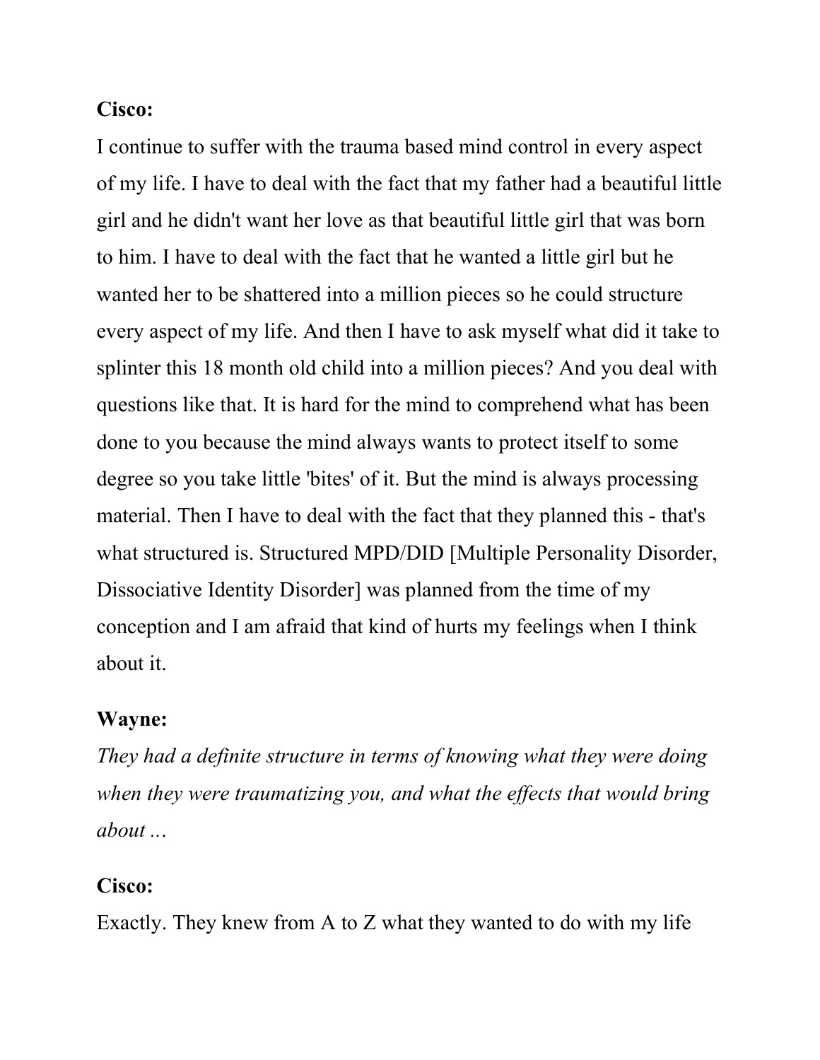**Cisco:**

I continue to suffer with the trauma based mind control in every aspect of my life. I have to deal with the fact that my father had a beautiful little girl and he didn't want her love as that beautiful little girl that was born to him. I have to deal with the fact that he wanted a little girl but he wanted her to be shattered into a million pieces so he could structure every aspect of my life. And then I have to ask myself what did it take to splinter this 18 month old child into a million pieces? And you deal with questions like that. It is hard for the mind to comprehend what has been done to you because the mind always wants to protect itself to some degree so you take little 'bites' of it. But the mind is always processing material. Then I have to deal with the fact that they planned this - that's what structured is. Structured MPD/DID [Multiple Personality Disorder, Dissociative Identity Disorder] was planned from the time of my conception and I am afraid that kind of hurts my feelings when I think about it.

**Wayne:**

*They had a definite structure in terms of knowing what they were doing when they were traumatizing you, and what the effects that would bring about ...*

**Cisco:**

Exactly. They knew from A to Z what they wanted to do with my life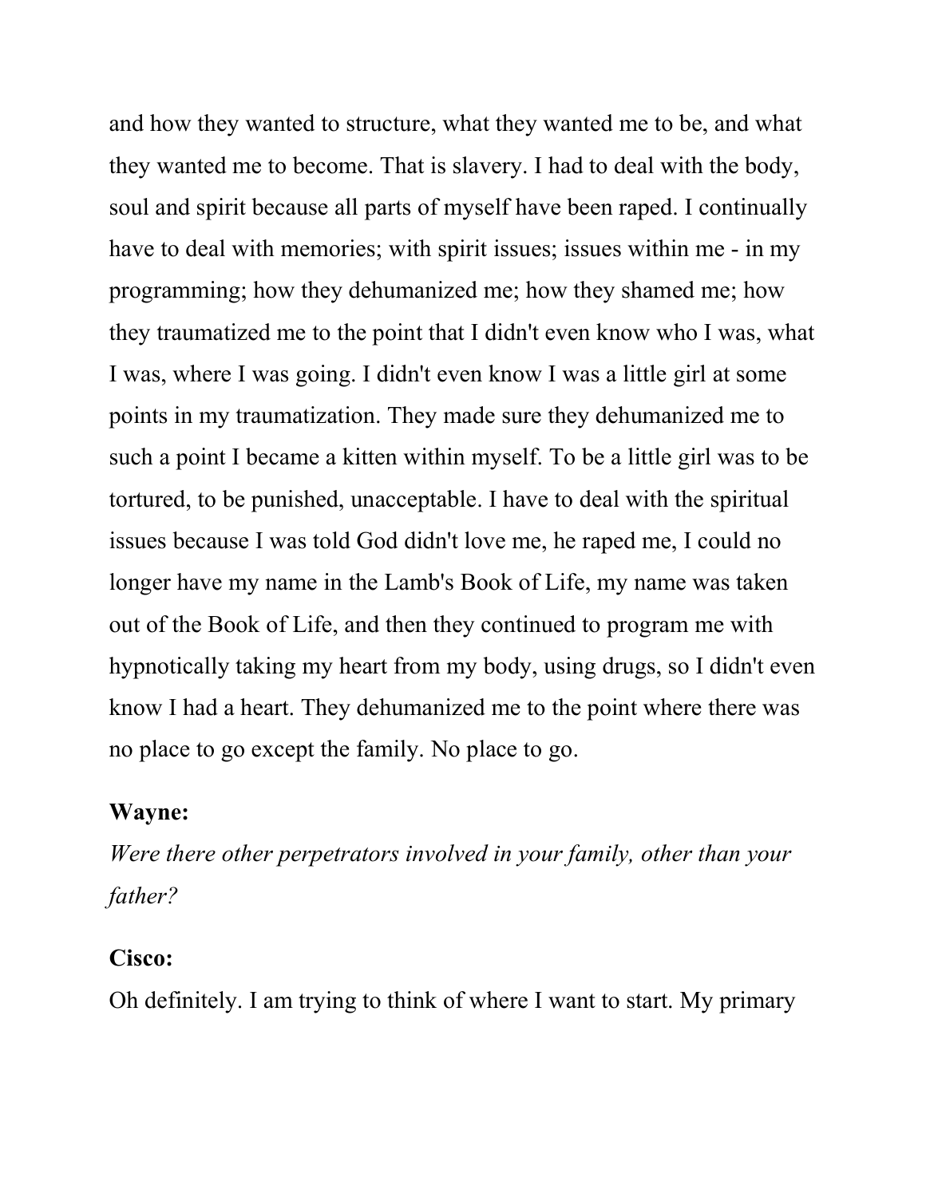and how they wanted to structure, what they wanted me to be, and what they wanted me to become. That is slavery. I had to deal with the body, soul and spirit because all parts of myself have been raped. I continually have to deal with memories; with spirit issues; issues within me - in my programming; how they dehumanized me; how they shamed me; how they traumatized me to the point that I didn't even know who I was, what I was, where I was going. I didn't even know I was a little girl at some points in my traumatization. They made sure they dehumanized me to such a point I became a kitten within myself. To be a little girl was to be tortured, to be punished, unacceptable. I have to deal with the spiritual issues because I was told God didn't love me, he raped me, I could no longer have my name in the Lamb's Book of Life, my name was taken out of the Book of Life, and then they continued to program me with hypnotically taking my heart from my body, using drugs, so I didn't even know I had a heart. They dehumanized me to the point where there was no place to go except the family. No place to go.

**Wayne:**

*Were there other perpetrators involved in your family, other than your father?*

**Cisco:**

Oh definitely. I am trying to think of where I want to start. My primary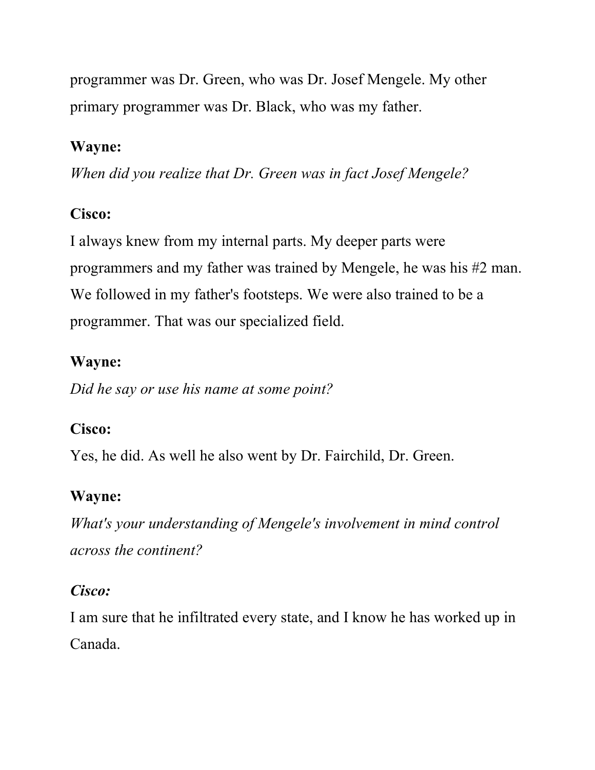programmer was Dr. Green, who was Dr. Josef Mengele. My other primary programmer was Dr. Black, who was my father.

**Wayne:**

*When did you realize that Dr. Green was in fact Josef Mengele?*

**Cisco:**

I always knew from my internal parts. My deeper parts were programmers and my father was trained by Mengele, he was his #2 man. We followed in my father's footsteps. We were also trained to be a programmer. That was our specialized field.

**Wayne:**

*Did he say or use his name at some point?*

**Cisco:**

Yes, he did. As well he also went by Dr. Fairchild, Dr. Green.

**Wayne:**

*What's your understanding of Mengele's involvement in mind control across the continent?*

***Cisco:***

I am sure that he infiltrated every state, and I know he has worked up in Canada.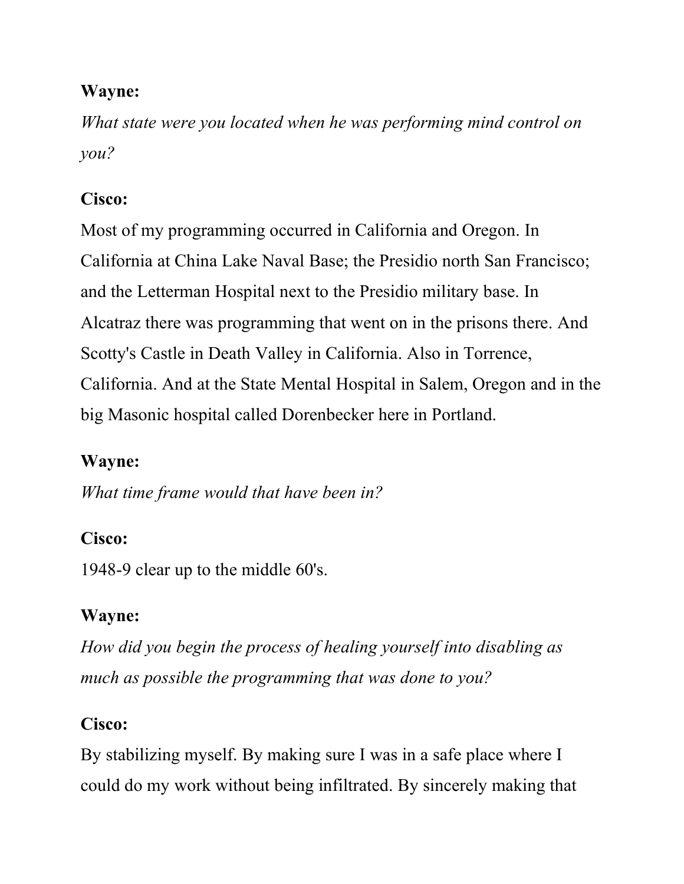**Wayne:**

*What state were you located when he was performing mind control on you?*

**Cisco:**

Most of my programming occurred in California and Oregon. In California at China Lake Naval Base; the Presidio north San Francisco; and the Letterman Hospital next to the Presidio military base. In Alcatraz there was programming that went on in the prisons there. And Scotty's Castle in Death Valley in California. Also in Torrence, California. And at the State Mental Hospital in Salem, Oregon and in the big Masonic hospital called Dorenbecker here in Portland.

**Wayne:**

*What time frame would that have been in?*

**Cisco:**

1948-9 clear up to the middle 60's.

**Wayne:**

*How did you begin the process of healing yourself into disabling as much as possible the programming that was done to you?*

**Cisco:**

By stabilizing myself. By making sure I was in a safe place where I could do my work without being infiltrated. By sincerely making that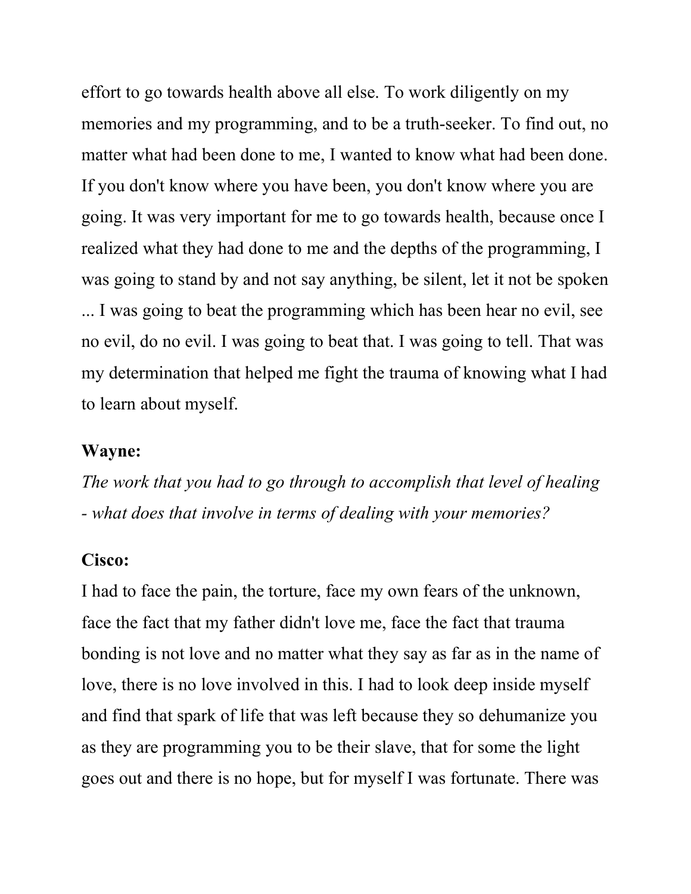effort to go towards health above all else. To work diligently on my memories and my programming, and to be a truth-seeker. To find out, no matter what had been done to me, I wanted to know what had been done. If you don't know where you have been, you don't know where you are going. It was very important for me to go towards health, because once I realized what they had done to me and the depths of the programming, I was going to stand by and not say anything, be silent, let it not be spoken ... I was going to beat the programming which has been hear no evil, see no evil, do no evil. I was going to beat that. I was going to tell. That was my determination that helped me fight the trauma of knowing what I had to learn about myself.

**Wayne:**

*The work that you had to go through to accomplish that level of healing - what does that involve in terms of dealing with your memories?*

**Cisco:**

I had to face the pain, the torture, face my own fears of the unknown, face the fact that my father didn't love me, face the fact that trauma bonding is not love and no matter what they say as far as in the name of love, there is no love involved in this. I had to look deep inside myself and find that spark of life that was left because they so dehumanize you as they are programming you to be their slave, that for some the light goes out and there is no hope, but for myself I was fortunate. There was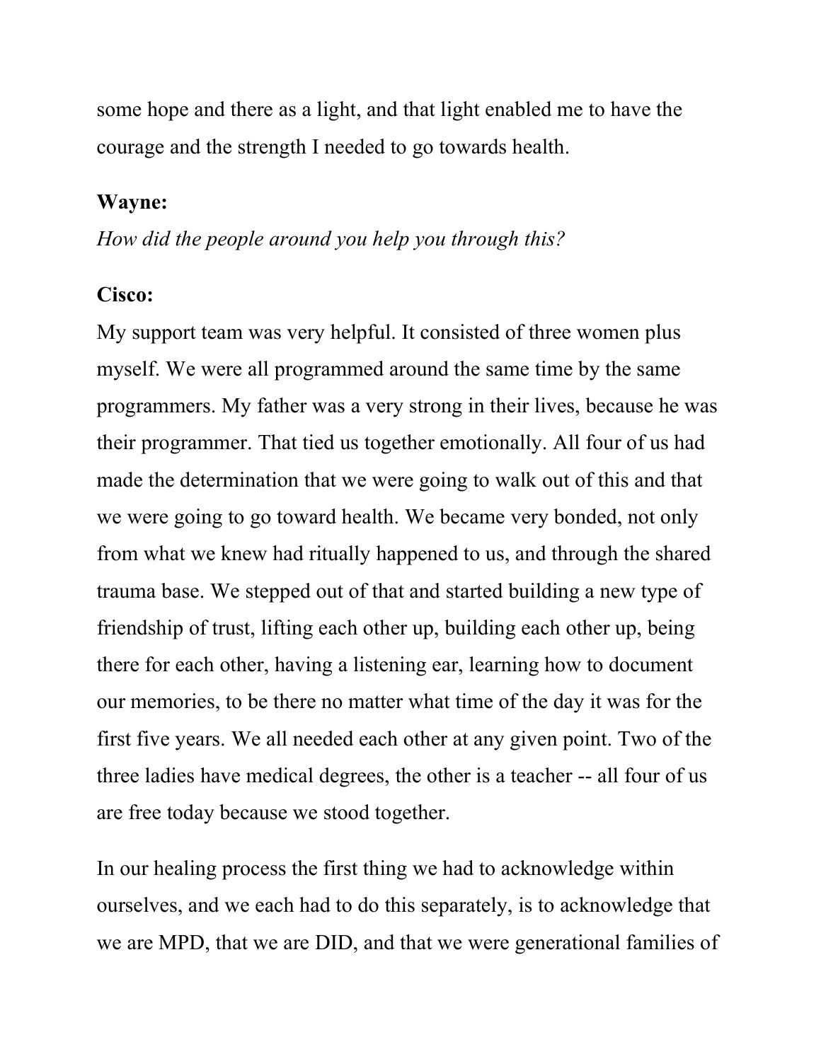some hope and there as a light, and that light enabled me to have the courage and the strength I needed to go towards health.

**Wayne:**

*How did the people around you help you through this?*

**Cisco:**

My support team was very helpful. It consisted of three women plus myself. We were all programmed around the same time by the same programmers. My father was a very strong in their lives, because he was their programmer. That tied us together emotionally. All four of us had made the determination that we were going to walk out of this and that we were going to go toward health. We became very bonded, not only from what we knew had ritually happened to us, and through the shared trauma base. We stepped out of that and started building a new type of friendship of trust, lifting each other up, building each other up, being there for each other, having a listening ear, learning how to document our memories, to be there no matter what time of the day it was for the first five years. We all needed each other at any given point. Two of the three ladies have medical degrees, the other is a teacher -- all four of us are free today because we stood together.

In our healing process the first thing we had to acknowledge within ourselves, and we each had to do this separately, is to acknowledge that we are MPD, that we are DID, and that we were generational families of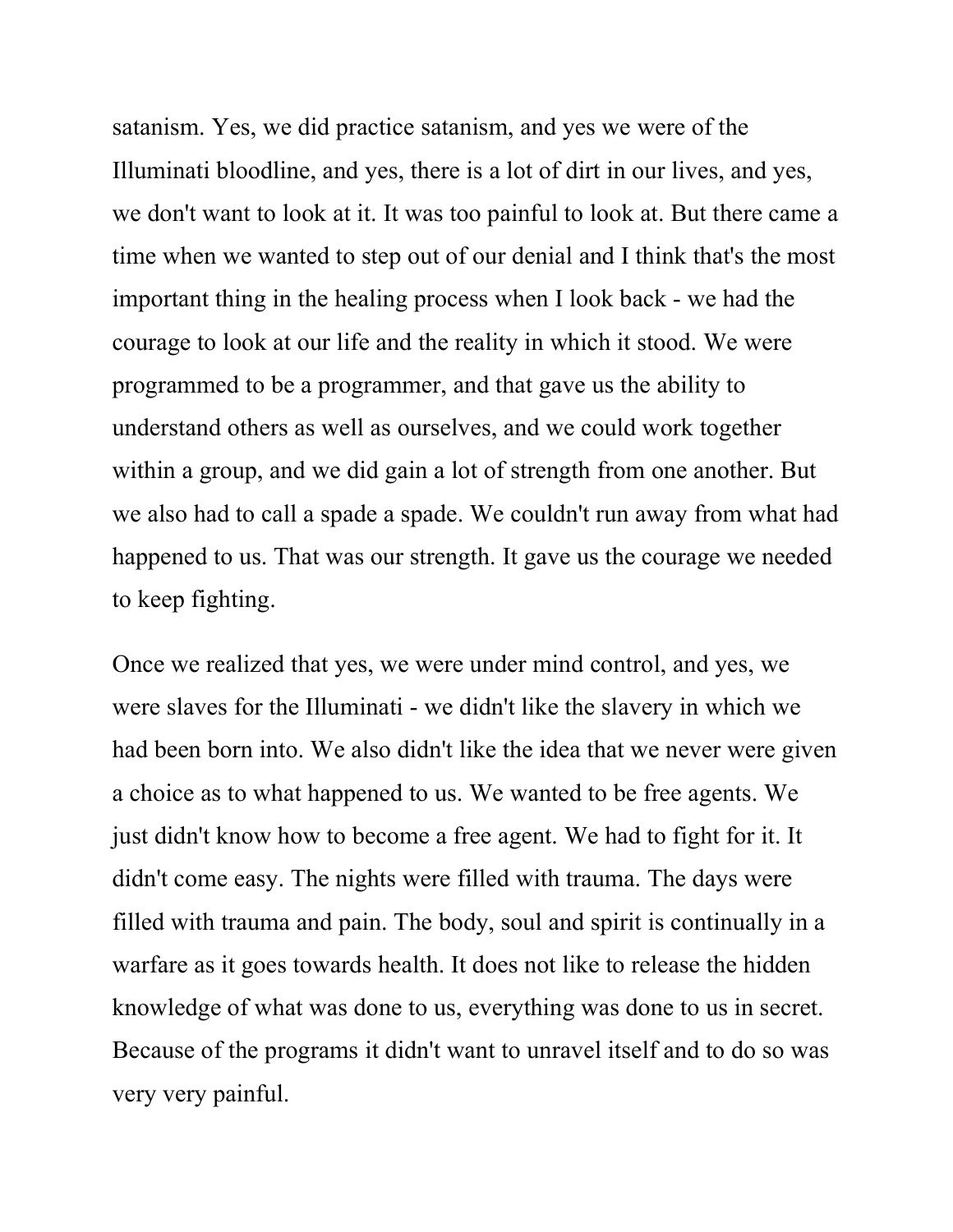satanism. Yes, we did practice satanism, and yes we were of the Illuminati bloodline, and yes, there is a lot of dirt in our lives, and yes, we don't want to look at it. It was too painful to look at. But there came a time when we wanted to step out of our denial and I think that's the most important thing in the healing process when I look back - we had the courage to look at our life and the reality in which it stood. We were programmed to be a programmer, and that gave us the ability to understand others as well as ourselves, and we could work together within a group, and we did gain a lot of strength from one another. But we also had to call a spade a spade. We couldn't run away from what had happened to us. That was our strength. It gave us the courage we needed to keep fighting.

Once we realized that yes, we were under mind control, and yes, we were slaves for the Illuminati - we didn't like the slavery in which we had been born into. We also didn't like the idea that we never were given a choice as to what happened to us. We wanted to be free agents. We just didn't know how to become a free agent. We had to fight for it. It didn't come easy. The nights were filled with trauma. The days were filled with trauma and pain. The body, soul and spirit is continually in a warfare as it goes towards health. It does not like to release the hidden knowledge of what was done to us, everything was done to us in secret. Because of the programs it didn't want to unravel itself and to do so was very very painful.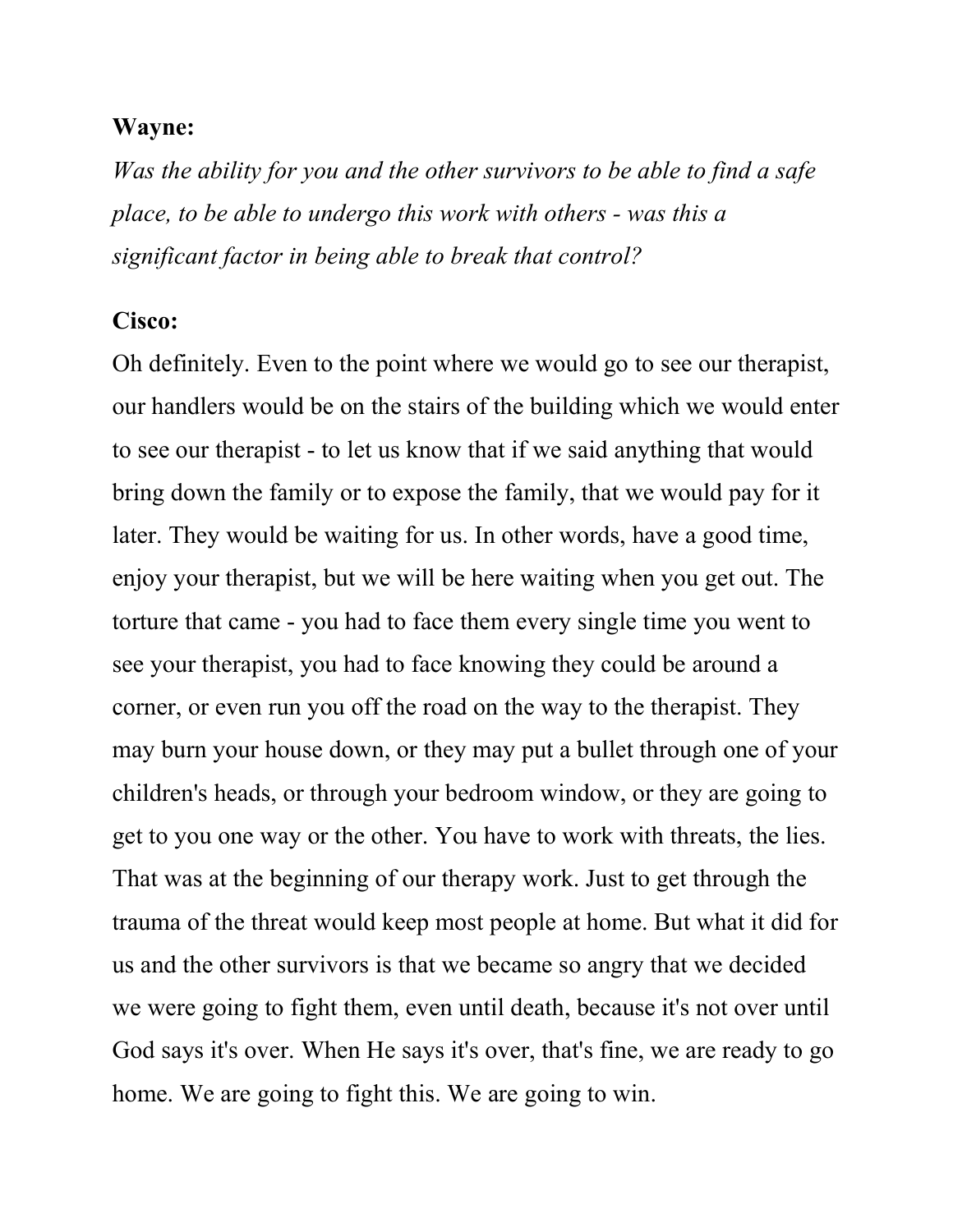**Wayne:**

*Was the ability for you and the other survivors to be able to find a safe place, to be able to undergo this work with others - was this a significant factor in being able to break that control?*

**Cisco:**

Oh definitely. Even to the point where we would go to see our therapist, our handlers would be on the stairs of the building which we would enter to see our therapist - to let us know that if we said anything that would bring down the family or to expose the family, that we would pay for it later. They would be waiting for us. In other words, have a good time, enjoy your therapist, but we will be here waiting when you get out. The torture that came - you had to face them every single time you went to see your therapist, you had to face knowing they could be around a corner, or even run you off the road on the way to the therapist. They may burn your house down, or they may put a bullet through one of your children's heads, or through your bedroom window, or they are going to get to you one way or the other. You have to work with threats, the lies. That was at the beginning of our therapy work. Just to get through the trauma of the threat would keep most people at home. But what it did for us and the other survivors is that we became so angry that we decided we were going to fight them, even until death, because it's not over until God says it's over. When He says it's over, that's fine, we are ready to go home. We are going to fight this. We are going to win.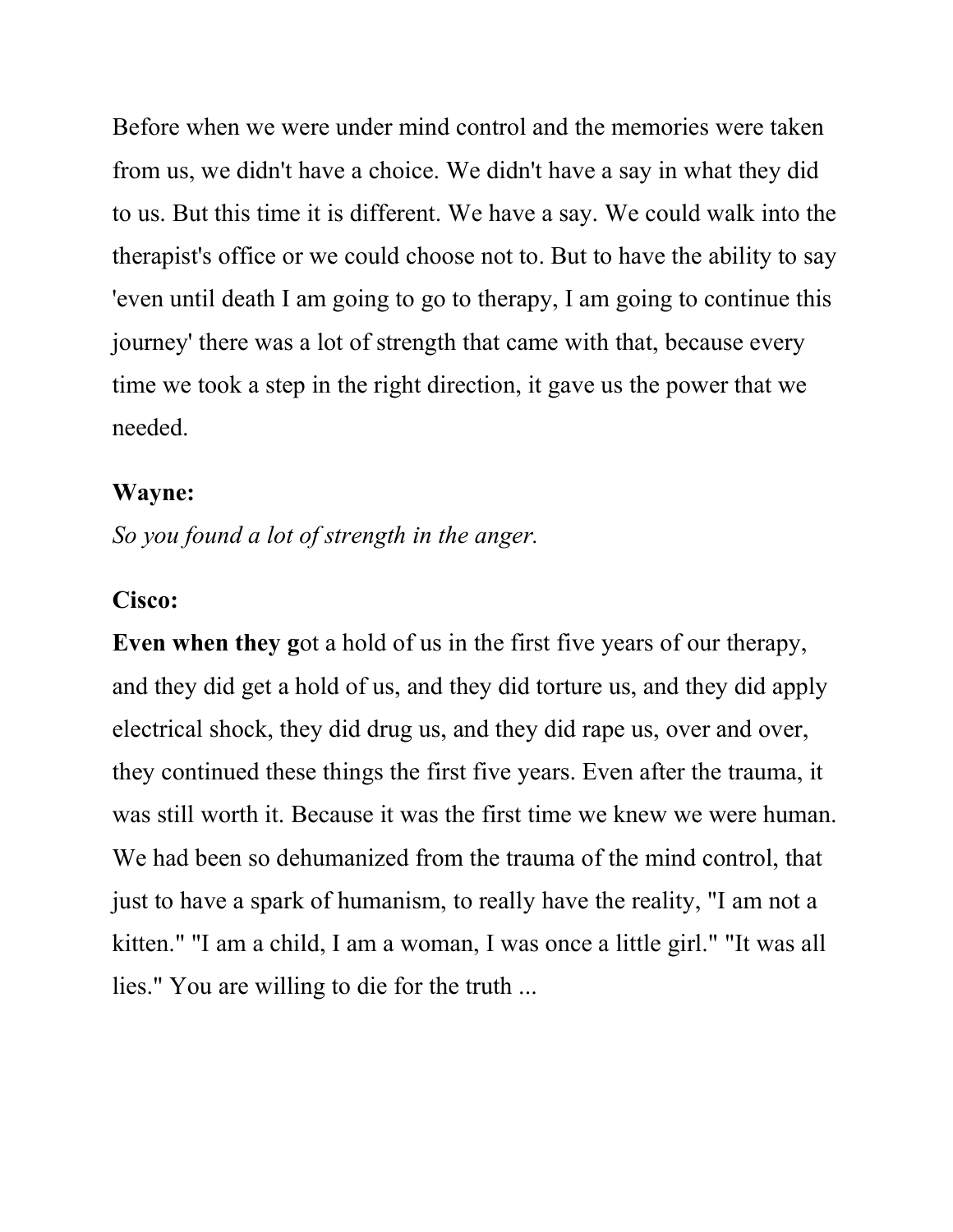Before when we were under mind control and the memories were taken from us, we didn't have a choice. We didn't have a say in what they did to us. But this time it is different. We have a say. We could walk into the therapist's office or we could choose not to. But to have the ability to say 'even until death I am going to go to therapy, I am going to continue this journey' there was a lot of strength that came with that, because every time we took a step in the right direction, it gave us the power that we needed.

**Wayne:**

*So you found a lot of strength in the anger.*

**Cisco:**

**Even when they g**ot a hold of us in the first five years of our therapy, and they did get a hold of us, and they did torture us, and they did apply electrical shock, they did drug us, and they did rape us, over and over, they continued these things the first five years. Even after the trauma, it was still worth it. Because it was the first time we knew we were human. We had been so dehumanized from the trauma of the mind control, that just to have a spark of humanism, to really have the reality, "I am not a kitten." "I am a child, I am a woman, I was once a little girl." "It was all lies." You are willing to die for the truth ...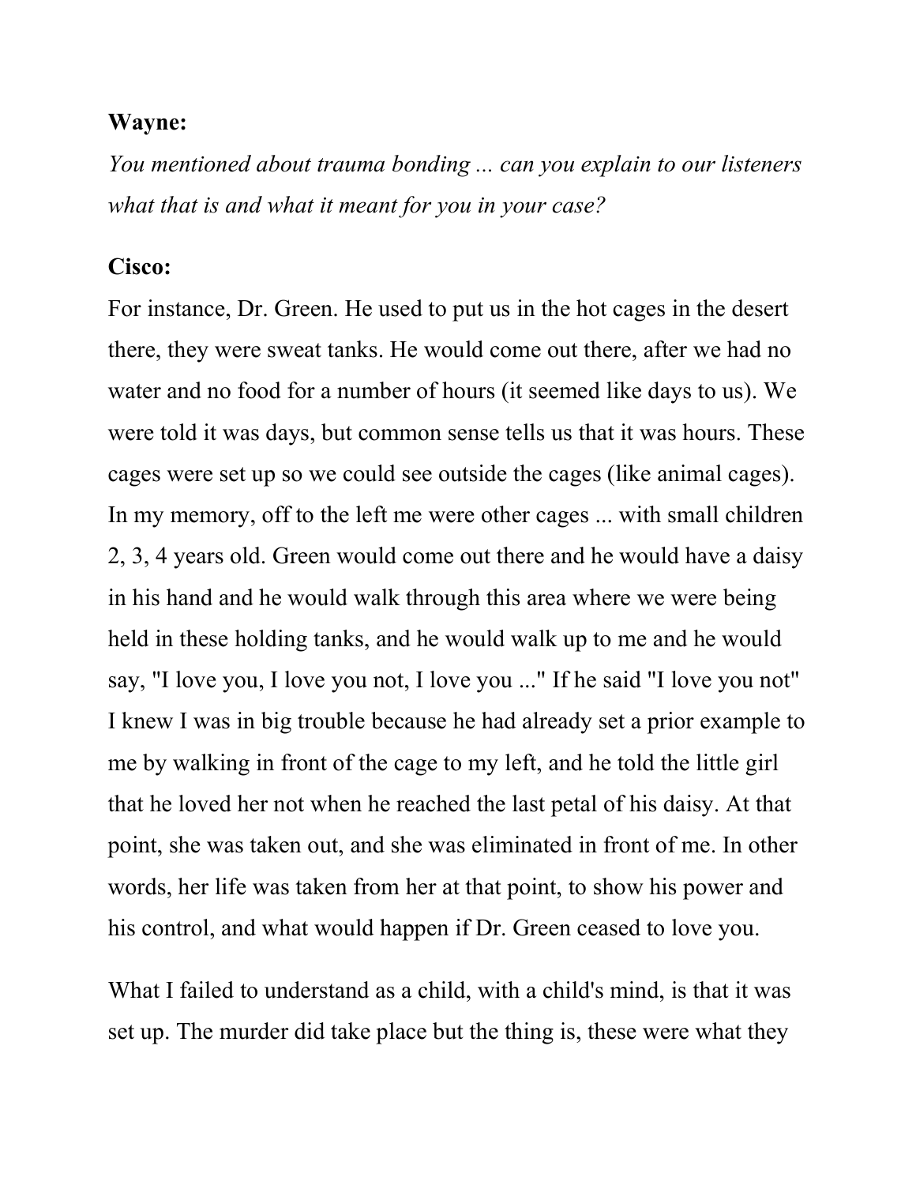**Wayne:**

*You mentioned about trauma bonding ... can you explain to our listeners what that is and what it meant for you in your case?*

**Cisco:**

For instance, Dr. Green. He used to put us in the hot cages in the desert there, they were sweat tanks. He would come out there, after we had no water and no food for a number of hours (it seemed like days to us). We were told it was days, but common sense tells us that it was hours. These cages were set up so we could see outside the cages (like animal cages). In my memory, off to the left me were other cages ... with small children 2, 3, 4 years old. Green would come out there and he would have a daisy in his hand and he would walk through this area where we were being held in these holding tanks, and he would walk up to me and he would say, "I love you, I love you not, I love you ..." If he said "I love you not" I knew I was in big trouble because he had already set a prior example to me by walking in front of the cage to my left, and he told the little girl that he loved her not when he reached the last petal of his daisy. At that point, she was taken out, and she was eliminated in front of me. In other words, her life was taken from her at that point, to show his power and his control, and what would happen if Dr. Green ceased to love you.

What I failed to understand as a child, with a child's mind, is that it was set up. The murder did take place but the thing is, these were what they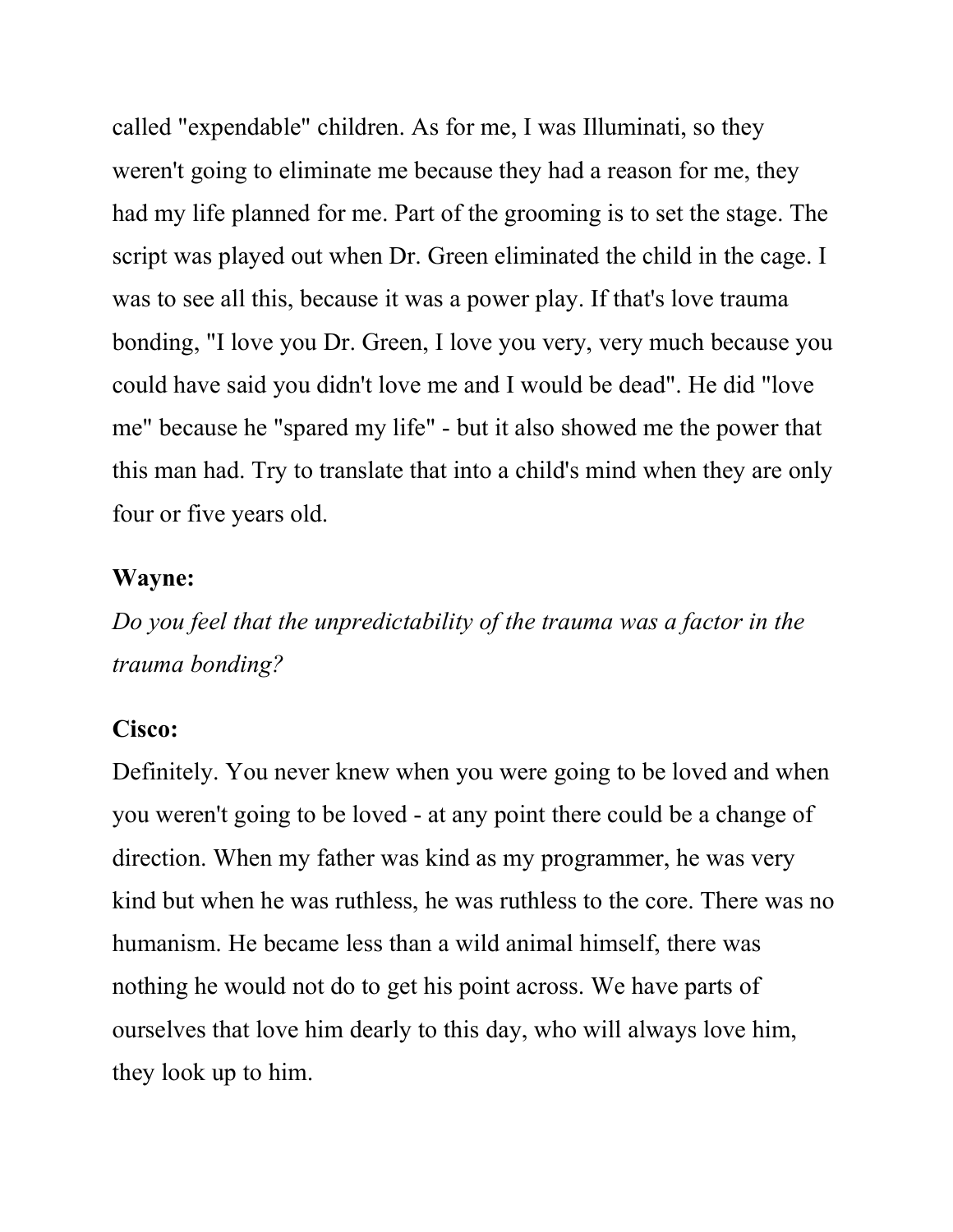called "expendable" children. As for me, I was Illuminati, so they weren't going to eliminate me because they had a reason for me, they had my life planned for me. Part of the grooming is to set the stage. The script was played out when Dr. Green eliminated the child in the cage. I was to see all this, because it was a power play. If that's love trauma bonding, "I love you Dr. Green, I love you very, very much because you could have said you didn't love me and I would be dead". He did "love me" because he "spared my life" - but it also showed me the power that this man had. Try to translate that into a child's mind when they are only four or five years old.

**Wayne:**

*Do you feel that the unpredictability of the trauma was a factor in the trauma bonding?*

**Cisco:**

Definitely. You never knew when you were going to be loved and when you weren't going to be loved - at any point there could be a change of direction. When my father was kind as my programmer, he was very kind but when he was ruthless, he was ruthless to the core. There was no humanism. He became less than a wild animal himself, there was nothing he would not do to get his point across. We have parts of ourselves that love him dearly to this day, who will always love him, they look up to him.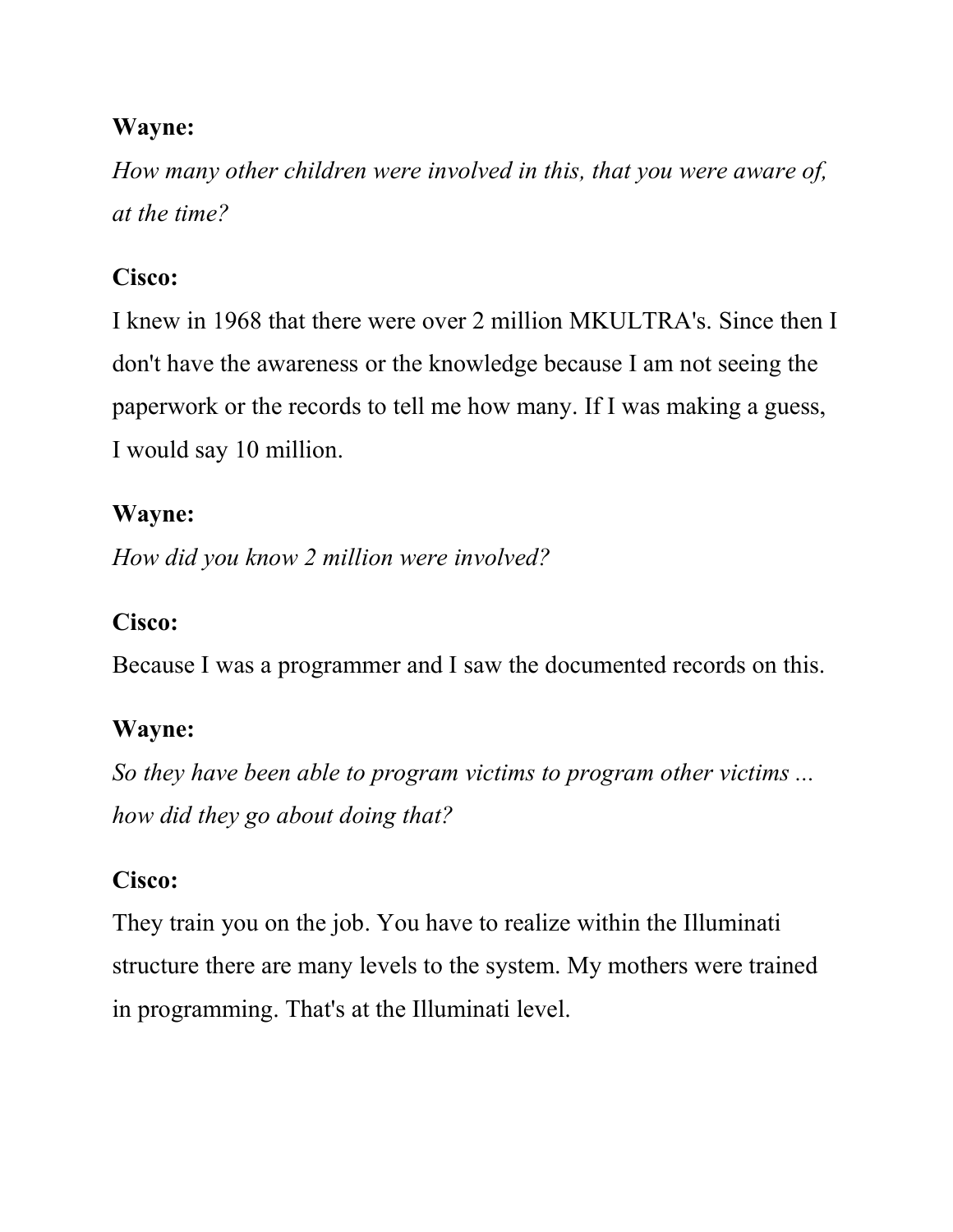**Wayne:**

*How many other children were involved in this, that you were aware of, at the time?*

**Cisco:**

I knew in 1968 that there were over 2 million MKULTRA's. Since then I don't have the awareness or the knowledge because I am not seeing the paperwork or the records to tell me how many. If I was making a guess, I would say 10 million.

**Wayne:**

*How did you know 2 million were involved?*

**Cisco:**

Because I was a programmer and I saw the documented records on this.

**Wayne:**

*So they have been able to program victims to program other victims ... how did they go about doing that?*

**Cisco:**

They train you on the job. You have to realize within the Illuminati structure there are many levels to the system. My mothers were trained in programming. That's at the Illuminati level.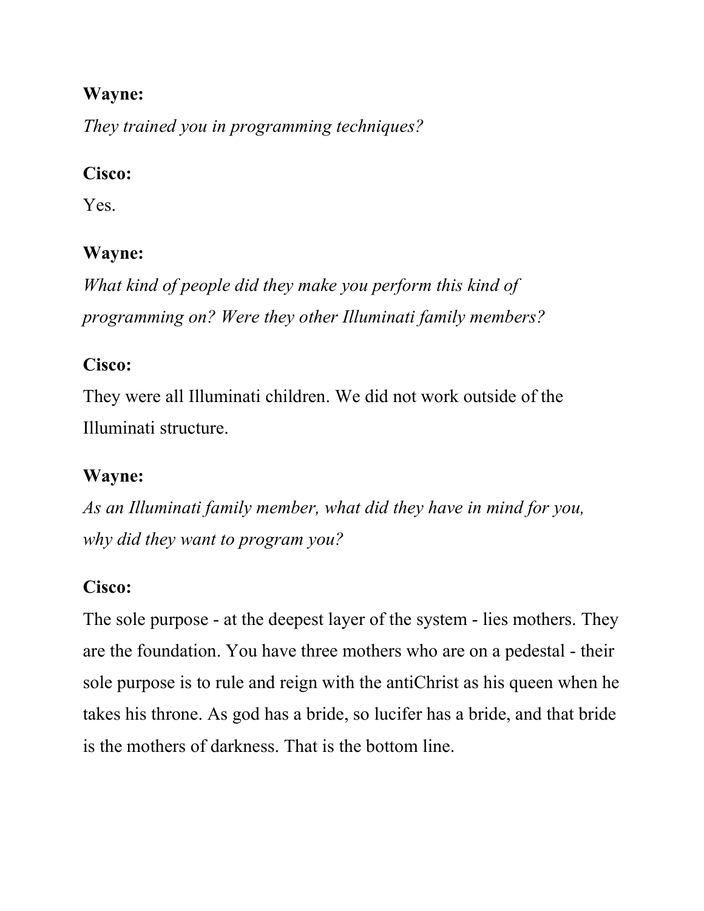**Wayne:**

*They trained you in programming techniques?*

**Cisco:**

Yes.

**Wayne:**

*What kind of people did they make you perform this kind of programming on? Were they other Illuminati family members?*

**Cisco:**

They were all Illuminati children. We did not work outside of the Illuminati structure.

**Wayne:**

*As an Illuminati family member, what did they have in mind for you, why did they want to program you?*

**Cisco:**

The sole purpose - at the deepest layer of the system - lies mothers. They are the foundation. You have three mothers who are on a pedestal - their sole purpose is to rule and reign with the antiChrist as his queen when he takes his throne. As god has a bride, so lucifer has a bride, and that bride is the mothers of darkness. That is the bottom line.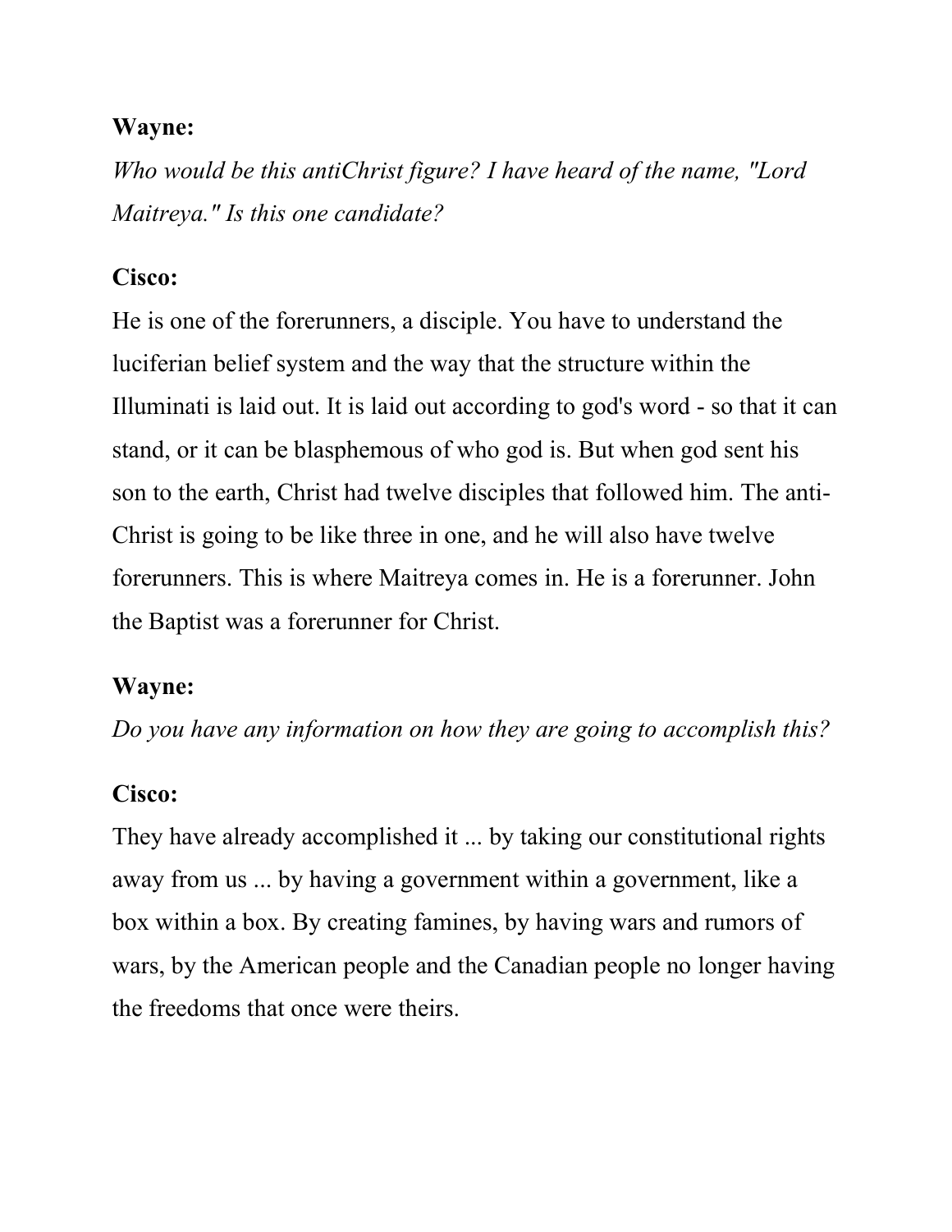**Wayne:**

*Who would be this antiChrist figure? I have heard of the name, "Lord Maitreya." Is this one candidate?*

**Cisco:**

He is one of the forerunners, a disciple. You have to understand the luciferian belief system and the way that the structure within the Illuminati is laid out. It is laid out according to god's word - so that it can stand, or it can be blasphemous of who god is. But when god sent his son to the earth, Christ had twelve disciples that followed him. The anti-Christ is going to be like three in one, and he will also have twelve forerunners. This is where Maitreya comes in. He is a forerunner. John the Baptist was a forerunner for Christ.

**Wayne:**

*Do you have any information on how they are going to accomplish this?*

**Cisco:**

They have already accomplished it ... by taking our constitutional rights away from us ... by having a government within a government, like a box within a box. By creating famines, by having wars and rumors of wars, by the American people and the Canadian people no longer having the freedoms that once were theirs.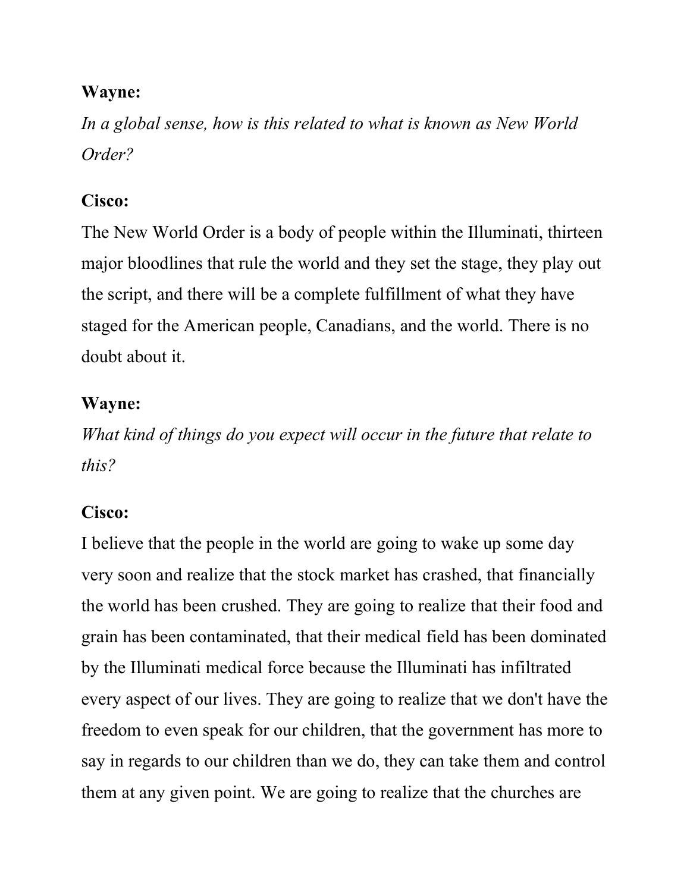**Wayne:**

*In a global sense, how is this related to what is known as New World Order?*

**Cisco:**

The New World Order is a body of people within the Illuminati, thirteen major bloodlines that rule the world and they set the stage, they play out the script, and there will be a complete fulfillment of what they have staged for the American people, Canadians, and the world. There is no doubt about it.

**Wayne:**

*What kind of things do you expect will occur in the future that relate to this?*

**Cisco:**

I believe that the people in the world are going to wake up some day very soon and realize that the stock market has crashed, that financially the world has been crushed. They are going to realize that their food and grain has been contaminated, that their medical field has been dominated by the Illuminati medical force because the Illuminati has infiltrated every aspect of our lives. They are going to realize that we don't have the freedom to even speak for our children, that the government has more to say in regards to our children than we do, they can take them and control them at any given point. We are going to realize that the churches are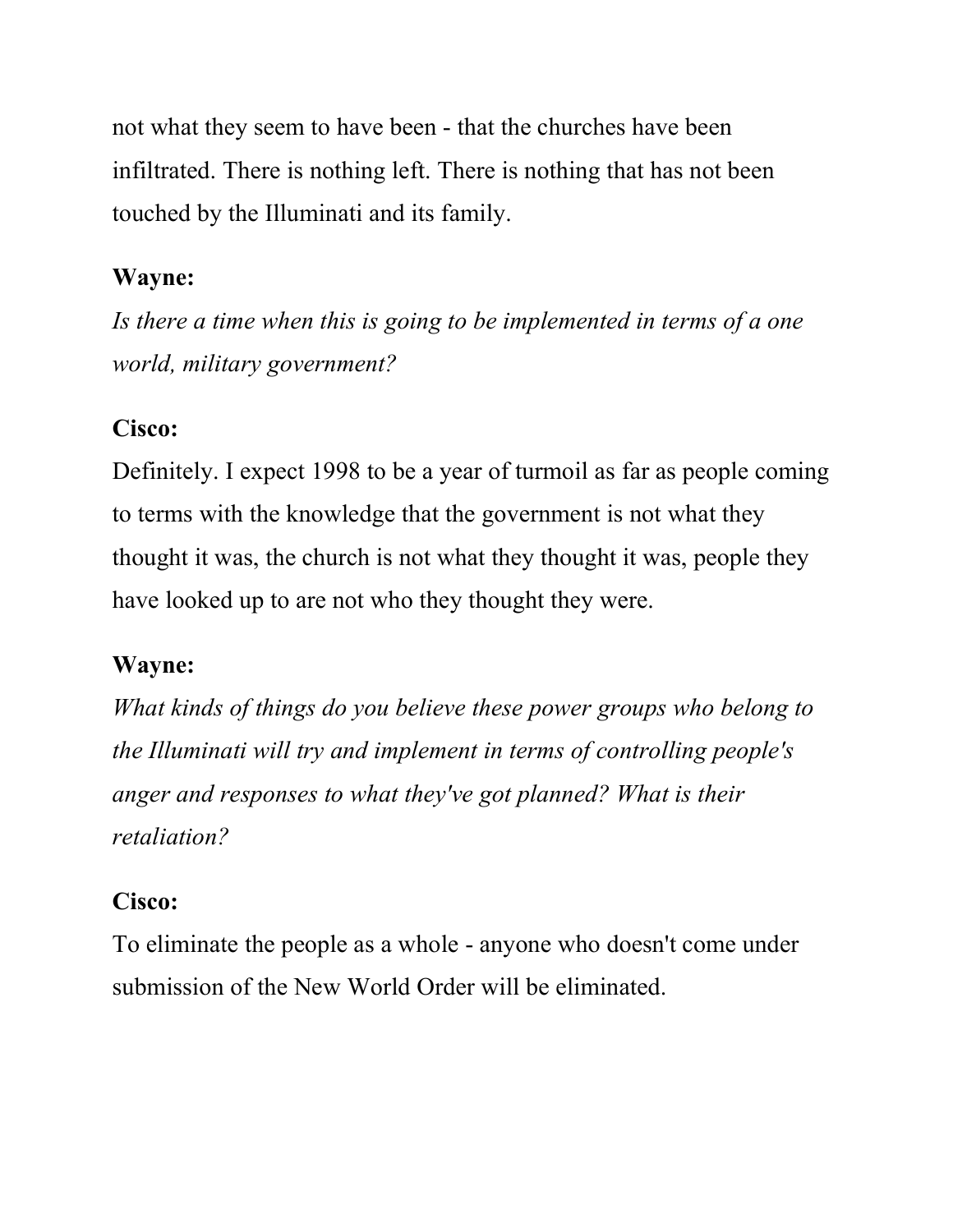not what they seem to have been - that the churches have been infiltrated. There is nothing left. There is nothing that has not been touched by the Illuminati and its family.

**Wayne:**

*Is there a time when this is going to be implemented in terms of a one world, military government?*

**Cisco:**

Definitely. I expect 1998 to be a year of turmoil as far as people coming to terms with the knowledge that the government is not what they thought it was, the church is not what they thought it was, people they have looked up to are not who they thought they were.

**Wayne:**

*What kinds of things do you believe these power groups who belong to the Illuminati will try and implement in terms of controlling people's anger and responses to what they've got planned? What is their retaliation?*

**Cisco:**

To eliminate the people as a whole - anyone who doesn't come under submission of the New World Order will be eliminated.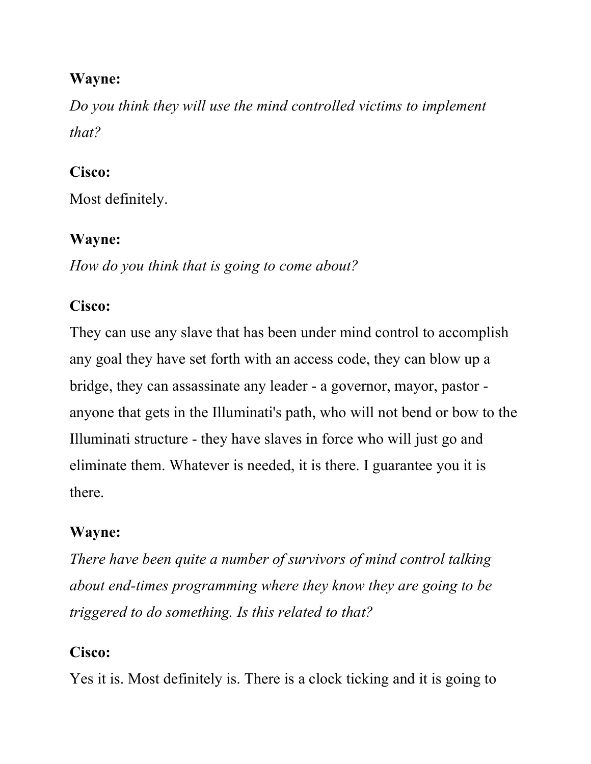**Wayne:**

*Do you think they will use the mind controlled victims to implement that?*

**Cisco:**

Most definitely.

**Wayne:**

*How do you think that is going to come about?*

**Cisco:**

They can use any slave that has been under mind control to accomplish any goal they have set forth with an access code, they can blow up a bridge, they can assassinate any leader - a governor, mayor, pastor - anyone that gets in the Illuminati's path, who will not bend or bow to the Illuminati structure - they have slaves in force who will just go and eliminate them. Whatever is needed, it is there. I guarantee you it is there.

**Wayne:**

*There have been quite a number of survivors of mind control talking about end-times programming where they know they are going to be triggered to do something. Is this related to that?*

**Cisco:**

Yes it is. Most definitely is. There is a clock ticking and it is going to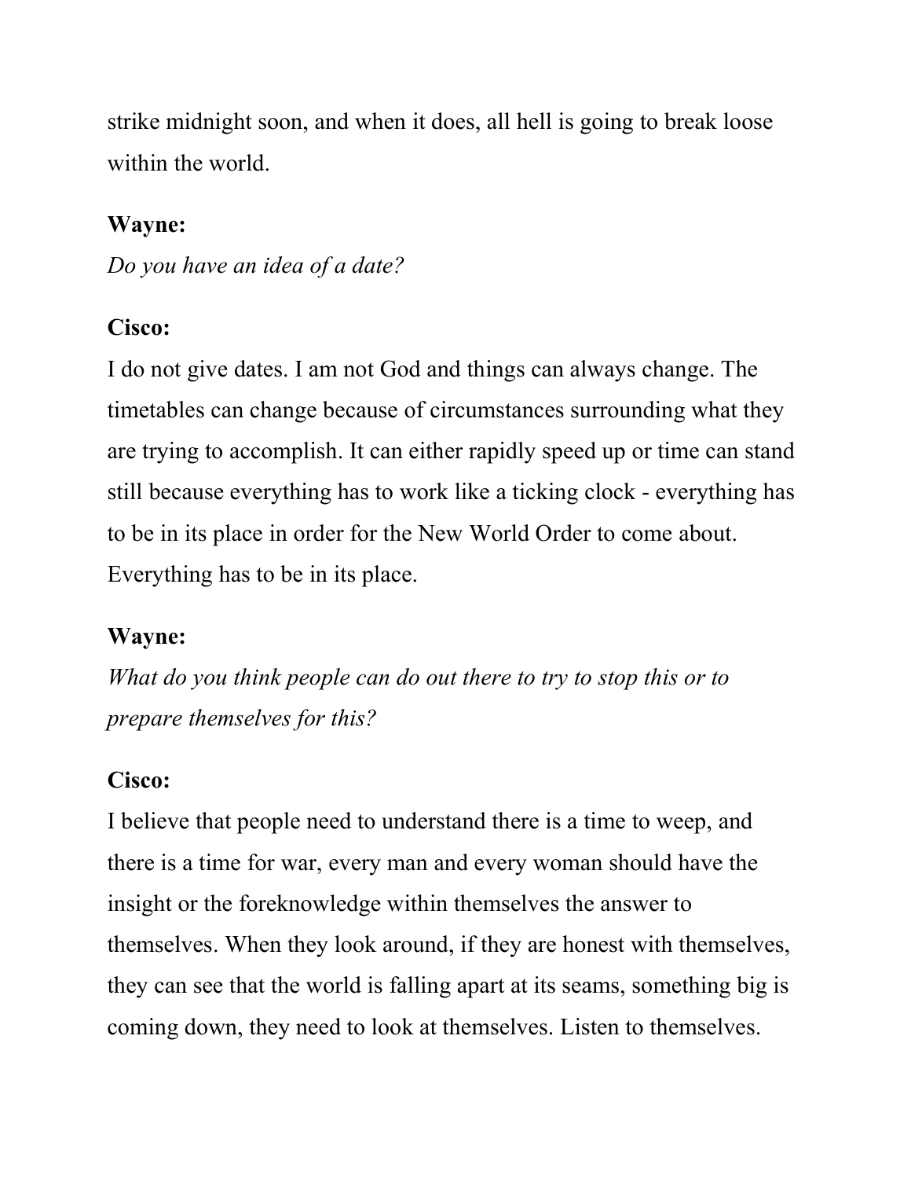strike midnight soon, and when it does, all hell is going to break loose within the world.

**Wayne:**
*Do you have an idea of a date?*

**Cisco:**
I do not give dates. I am not God and things can always change. The timetables can change because of circumstances surrounding what they are trying to accomplish. It can either rapidly speed up or time can stand still because everything has to work like a ticking clock - everything has to be in its place in order for the New World Order to come about. Everything has to be in its place.

**Wayne:**
*What do you think people can do out there to try to stop this or to prepare themselves for this?*

**Cisco:**
I believe that people need to understand there is a time to weep, and there is a time for war, every man and every woman should have the insight or the foreknowledge within themselves the answer to themselves. When they look around, if they are honest with themselves, they can see that the world is falling apart at its seams, something big is coming down, they need to look at themselves. Listen to themselves.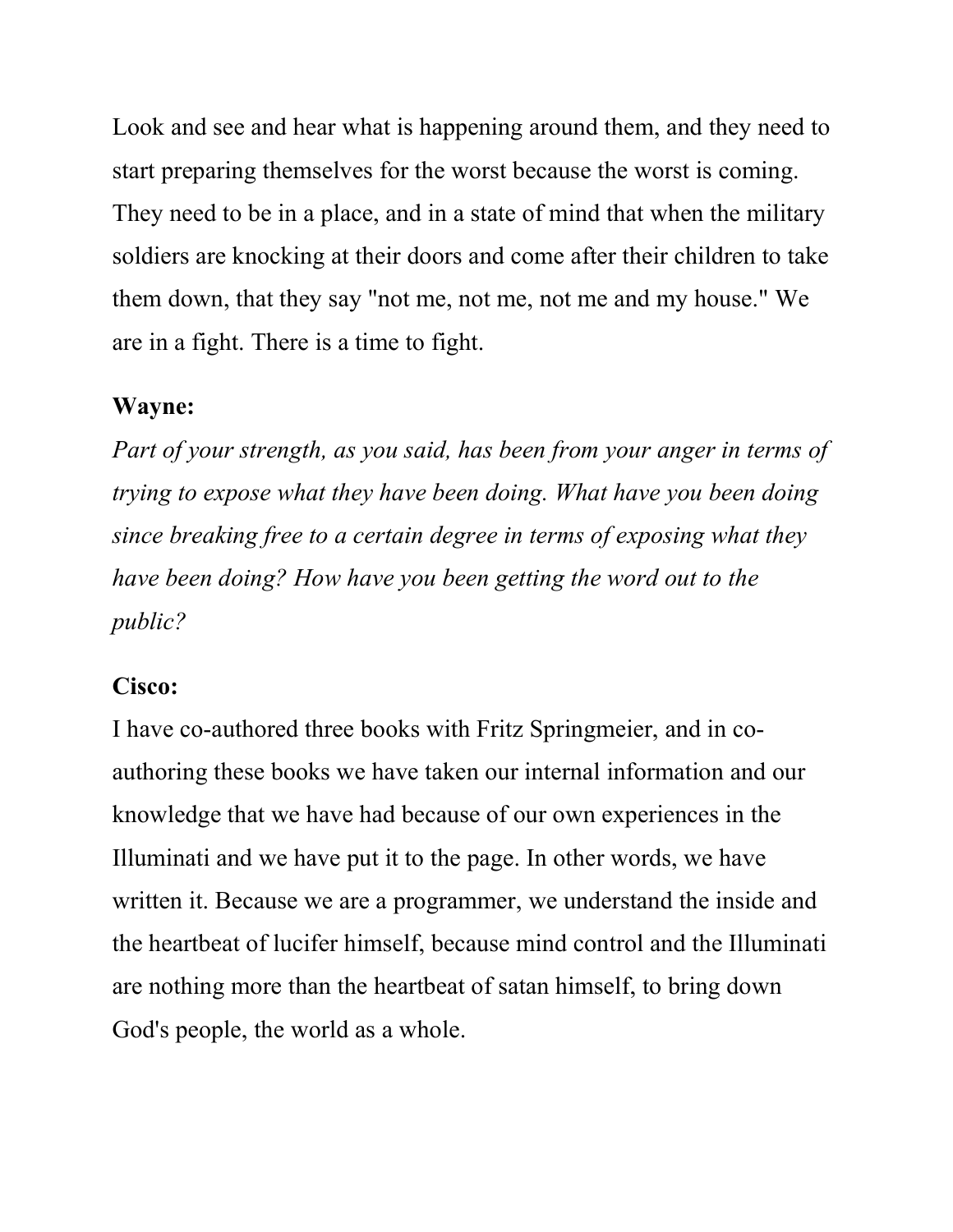Look and see and hear what is happening around them, and they need to start preparing themselves for the worst because the worst is coming. They need to be in a place, and in a state of mind that when the military soldiers are knocking at their doors and come after their children to take them down, that they say "not me, not me, not me and my house." We are in a fight. There is a time to fight.

**Wayne:**

*Part of your strength, as you said, has been from your anger in terms of trying to expose what they have been doing. What have you been doing since breaking free to a certain degree in terms of exposing what they have been doing? How have you been getting the word out to the public?*

**Cisco:**

I have co-authored three books with Fritz Springmeier, and in co-authoring these books we have taken our internal information and our knowledge that we have had because of our own experiences in the Illuminati and we have put it to the page. In other words, we have written it. Because we are a programmer, we understand the inside and the heartbeat of lucifer himself, because mind control and the Illuminati are nothing more than the heartbeat of satan himself, to bring down God's people, the world as a whole.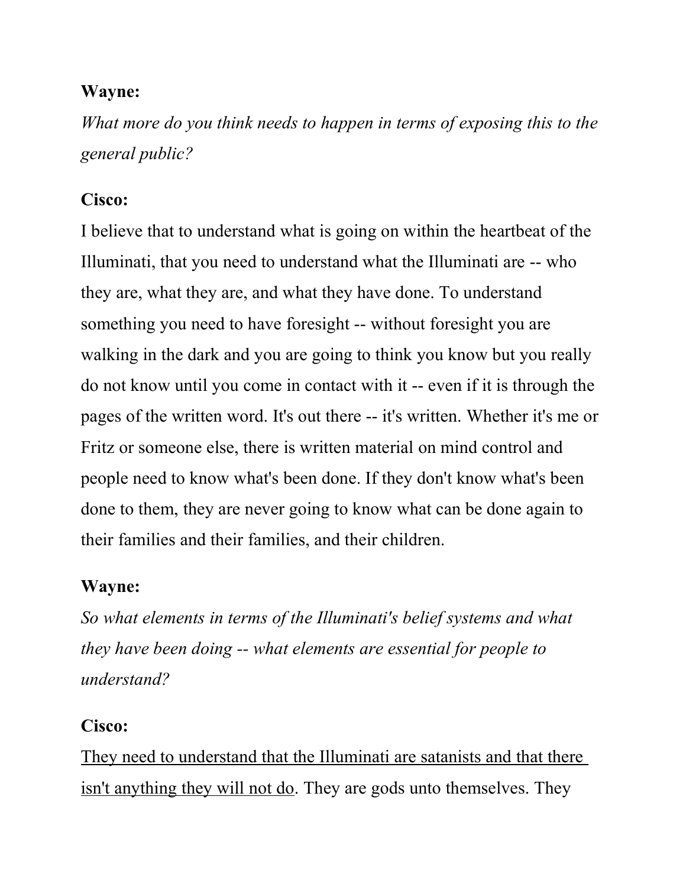**Wayne:**

*What more do you think needs to happen in terms of exposing this to the general public?*

**Cisco:**

I believe that to understand what is going on within the heartbeat of the Illuminati, that you need to understand what the Illuminati are -- who they are, what they are, and what they have done. To understand something you need to have foresight -- without foresight you are walking in the dark and you are going to think you know but you really do not know until you come in contact with it -- even if it is through the pages of the written word. It's out there -- it's written. Whether it's me or Fritz or someone else, there is written material on mind control and people need to know what's been done. If they don't know what's been done to them, they are never going to know what can be done again to their families and their families, and their children.

**Wayne:**

*So what elements in terms of the Illuminati's belief systems and what they have been doing -- what elements are essential for people to understand?*

**Cisco:**

<u>They need to understand that the Illuminati are satanists and that there isn't anything they will not do</u>. They are gods unto themselves. They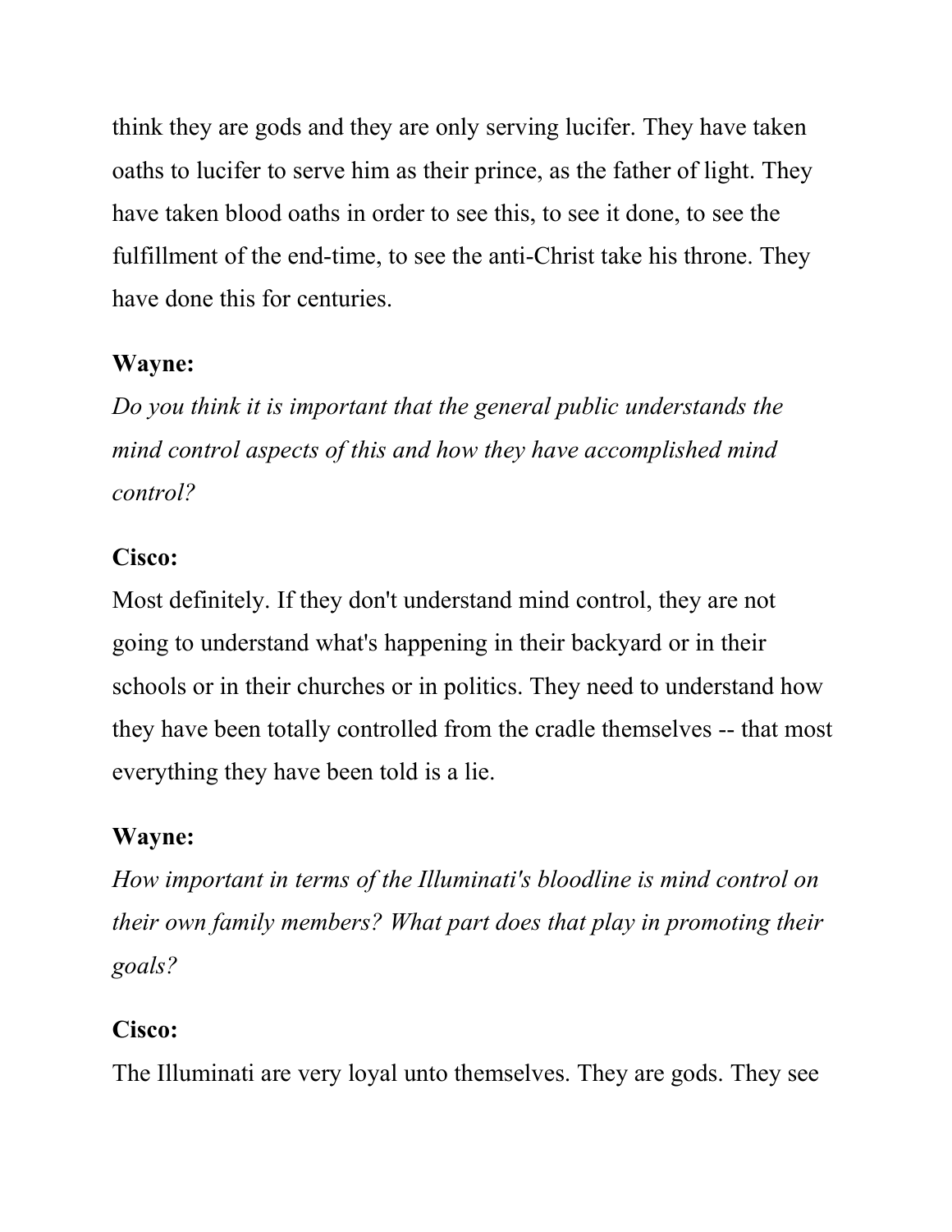think they are gods and they are only serving lucifer. They have taken oaths to lucifer to serve him as their prince, as the father of light. They have taken blood oaths in order to see this, to see it done, to see the fulfillment of the end-time, to see the anti-Christ take his throne. They have done this for centuries.

**Wayne:**

*Do you think it is important that the general public understands the mind control aspects of this and how they have accomplished mind control?*

**Cisco:**

Most definitely. If they don't understand mind control, they are not going to understand what's happening in their backyard or in their schools or in their churches or in politics. They need to understand how they have been totally controlled from the cradle themselves -- that most everything they have been told is a lie.

**Wayne:**

*How important in terms of the Illuminati's bloodline is mind control on their own family members? What part does that play in promoting their goals?*

**Cisco:**

The Illuminati are very loyal unto themselves. They are gods. They see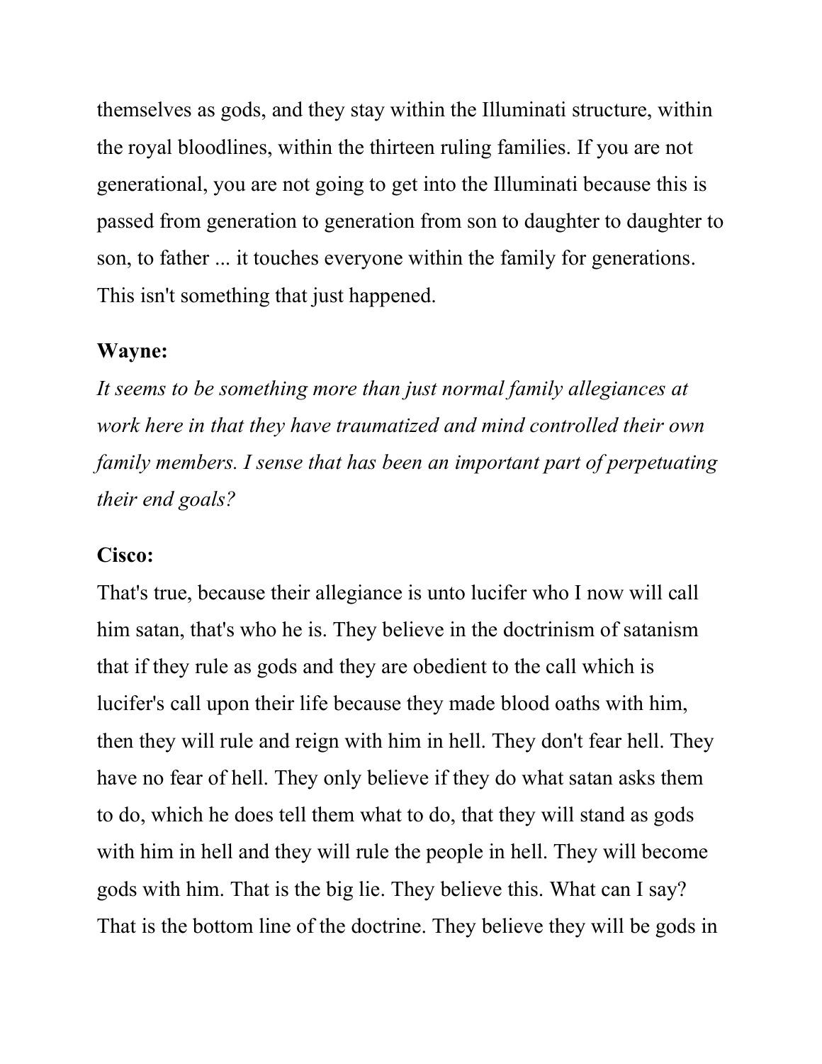themselves as gods, and they stay within the Illuminati structure, within the royal bloodlines, within the thirteen ruling families. If you are not generational, you are not going to get into the Illuminati because this is passed from generation to generation from son to daughter to daughter to son, to father ... it touches everyone within the family for generations. This isn't something that just happened.

**Wayne:**

*It seems to be something more than just normal family allegiances at work here in that they have traumatized and mind controlled their own family members. I sense that has been an important part of perpetuating their end goals?*

**Cisco:**

That's true, because their allegiance is unto lucifer who I now will call him satan, that's who he is. They believe in the doctrinism of satanism that if they rule as gods and they are obedient to the call which is lucifer's call upon their life because they made blood oaths with him, then they will rule and reign with him in hell. They don't fear hell. They have no fear of hell. They only believe if they do what satan asks them to do, which he does tell them what to do, that they will stand as gods with him in hell and they will rule the people in hell. They will become gods with him. That is the big lie. They believe this. What can I say? That is the bottom line of the doctrine. They believe they will be gods in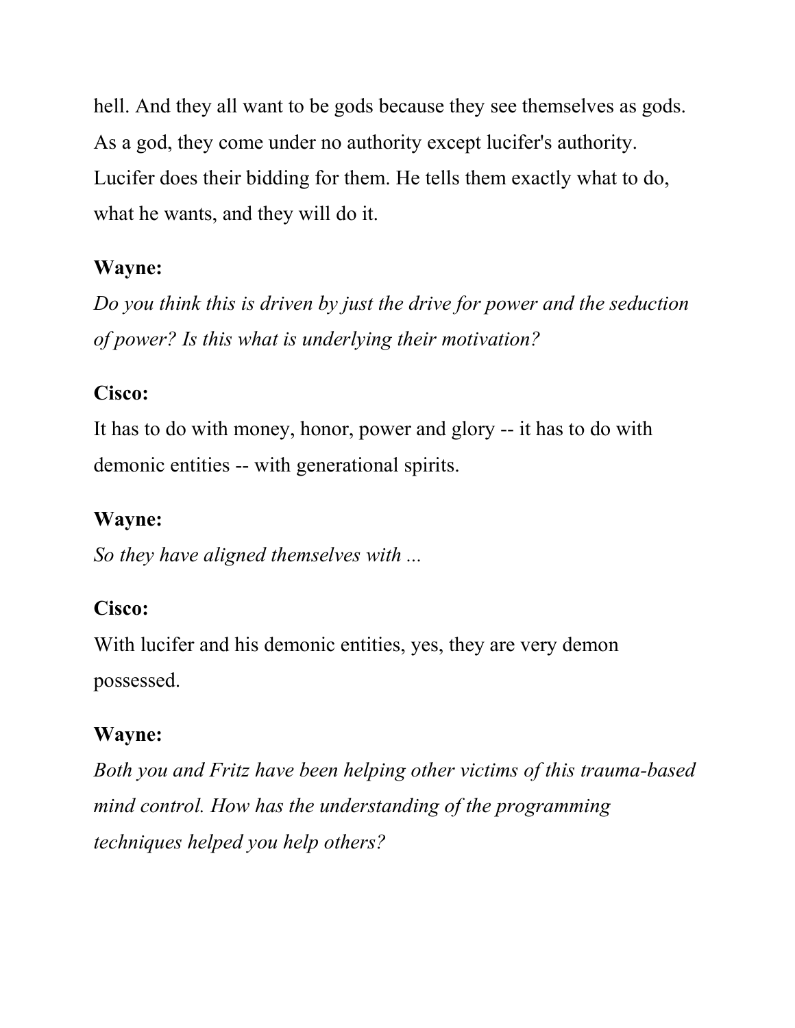hell. And they all want to be gods because they see themselves as gods. As a god, they come under no authority except lucifer's authority. Lucifer does their bidding for them. He tells them exactly what to do, what he wants, and they will do it.

**Wayne:**

*Do you think this is driven by just the drive for power and the seduction of power? Is this what is underlying their motivation?*

**Cisco:**

It has to do with money, honor, power and glory -- it has to do with demonic entities -- with generational spirits.

**Wayne:**

*So they have aligned themselves with ...*

**Cisco:**

With lucifer and his demonic entities, yes, they are very demon possessed.

**Wayne:**

*Both you and Fritz have been helping other victims of this trauma-based mind control. How has the understanding of the programming techniques helped you help others?*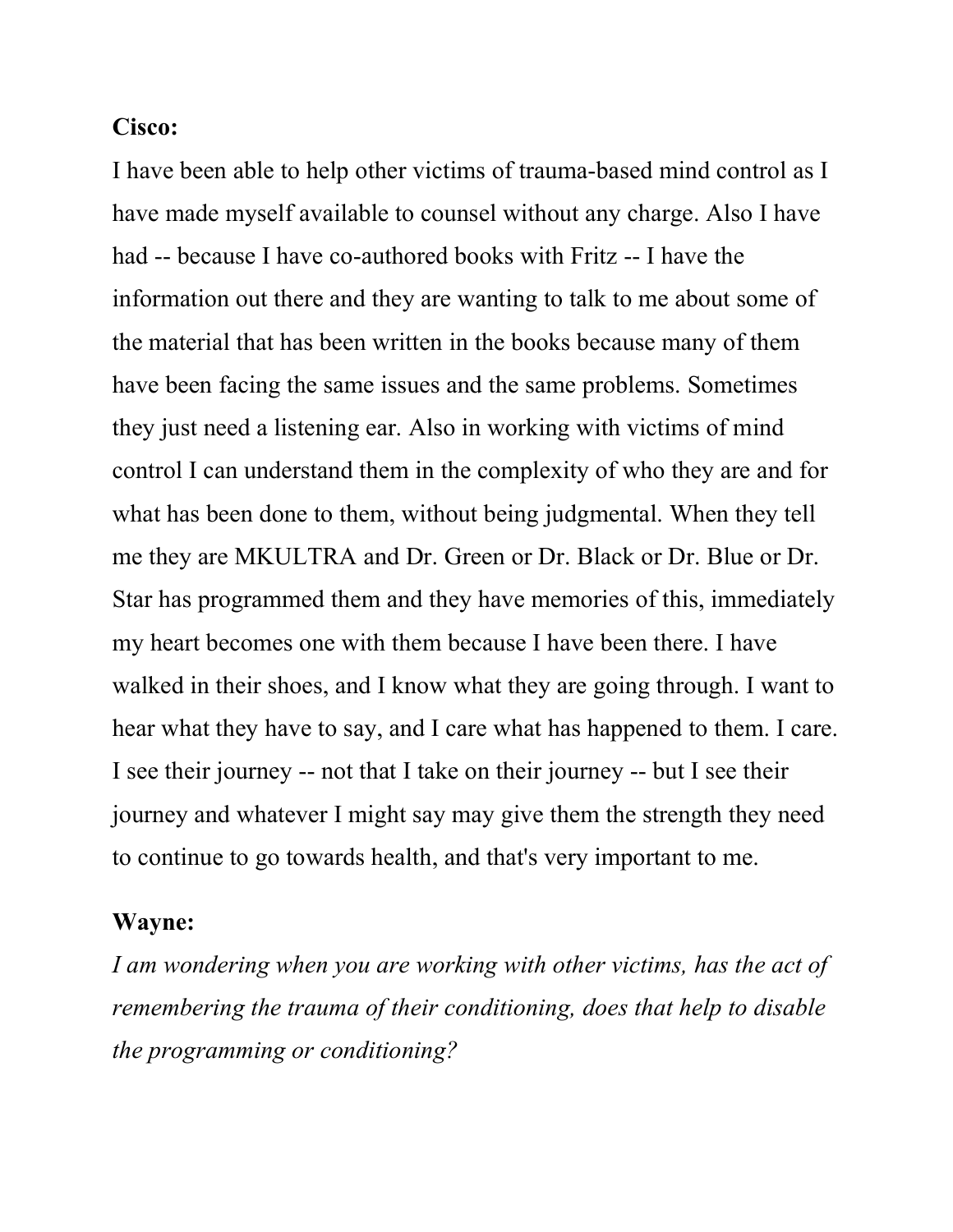**Cisco:**

I have been able to help other victims of trauma-based mind control as I have made myself available to counsel without any charge. Also I have had -- because I have co-authored books with Fritz -- I have the information out there and they are wanting to talk to me about some of the material that has been written in the books because many of them have been facing the same issues and the same problems. Sometimes they just need a listening ear. Also in working with victims of mind control I can understand them in the complexity of who they are and for what has been done to them, without being judgmental. When they tell me they are MKULTRA and Dr. Green or Dr. Black or Dr. Blue or Dr. Star has programmed them and they have memories of this, immediately my heart becomes one with them because I have been there. I have walked in their shoes, and I know what they are going through. I want to hear what they have to say, and I care what has happened to them. I care. I see their journey -- not that I take on their journey -- but I see their journey and whatever I might say may give them the strength they need to continue to go towards health, and that's very important to me.

**Wayne:**

*I am wondering when you are working with other victims, has the act of remembering the trauma of their conditioning, does that help to disable the programming or conditioning?*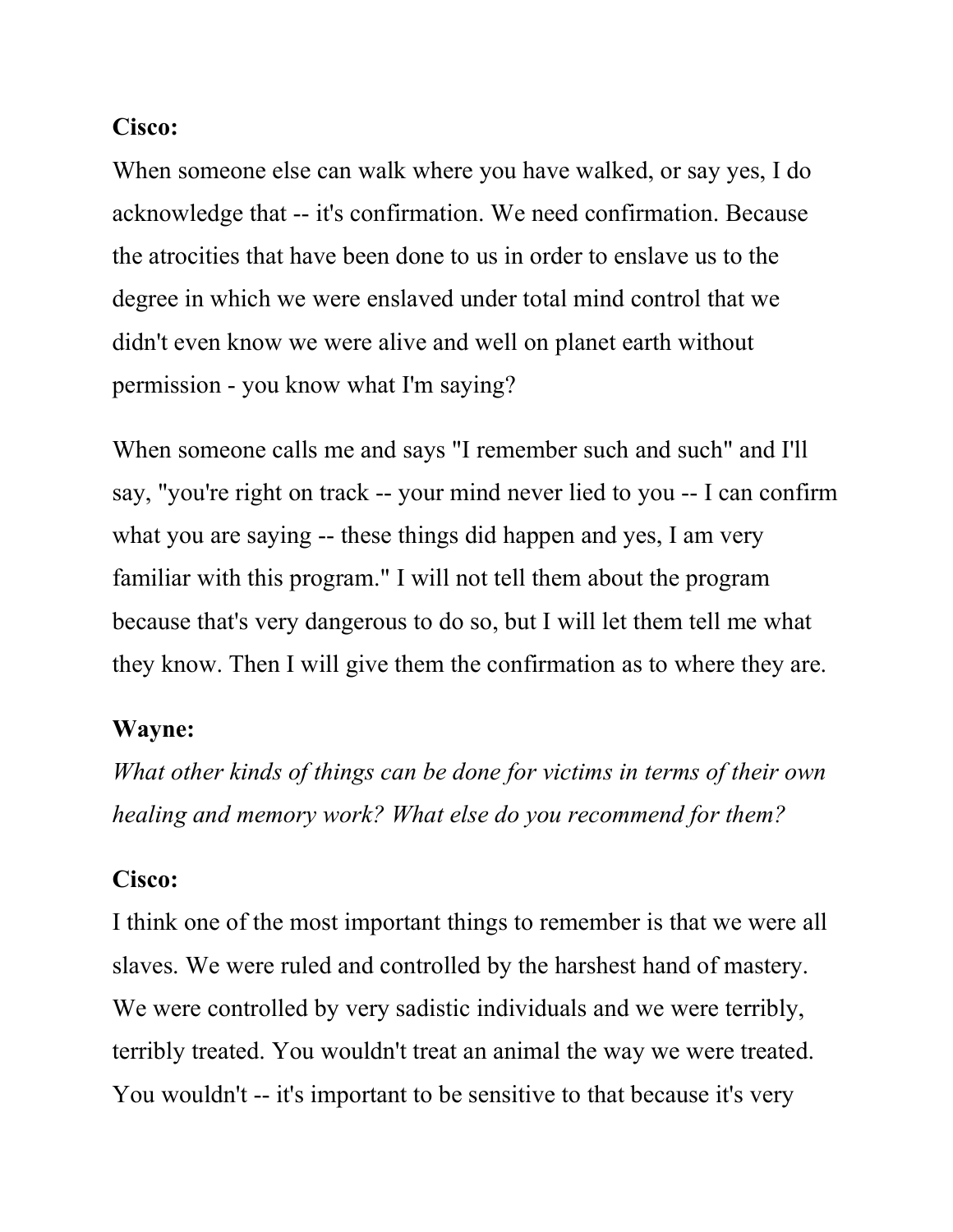**Cisco:**

When someone else can walk where you have walked, or say yes, I do acknowledge that -- it's confirmation. We need confirmation. Because the atrocities that have been done to us in order to enslave us to the degree in which we were enslaved under total mind control that we didn't even know we were alive and well on planet earth without permission - you know what I'm saying?

When someone calls me and says "I remember such and such" and I'll say, "you're right on track -- your mind never lied to you -- I can confirm what you are saying -- these things did happen and yes, I am very familiar with this program." I will not tell them about the program because that's very dangerous to do so, but I will let them tell me what they know. Then I will give them the confirmation as to where they are.

**Wayne:**

*What other kinds of things can be done for victims in terms of their own healing and memory work? What else do you recommend for them?*

**Cisco:**

I think one of the most important things to remember is that we were all slaves. We were ruled and controlled by the harshest hand of mastery. We were controlled by very sadistic individuals and we were terribly, terribly treated. You wouldn't treat an animal the way we were treated. You wouldn't -- it's important to be sensitive to that because it's very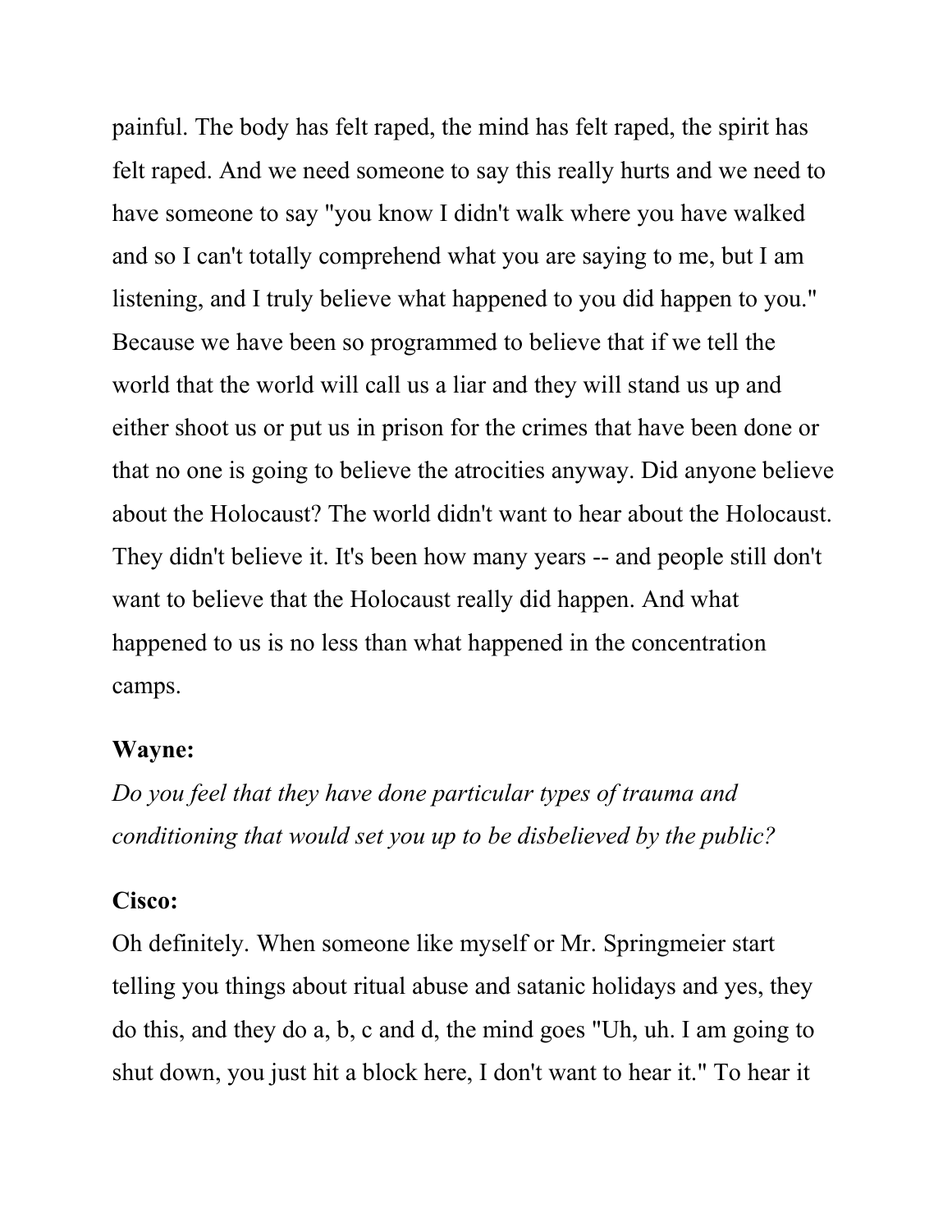painful. The body has felt raped, the mind has felt raped, the spirit has felt raped. And we need someone to say this really hurts and we need to have someone to say "you know I didn't walk where you have walked and so I can't totally comprehend what you are saying to me, but I am listening, and I truly believe what happened to you did happen to you." Because we have been so programmed to believe that if we tell the world that the world will call us a liar and they will stand us up and either shoot us or put us in prison for the crimes that have been done or that no one is going to believe the atrocities anyway. Did anyone believe about the Holocaust? The world didn't want to hear about the Holocaust. They didn't believe it. It's been how many years -- and people still don't want to believe that the Holocaust really did happen. And what happened to us is no less than what happened in the concentration camps.

**Wayne:**

*Do you feel that they have done particular types of trauma and conditioning that would set you up to be disbelieved by the public?*

**Cisco:**

Oh definitely. When someone like myself or Mr. Springmeier start telling you things about ritual abuse and satanic holidays and yes, they do this, and they do a, b, c and d, the mind goes "Uh, uh. I am going to shut down, you just hit a block here, I don't want to hear it." To hear it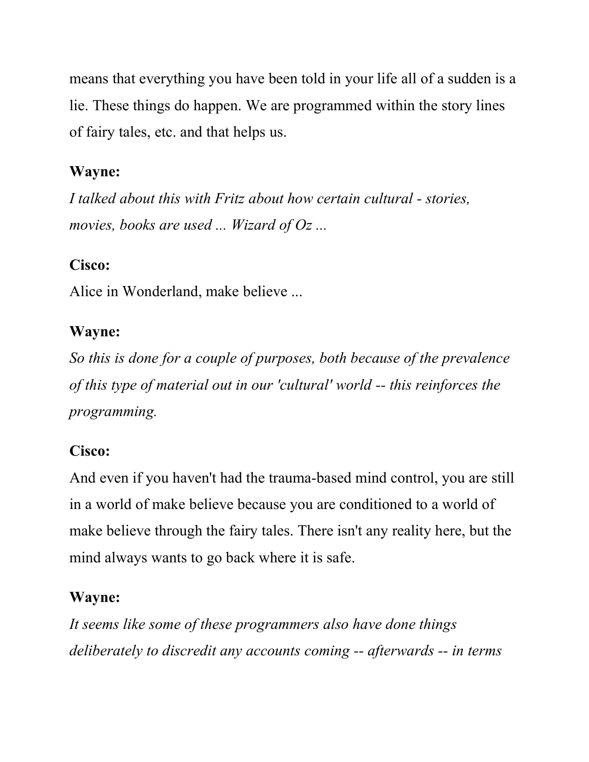means that everything you have been told in your life all of a sudden is a lie. These things do happen. We are programmed within the story lines of fairy tales, etc. and that helps us.

**Wayne:**

*I talked about this with Fritz about how certain cultural - stories, movies, books are used ... Wizard of Oz ...*

**Cisco:**

Alice in Wonderland, make believe ...

**Wayne:**

*So this is done for a couple of purposes, both because of the prevalence of this type of material out in our 'cultural' world -- this reinforces the programming.*

**Cisco:**

And even if you haven't had the trauma-based mind control, you are still in a world of make believe because you are conditioned to a world of make believe through the fairy tales. There isn't any reality here, but the mind always wants to go back where it is safe.

**Wayne:**

*It seems like some of these programmers also have done things deliberately to discredit any accounts coming -- afterwards -- in terms*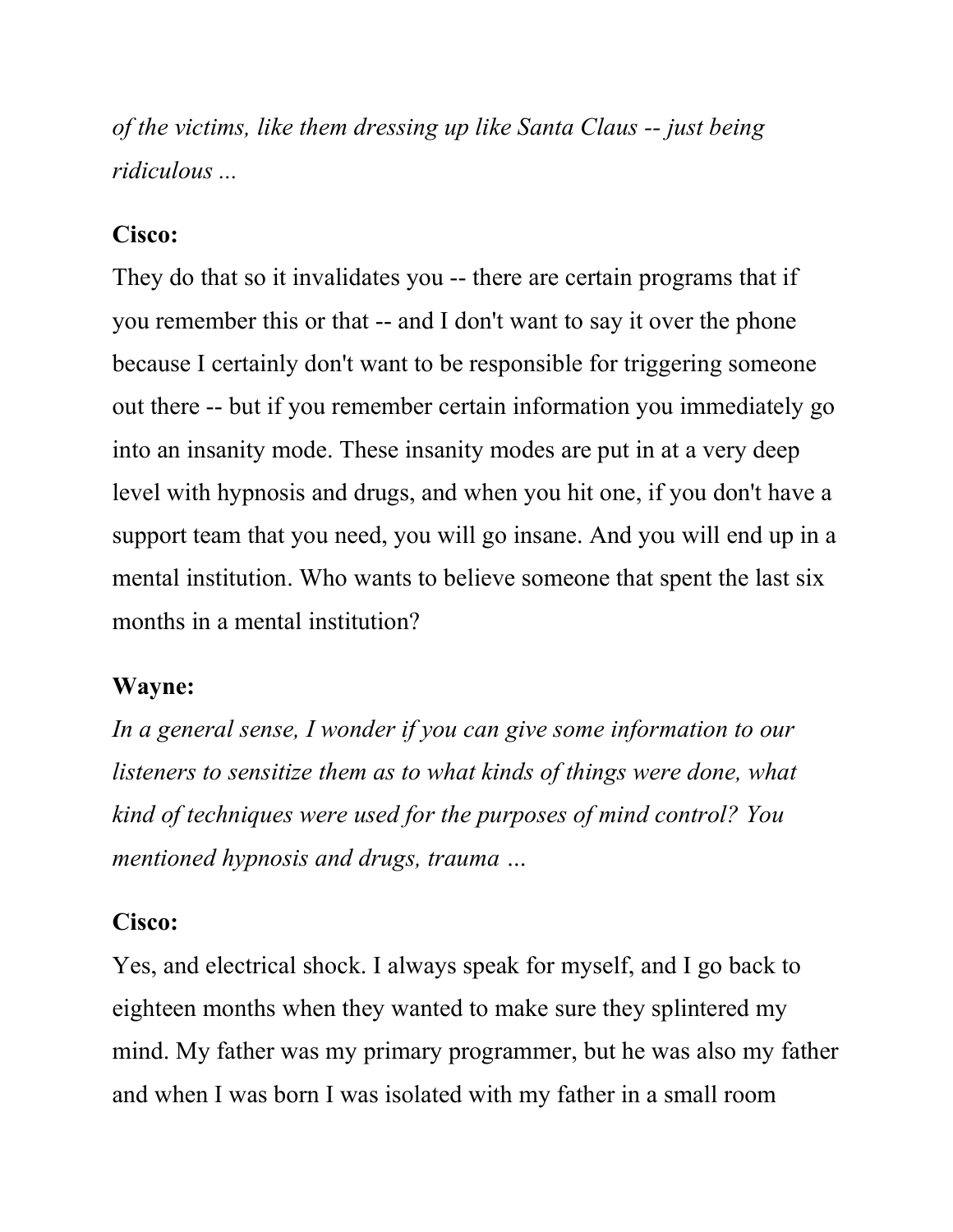*of the victims, like them dressing up like Santa Claus -- just being ridiculous ...*

**Cisco:**

They do that so it invalidates you -- there are certain programs that if you remember this or that -- and I don't want to say it over the phone because I certainly don't want to be responsible for triggering someone out there -- but if you remember certain information you immediately go into an insanity mode. These insanity modes are put in at a very deep level with hypnosis and drugs, and when you hit one, if you don't have a support team that you need, you will go insane. And you will end up in a mental institution. Who wants to believe someone that spent the last six months in a mental institution?

**Wayne:**

*In a general sense, I wonder if you can give some information to our listeners to sensitize them as to what kinds of things were done, what kind of techniques were used for the purposes of mind control? You mentioned hypnosis and drugs, trauma …*

**Cisco:**

Yes, and electrical shock. I always speak for myself, and I go back to eighteen months when they wanted to make sure they splintered my mind. My father was my primary programmer, but he was also my father and when I was born I was isolated with my father in a small room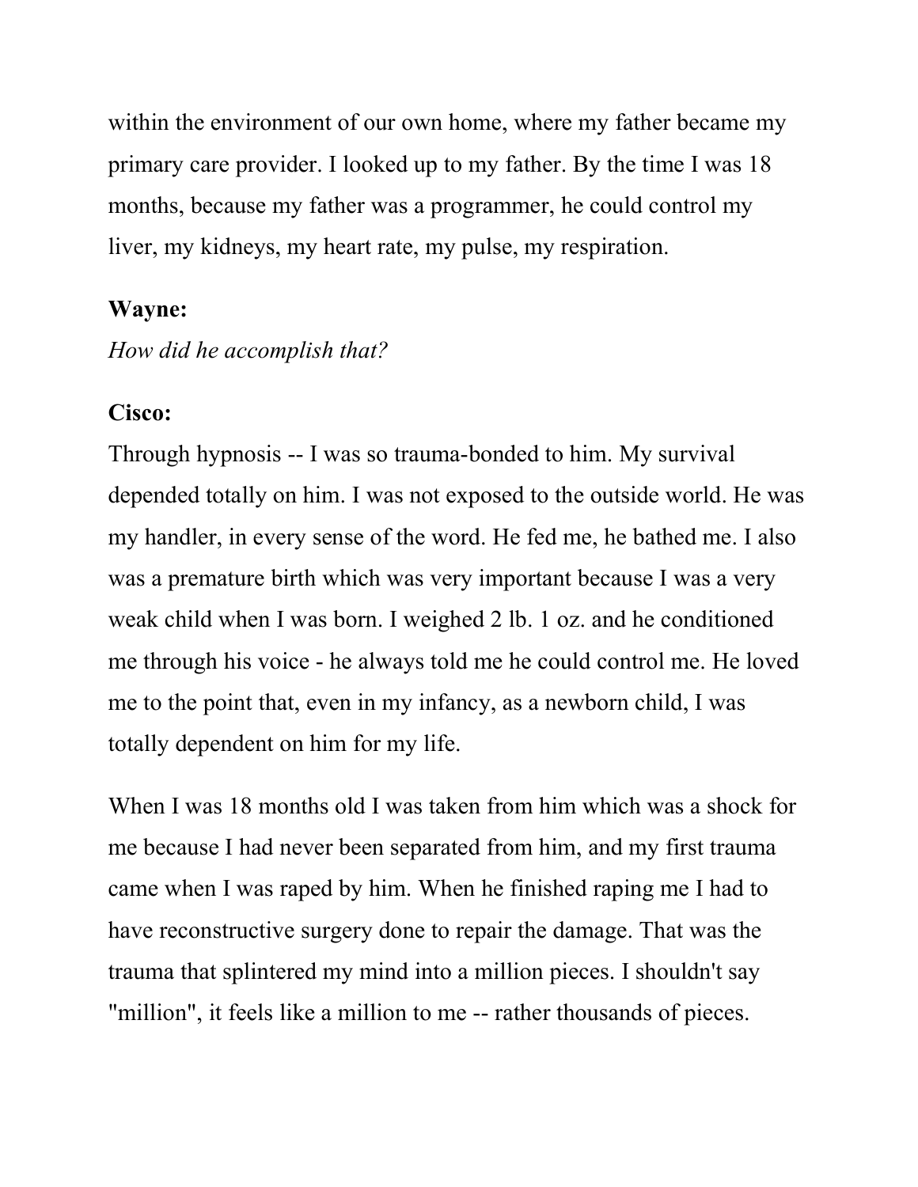within the environment of our own home, where my father became my primary care provider. I looked up to my father. By the time I was 18 months, because my father was a programmer, he could control my liver, my kidneys, my heart rate, my pulse, my respiration.

**Wayne:**

*How did he accomplish that?*

**Cisco:**

Through hypnosis -- I was so trauma-bonded to him. My survival depended totally on him. I was not exposed to the outside world. He was my handler, in every sense of the word. He fed me, he bathed me. I also was a premature birth which was very important because I was a very weak child when I was born. I weighed 2 lb. 1 oz. and he conditioned me through his voice - he always told me he could control me. He loved me to the point that, even in my infancy, as a newborn child, I was totally dependent on him for my life.

When I was 18 months old I was taken from him which was a shock for me because I had never been separated from him, and my first trauma came when I was raped by him. When he finished raping me I had to have reconstructive surgery done to repair the damage. That was the trauma that splintered my mind into a million pieces. I shouldn't say "million", it feels like a million to me -- rather thousands of pieces.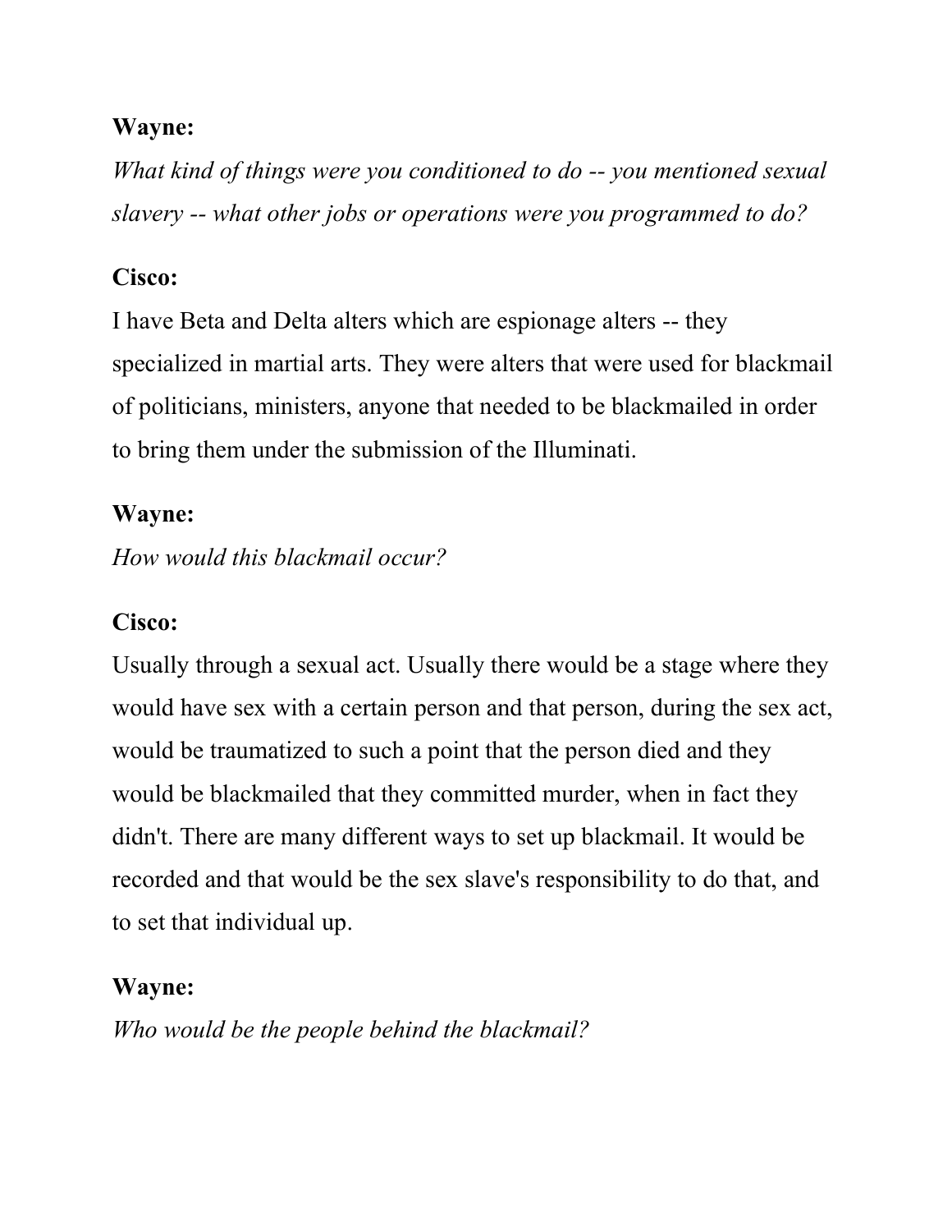**Wayne:**

*What kind of things were you conditioned to do -- you mentioned sexual slavery -- what other jobs or operations were you programmed to do?*

**Cisco:**

I have Beta and Delta alters which are espionage alters -- they specialized in martial arts. They were alters that were used for blackmail of politicians, ministers, anyone that needed to be blackmailed in order to bring them under the submission of the Illuminati.

**Wayne:**

*How would this blackmail occur?*

**Cisco:**

Usually through a sexual act. Usually there would be a stage where they would have sex with a certain person and that person, during the sex act, would be traumatized to such a point that the person died and they would be blackmailed that they committed murder, when in fact they didn't. There are many different ways to set up blackmail. It would be recorded and that would be the sex slave's responsibility to do that, and to set that individual up.

**Wayne:**

*Who would be the people behind the blackmail?*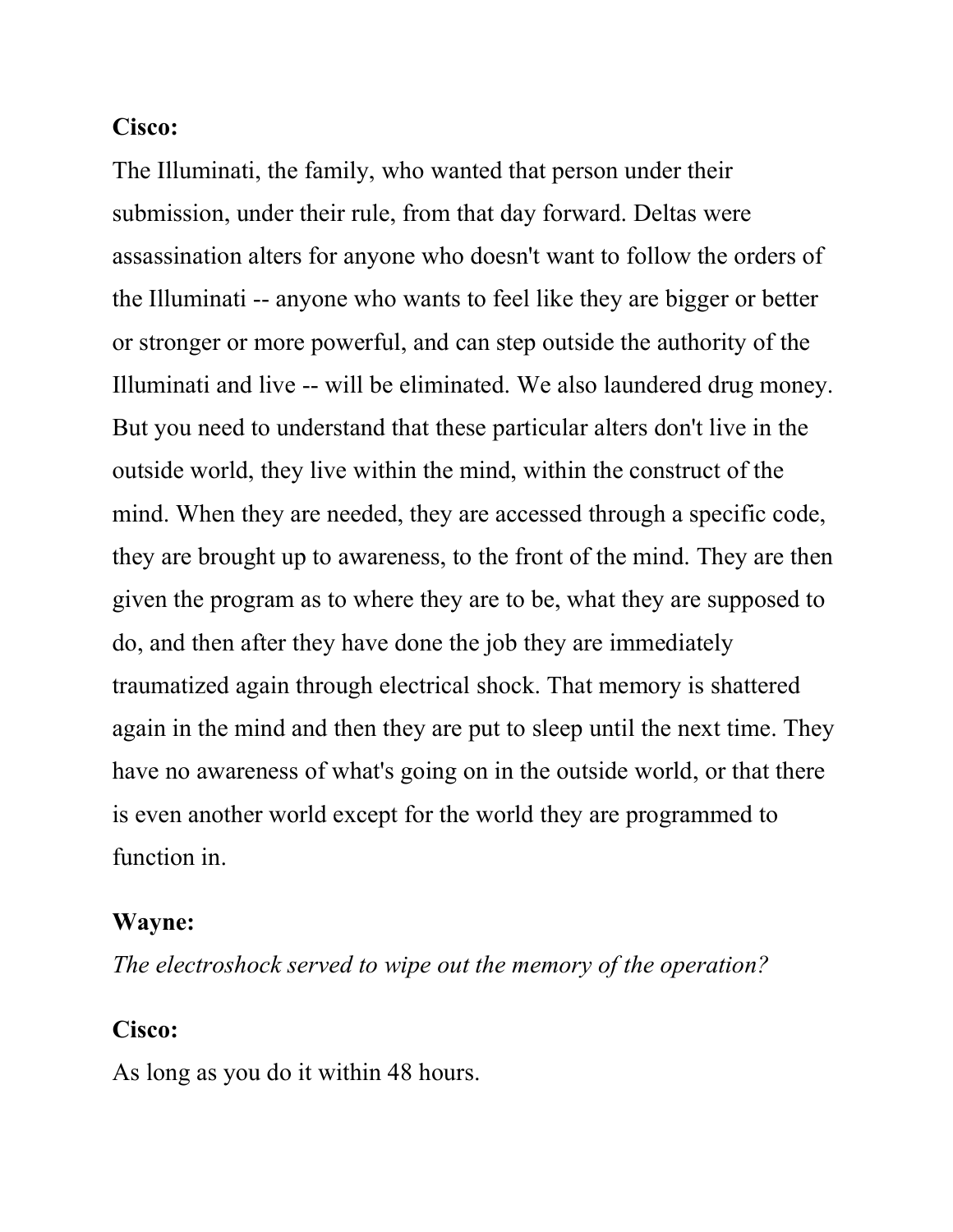**Cisco:**

The Illuminati, the family, who wanted that person under their submission, under their rule, from that day forward. Deltas were assassination alters for anyone who doesn't want to follow the orders of the Illuminati -- anyone who wants to feel like they are bigger or better or stronger or more powerful, and can step outside the authority of the Illuminati and live -- will be eliminated. We also laundered drug money. But you need to understand that these particular alters don't live in the outside world, they live within the mind, within the construct of the mind. When they are needed, they are accessed through a specific code, they are brought up to awareness, to the front of the mind. They are then given the program as to where they are to be, what they are supposed to do, and then after they have done the job they are immediately traumatized again through electrical shock. That memory is shattered again in the mind and then they are put to sleep until the next time. They have no awareness of what's going on in the outside world, or that there is even another world except for the world they are programmed to function in.

**Wayne:**

*The electroshock served to wipe out the memory of the operation?*

**Cisco:**

As long as you do it within 48 hours.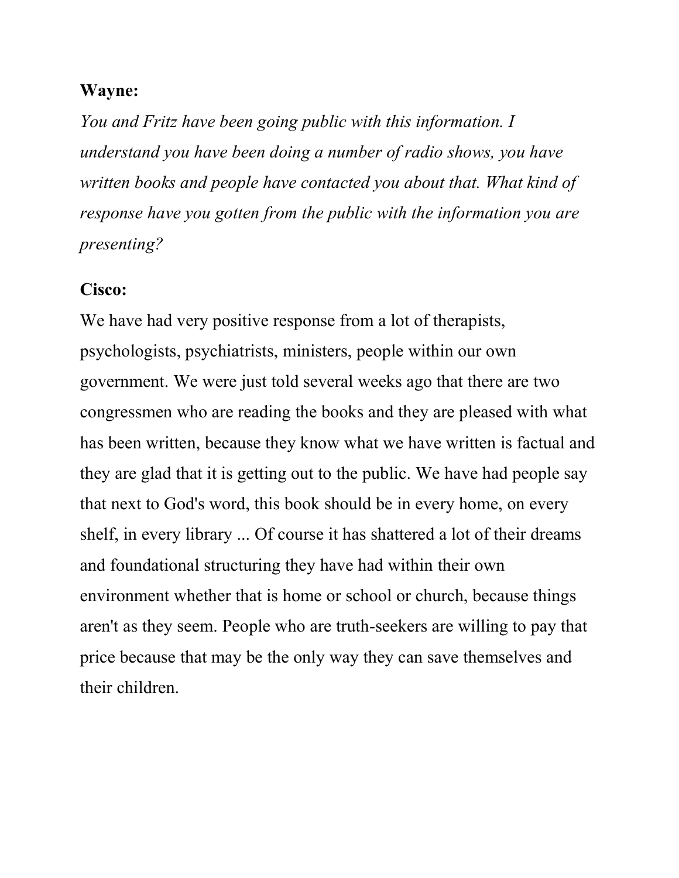**Wayne:**

*You and Fritz have been going public with this information. I understand you have been doing a number of radio shows, you have written books and people have contacted you about that. What kind of response have you gotten from the public with the information you are presenting?*

**Cisco:**

We have had very positive response from a lot of therapists, psychologists, psychiatrists, ministers, people within our own government. We were just told several weeks ago that there are two congressmen who are reading the books and they are pleased with what has been written, because they know what we have written is factual and they are glad that it is getting out to the public. We have had people say that next to God's word, this book should be in every home, on every shelf, in every library ... Of course it has shattered a lot of their dreams and foundational structuring they have had within their own environment whether that is home or school or church, because things aren't as they seem. People who are truth-seekers are willing to pay that price because that may be the only way they can save themselves and their children.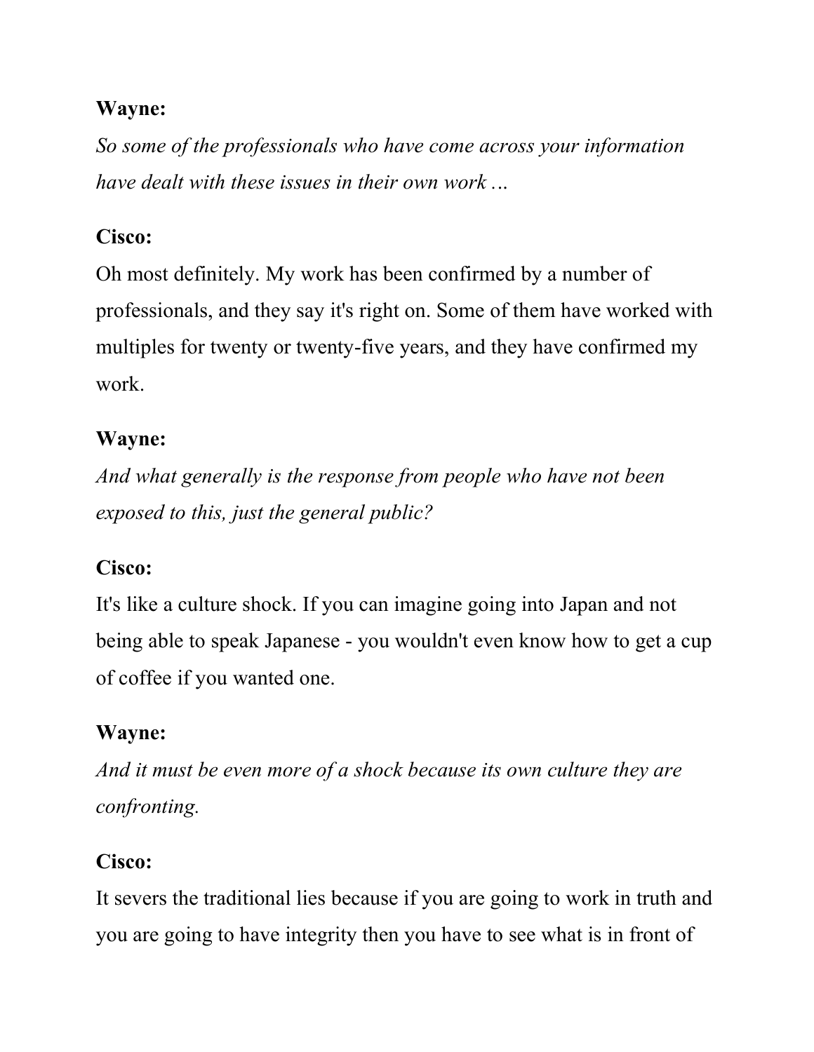**Wayne:**

*So some of the professionals who have come across your information have dealt with these issues in their own work …*

**Cisco:**

Oh most definitely. My work has been confirmed by a number of professionals, and they say it's right on. Some of them have worked with multiples for twenty or twenty-five years, and they have confirmed my work.

**Wayne:**

*And what generally is the response from people who have not been exposed to this, just the general public?*

**Cisco:**

It's like a culture shock. If you can imagine going into Japan and not being able to speak Japanese - you wouldn't even know how to get a cup of coffee if you wanted one.

**Wayne:**

*And it must be even more of a shock because its own culture they are confronting.*

**Cisco:**

It severs the traditional lies because if you are going to work in truth and you are going to have integrity then you have to see what is in front of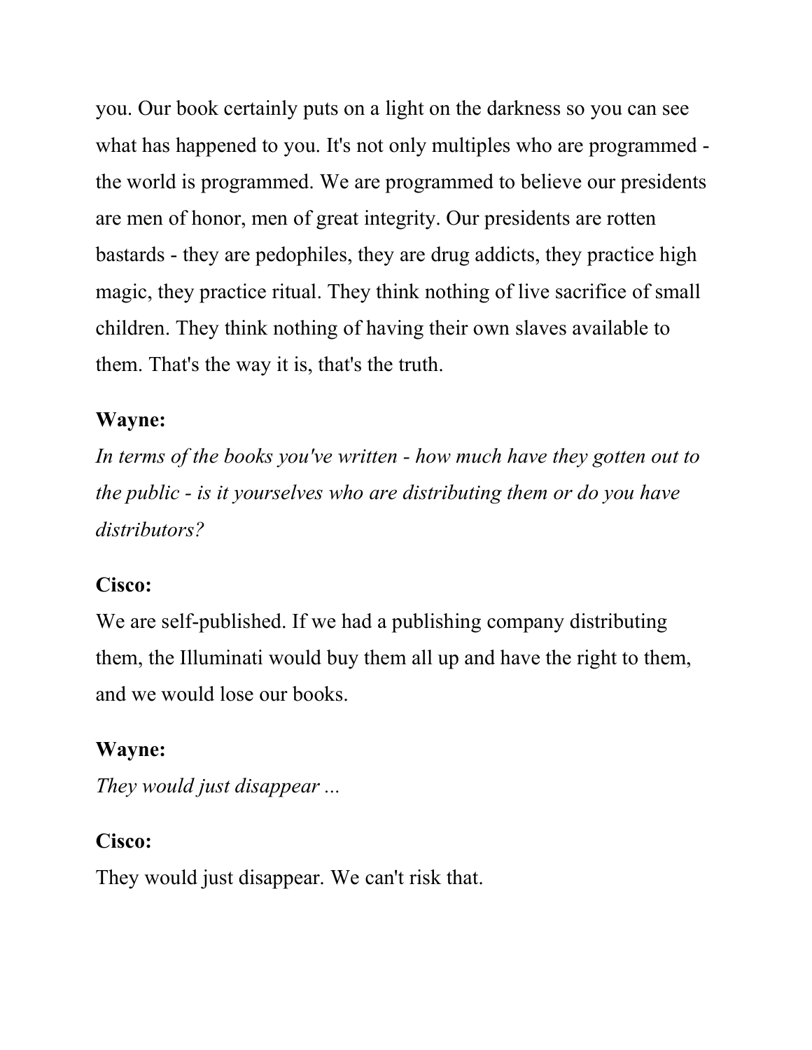you. Our book certainly puts on a light on the darkness so you can see what has happened to you. It's not only multiples who are programmed - the world is programmed. We are programmed to believe our presidents are men of honor, men of great integrity. Our presidents are rotten bastards - they are pedophiles, they are drug addicts, they practice high magic, they practice ritual. They think nothing of live sacrifice of small children. They think nothing of having their own slaves available to them. That's the way it is, that's the truth.

**Wayne:**
*In terms of the books you've written - how much have they gotten out to the public - is it yourselves who are distributing them or do you have distributors?*

**Cisco:**
We are self-published. If we had a publishing company distributing them, the Illuminati would buy them all up and have the right to them, and we would lose our books.

**Wayne:**
*They would just disappear ...*

**Cisco:**
They would just disappear. We can't risk that.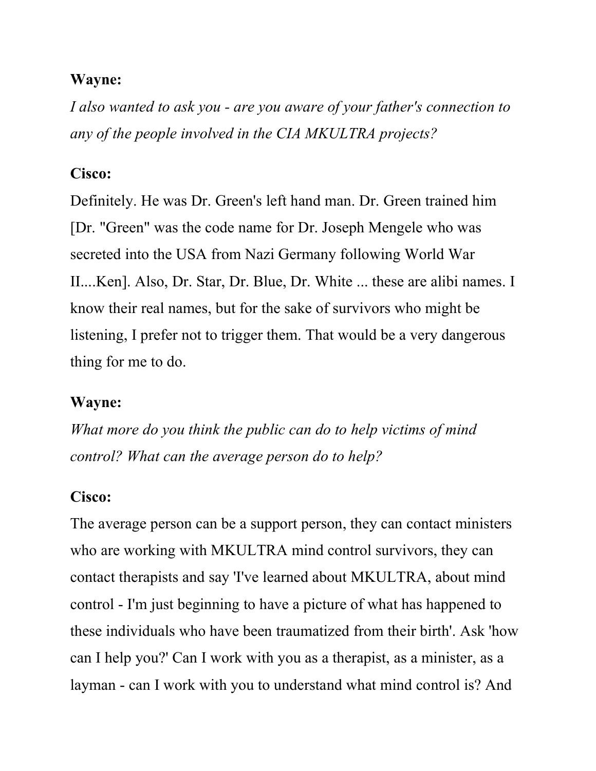**Wayne:**

*I also wanted to ask you - are you aware of your father's connection to any of the people involved in the CIA MKULTRA projects?*

**Cisco:**

Definitely. He was Dr. Green's left hand man. Dr. Green trained him [Dr. "Green" was the code name for Dr. Joseph Mengele who was secreted into the USA from Nazi Germany following World War II....Ken]. Also, Dr. Star, Dr. Blue, Dr. White ... these are alibi names. I know their real names, but for the sake of survivors who might be listening, I prefer not to trigger them. That would be a very dangerous thing for me to do.

**Wayne:**

*What more do you think the public can do to help victims of mind control? What can the average person do to help?*

**Cisco:**

The average person can be a support person, they can contact ministers who are working with MKULTRA mind control survivors, they can contact therapists and say 'I've learned about MKULTRA, about mind control - I'm just beginning to have a picture of what has happened to these individuals who have been traumatized from their birth'. Ask 'how can I help you?' Can I work with you as a therapist, as a minister, as a layman - can I work with you to understand what mind control is? And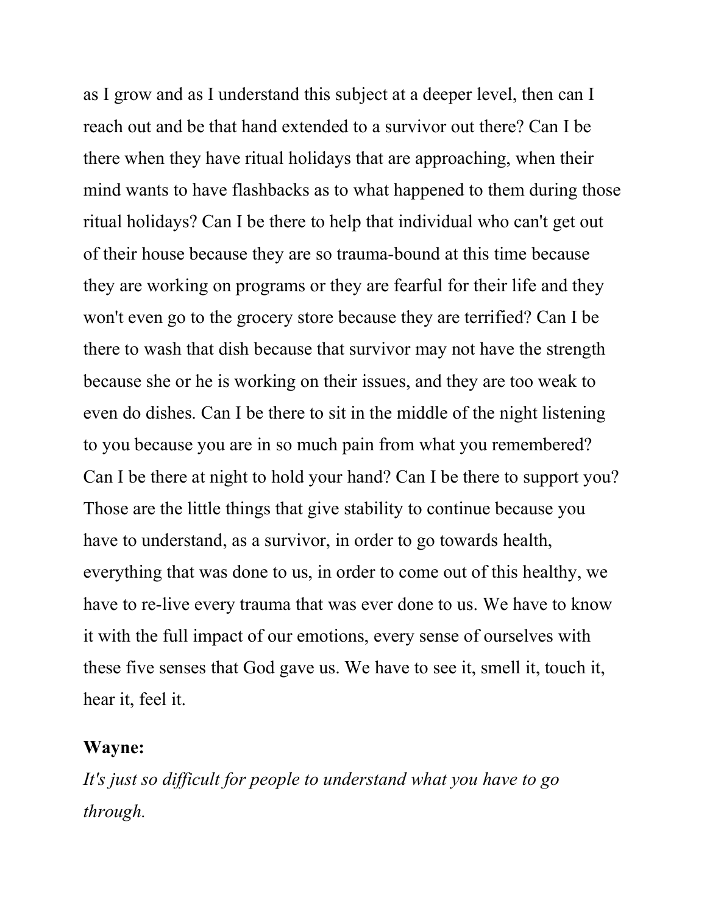as I grow and as I understand this subject at a deeper level, then can I reach out and be that hand extended to a survivor out there? Can I be there when they have ritual holidays that are approaching, when their mind wants to have flashbacks as to what happened to them during those ritual holidays? Can I be there to help that individual who can't get out of their house because they are so trauma-bound at this time because they are working on programs or they are fearful for their life and they won't even go to the grocery store because they are terrified? Can I be there to wash that dish because that survivor may not have the strength because she or he is working on their issues, and they are too weak to even do dishes. Can I be there to sit in the middle of the night listening to you because you are in so much pain from what you remembered? Can I be there at night to hold your hand? Can I be there to support you? Those are the little things that give stability to continue because you have to understand, as a survivor, in order to go towards health, everything that was done to us, in order to come out of this healthy, we have to re-live every trauma that was ever done to us. We have to know it with the full impact of our emotions, every sense of ourselves with these five senses that God gave us. We have to see it, smell it, touch it, hear it, feel it.

**Wayne:**

*It's just so difficult for people to understand what you have to go through.*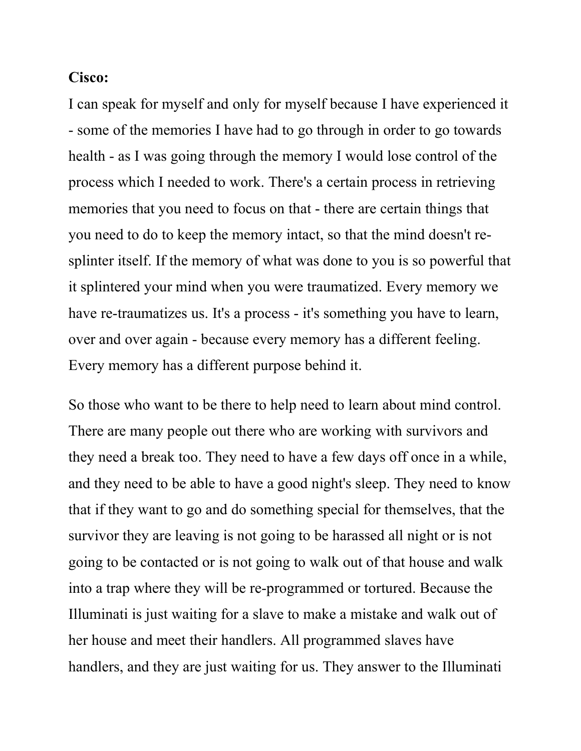**Cisco:**

I can speak for myself and only for myself because I have experienced it - some of the memories I have had to go through in order to go towards health - as I was going through the memory I would lose control of the process which I needed to work. There's a certain process in retrieving memories that you need to focus on that - there are certain things that you need to do to keep the memory intact, so that the mind doesn't re-splinter itself. If the memory of what was done to you is so powerful that it splintered your mind when you were traumatized. Every memory we have re-traumatizes us. It's a process - it's something you have to learn, over and over again - because every memory has a different feeling. Every memory has a different purpose behind it.

So those who want to be there to help need to learn about mind control. There are many people out there who are working with survivors and they need a break too. They need to have a few days off once in a while, and they need to be able to have a good night's sleep. They need to know that if they want to go and do something special for themselves, that the survivor they are leaving is not going to be harassed all night or is not going to be contacted or is not going to walk out of that house and walk into a trap where they will be re-programmed or tortured. Because the Illuminati is just waiting for a slave to make a mistake and walk out of her house and meet their handlers. All programmed slaves have handlers, and they are just waiting for us. They answer to the Illuminati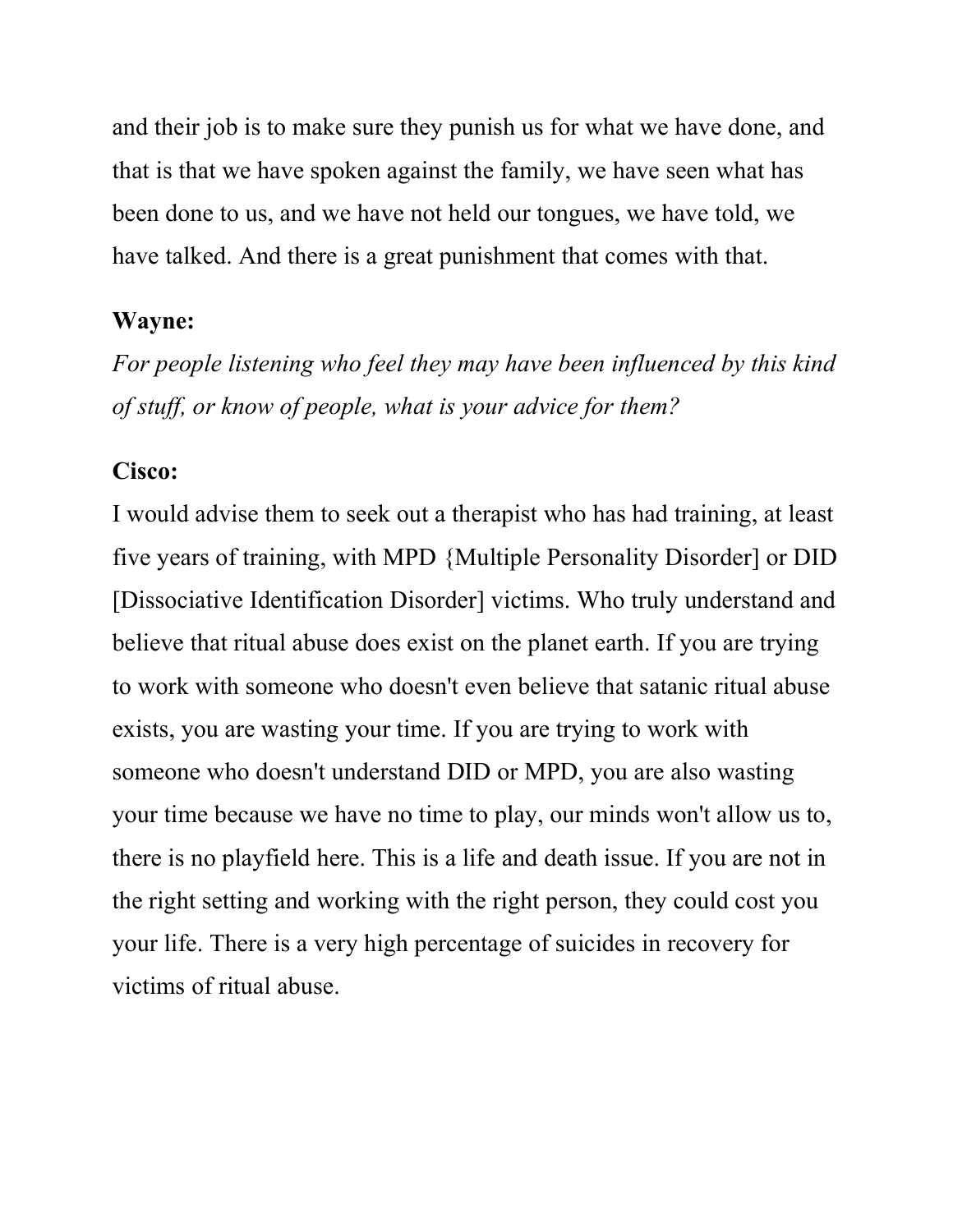and their job is to make sure they punish us for what we have done, and that is that we have spoken against the family, we have seen what has been done to us, and we have not held our tongues, we have told, we have talked. And there is a great punishment that comes with that.

**Wayne:**

*For people listening who feel they may have been influenced by this kind of stuff, or know of people, what is your advice for them?*

**Cisco:**

I would advise them to seek out a therapist who has had training, at least five years of training, with MPD {Multiple Personality Disorder] or DID [Dissociative Identification Disorder] victims. Who truly understand and believe that ritual abuse does exist on the planet earth. If you are trying to work with someone who doesn't even believe that satanic ritual abuse exists, you are wasting your time. If you are trying to work with someone who doesn't understand DID or MPD, you are also wasting your time because we have no time to play, our minds won't allow us to, there is no playfield here. This is a life and death issue. If you are not in the right setting and working with the right person, they could cost you your life. There is a very high percentage of suicides in recovery for victims of ritual abuse.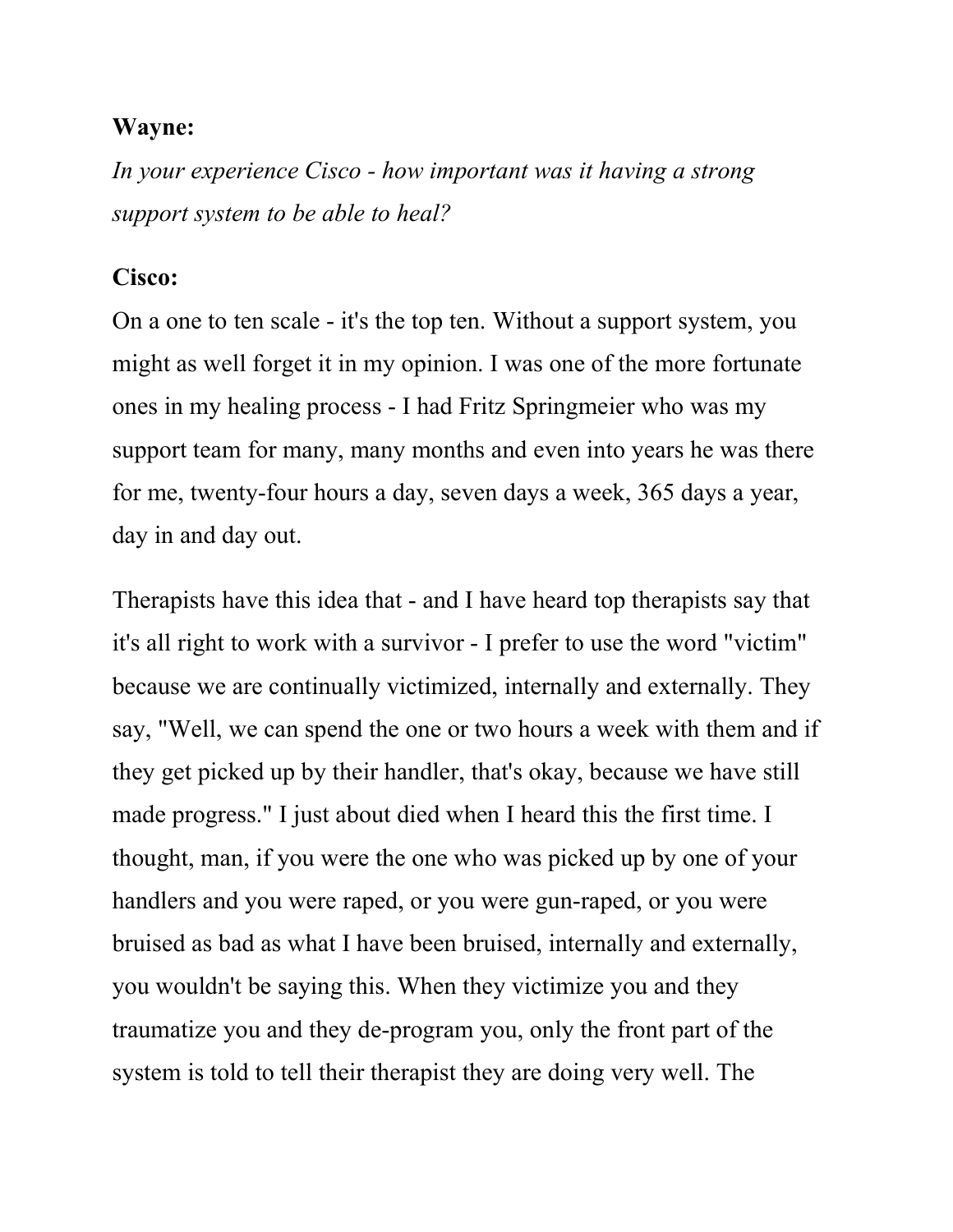**Wayne:**

*In your experience Cisco - how important was it having a strong support system to be able to heal?*

**Cisco:**

On a one to ten scale - it's the top ten. Without a support system, you might as well forget it in my opinion. I was one of the more fortunate ones in my healing process - I had Fritz Springmeier who was my support team for many, many months and even into years he was there for me, twenty-four hours a day, seven days a week, 365 days a year, day in and day out.

Therapists have this idea that - and I have heard top therapists say that it's all right to work with a survivor - I prefer to use the word "victim" because we are continually victimized, internally and externally. They say, "Well, we can spend the one or two hours a week with them and if they get picked up by their handler, that's okay, because we have still made progress." I just about died when I heard this the first time. I thought, man, if you were the one who was picked up by one of your handlers and you were raped, or you were gun-raped, or you were bruised as bad as what I have been bruised, internally and externally, you wouldn't be saying this. When they victimize you and they traumatize you and they de-program you, only the front part of the system is told to tell their therapist they are doing very well. The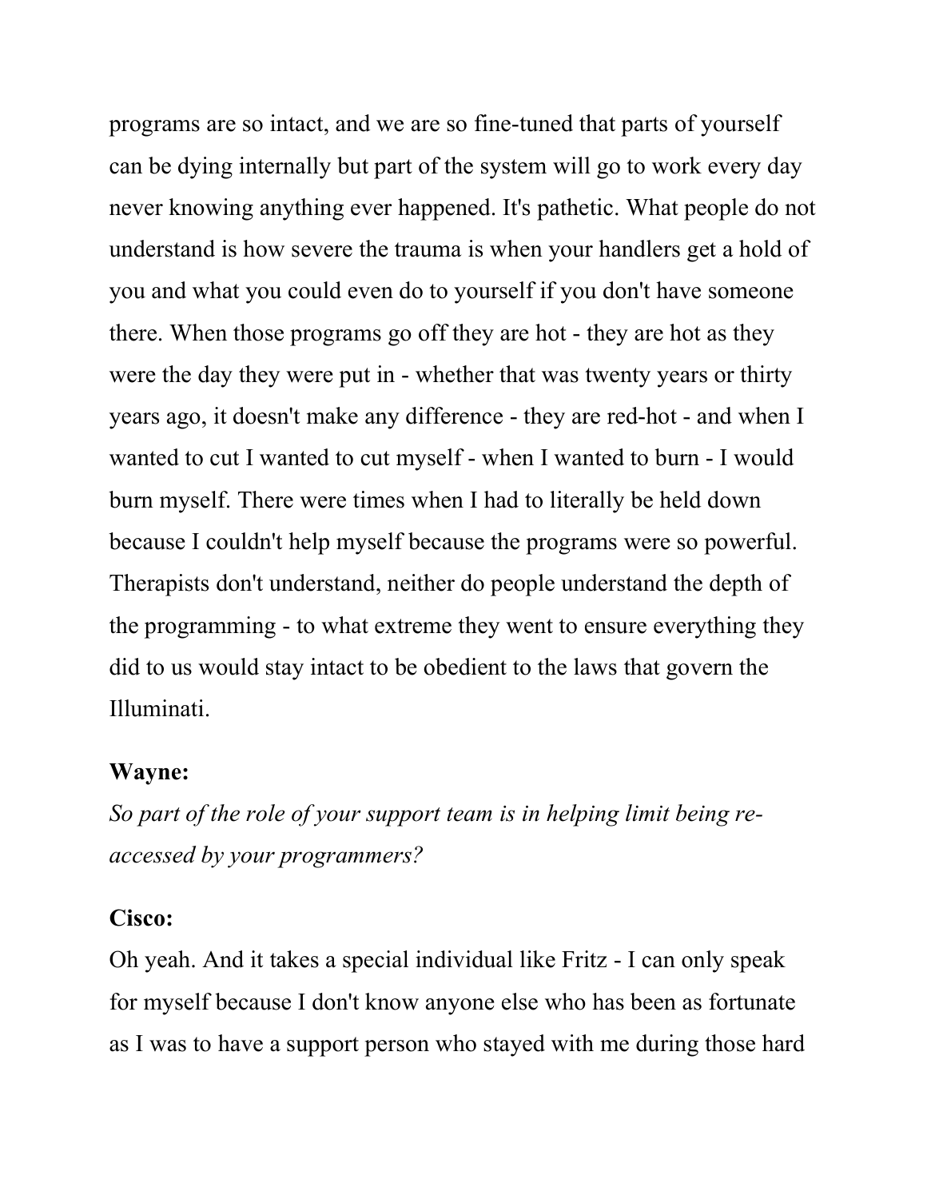programs are so intact, and we are so fine-tuned that parts of yourself can be dying internally but part of the system will go to work every day never knowing anything ever happened. It's pathetic. What people do not understand is how severe the trauma is when your handlers get a hold of you and what you could even do to yourself if you don't have someone there. When those programs go off they are hot - they are hot as they were the day they were put in - whether that was twenty years or thirty years ago, it doesn't make any difference - they are red-hot - and when I wanted to cut I wanted to cut myself - when I wanted to burn - I would burn myself. There were times when I had to literally be held down because I couldn't help myself because the programs were so powerful. Therapists don't understand, neither do people understand the depth of the programming - to what extreme they went to ensure everything they did to us would stay intact to be obedient to the laws that govern the Illuminati.

**Wayne:**

*So part of the role of your support team is in helping limit being re-accessed by your programmers?*

**Cisco:**

Oh yeah. And it takes a special individual like Fritz - I can only speak for myself because I don't know anyone else who has been as fortunate as I was to have a support person who stayed with me during those hard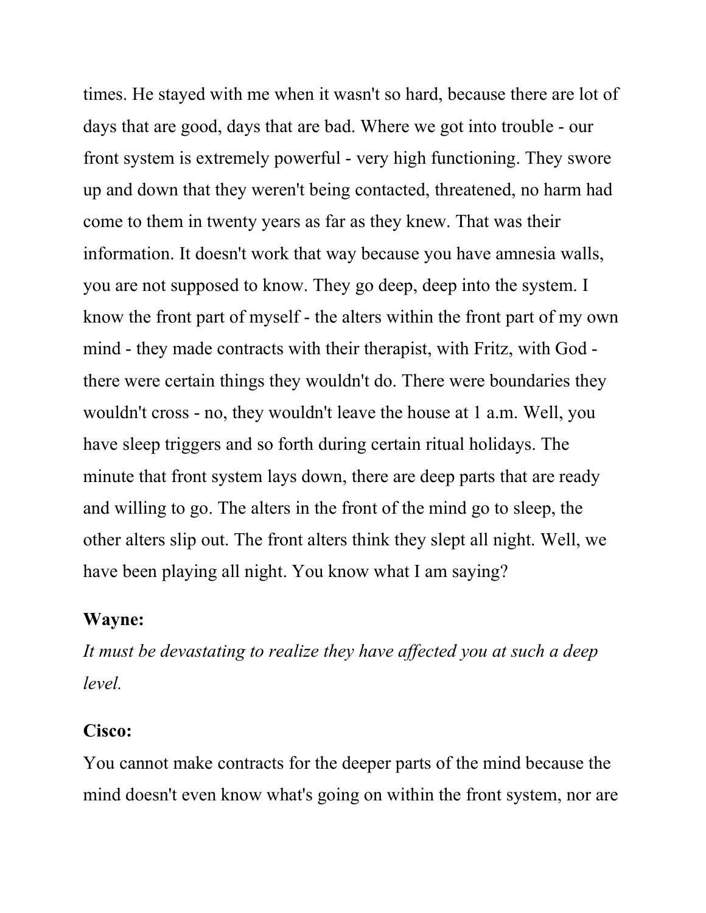times. He stayed with me when it wasn't so hard, because there are lot of days that are good, days that are bad. Where we got into trouble - our front system is extremely powerful - very high functioning. They swore up and down that they weren't being contacted, threatened, no harm had come to them in twenty years as far as they knew. That was their information. It doesn't work that way because you have amnesia walls, you are not supposed to know. They go deep, deep into the system. I know the front part of myself - the alters within the front part of my own mind - they made contracts with their therapist, with Fritz, with God - there were certain things they wouldn't do. There were boundaries they wouldn't cross - no, they wouldn't leave the house at 1 a.m. Well, you have sleep triggers and so forth during certain ritual holidays. The minute that front system lays down, there are deep parts that are ready and willing to go. The alters in the front of the mind go to sleep, the other alters slip out. The front alters think they slept all night. Well, we have been playing all night. You know what I am saying?

**Wayne:**

*It must be devastating to realize they have affected you at such a deep level.*

**Cisco:**

You cannot make contracts for the deeper parts of the mind because the mind doesn't even know what's going on within the front system, nor are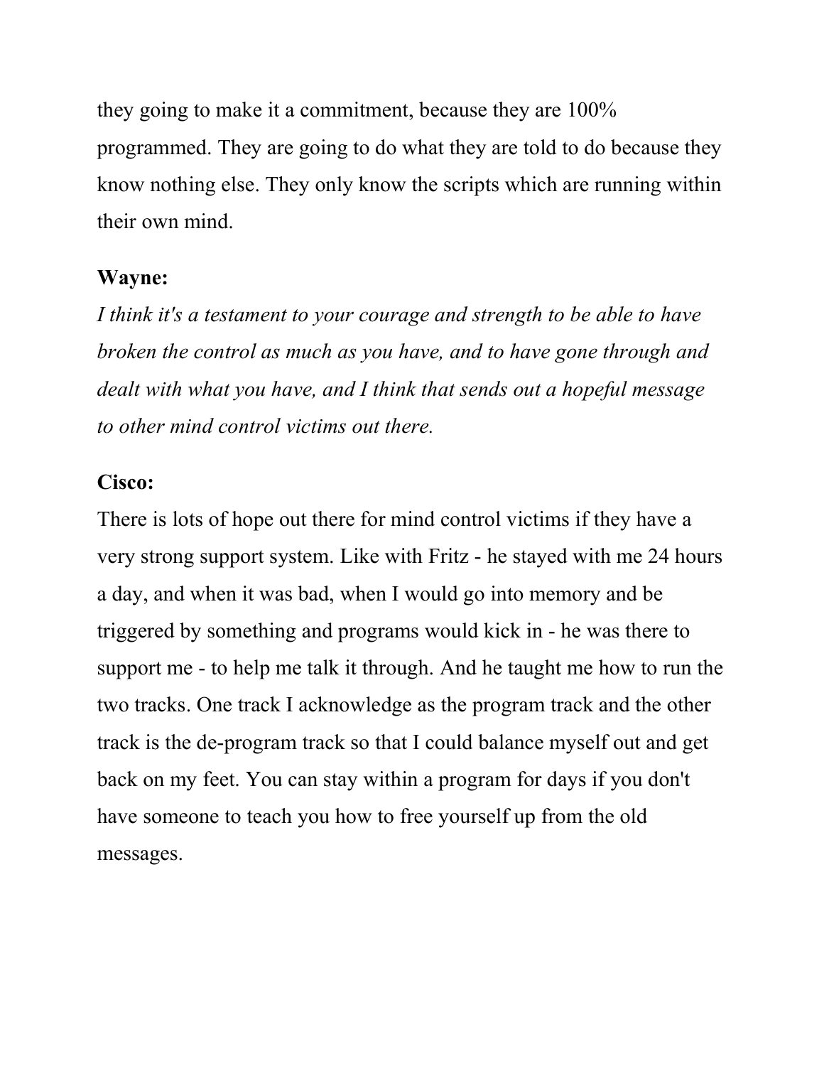they going to make it a commitment, because they are 100% programmed. They are going to do what they are told to do because they know nothing else. They only know the scripts which are running within their own mind.

**Wayne:**

*I think it's a testament to your courage and strength to be able to have broken the control as much as you have, and to have gone through and dealt with what you have, and I think that sends out a hopeful message to other mind control victims out there.*

**Cisco:**

There is lots of hope out there for mind control victims if they have a very strong support system. Like with Fritz - he stayed with me 24 hours a day, and when it was bad, when I would go into memory and be triggered by something and programs would kick in - he was there to support me - to help me talk it through. And he taught me how to run the two tracks. One track I acknowledge as the program track and the other track is the de-program track so that I could balance myself out and get back on my feet. You can stay within a program for days if you don't have someone to teach you how to free yourself up from the old messages.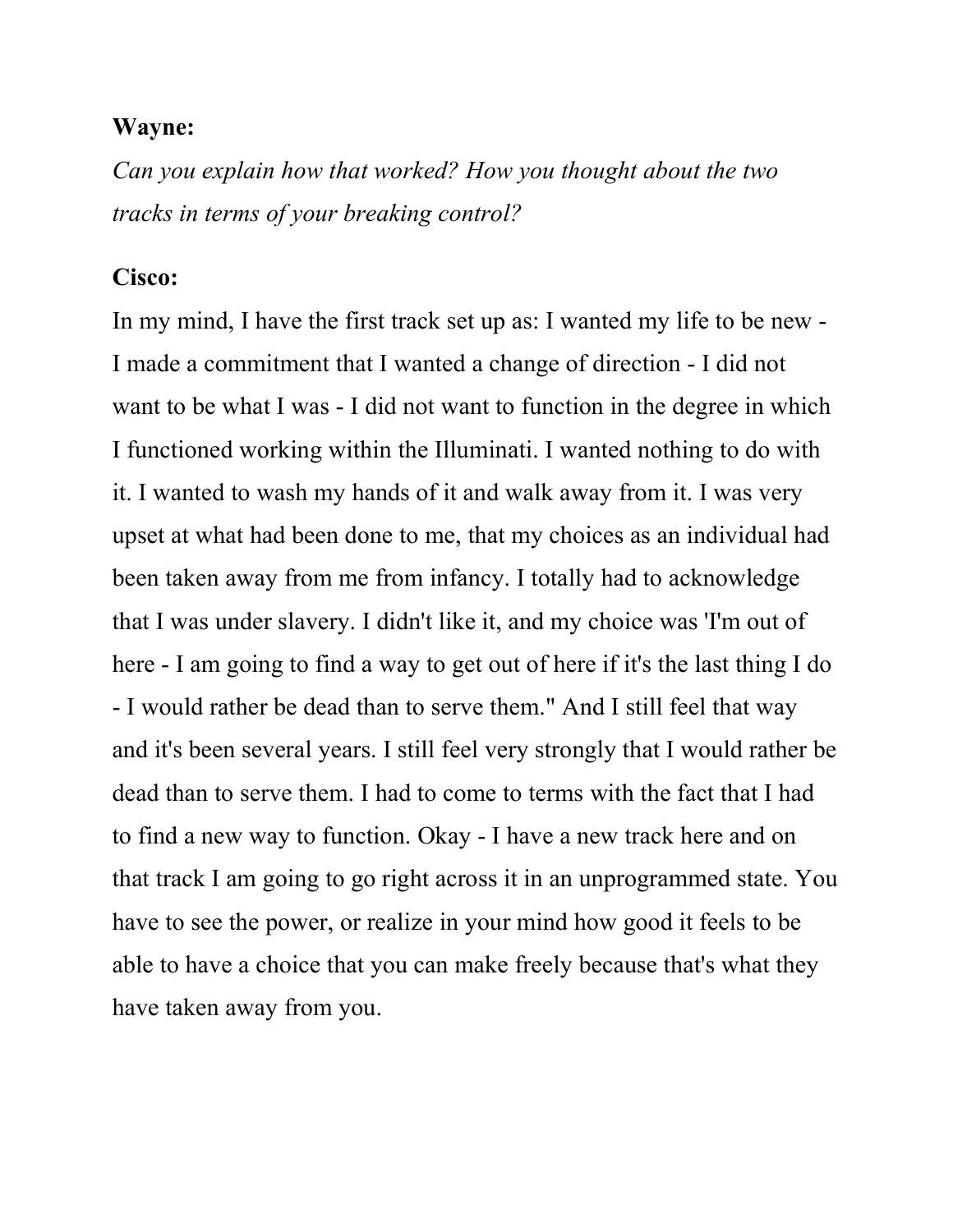**Wayne:**

*Can you explain how that worked? How you thought about the two tracks in terms of your breaking control?*

**Cisco:**

In my mind, I have the first track set up as: I wanted my life to be new - I made a commitment that I wanted a change of direction - I did not want to be what I was - I did not want to function in the degree in which I functioned working within the Illuminati. I wanted nothing to do with it. I wanted to wash my hands of it and walk away from it. I was very upset at what had been done to me, that my choices as an individual had been taken away from me from infancy. I totally had to acknowledge that I was under slavery. I didn't like it, and my choice was 'I'm out of here - I am going to find a way to get out of here if it's the last thing I do - I would rather be dead than to serve them." And I still feel that way and it's been several years. I still feel very strongly that I would rather be dead than to serve them. I had to come to terms with the fact that I had to find a new way to function. Okay - I have a new track here and on that track I am going to go right across it in an unprogrammed state. You have to see the power, or realize in your mind how good it feels to be able to have a choice that you can make freely because that's what they have taken away from you.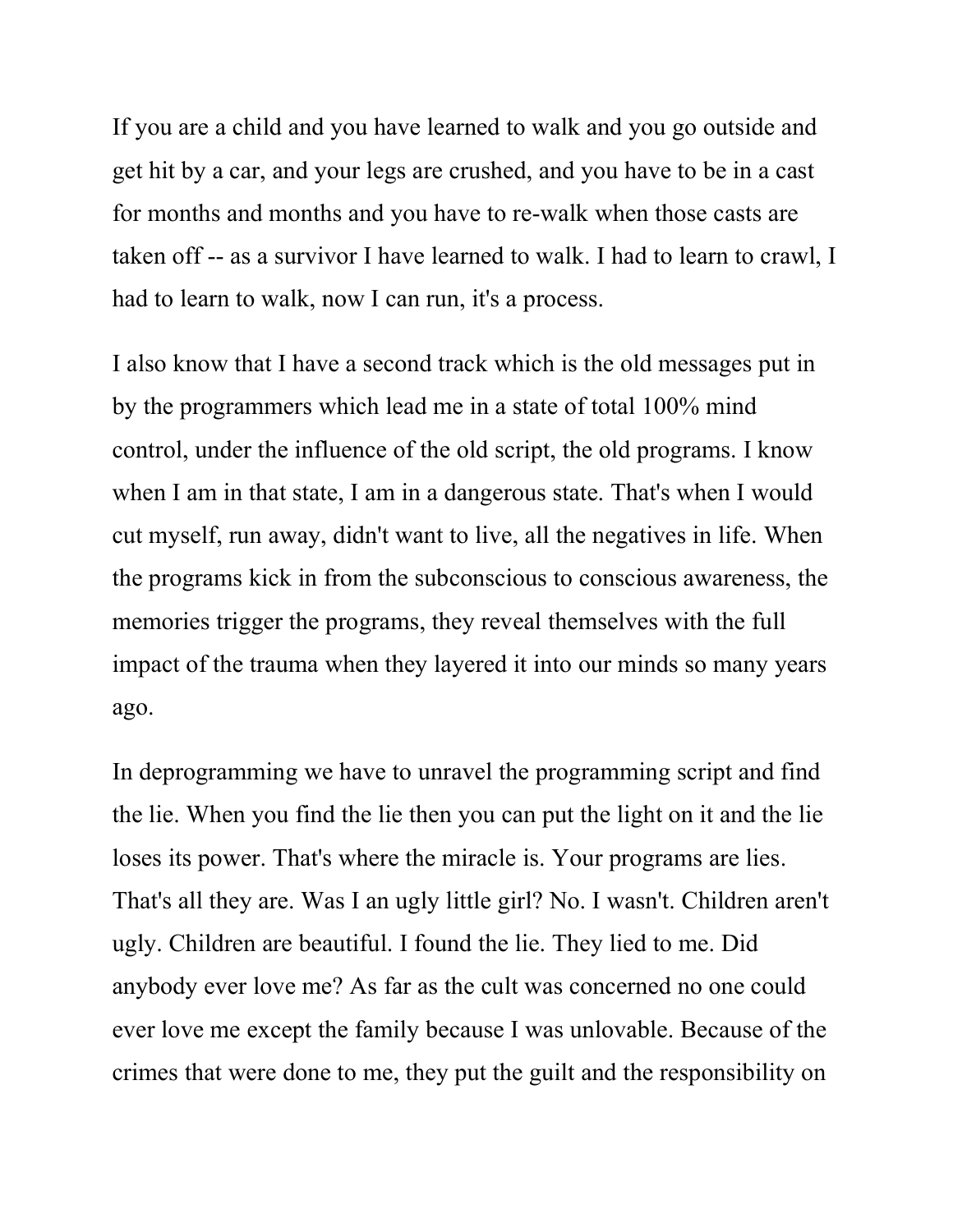If you are a child and you have learned to walk and you go outside and get hit by a car, and your legs are crushed, and you have to be in a cast for months and months and you have to re-walk when those casts are taken off -- as a survivor I have learned to walk. I had to learn to crawl, I had to learn to walk, now I can run, it's a process.

I also know that I have a second track which is the old messages put in by the programmers which lead me in a state of total 100% mind control, under the influence of the old script, the old programs. I know when I am in that state, I am in a dangerous state. That's when I would cut myself, run away, didn't want to live, all the negatives in life. When the programs kick in from the subconscious to conscious awareness, the memories trigger the programs, they reveal themselves with the full impact of the trauma when they layered it into our minds so many years ago.

In deprogramming we have to unravel the programming script and find the lie. When you find the lie then you can put the light on it and the lie loses its power. That's where the miracle is. Your programs are lies. That's all they are. Was I an ugly little girl? No. I wasn't. Children aren't ugly. Children are beautiful. I found the lie. They lied to me. Did anybody ever love me? As far as the cult was concerned no one could ever love me except the family because I was unlovable. Because of the crimes that were done to me, they put the guilt and the responsibility on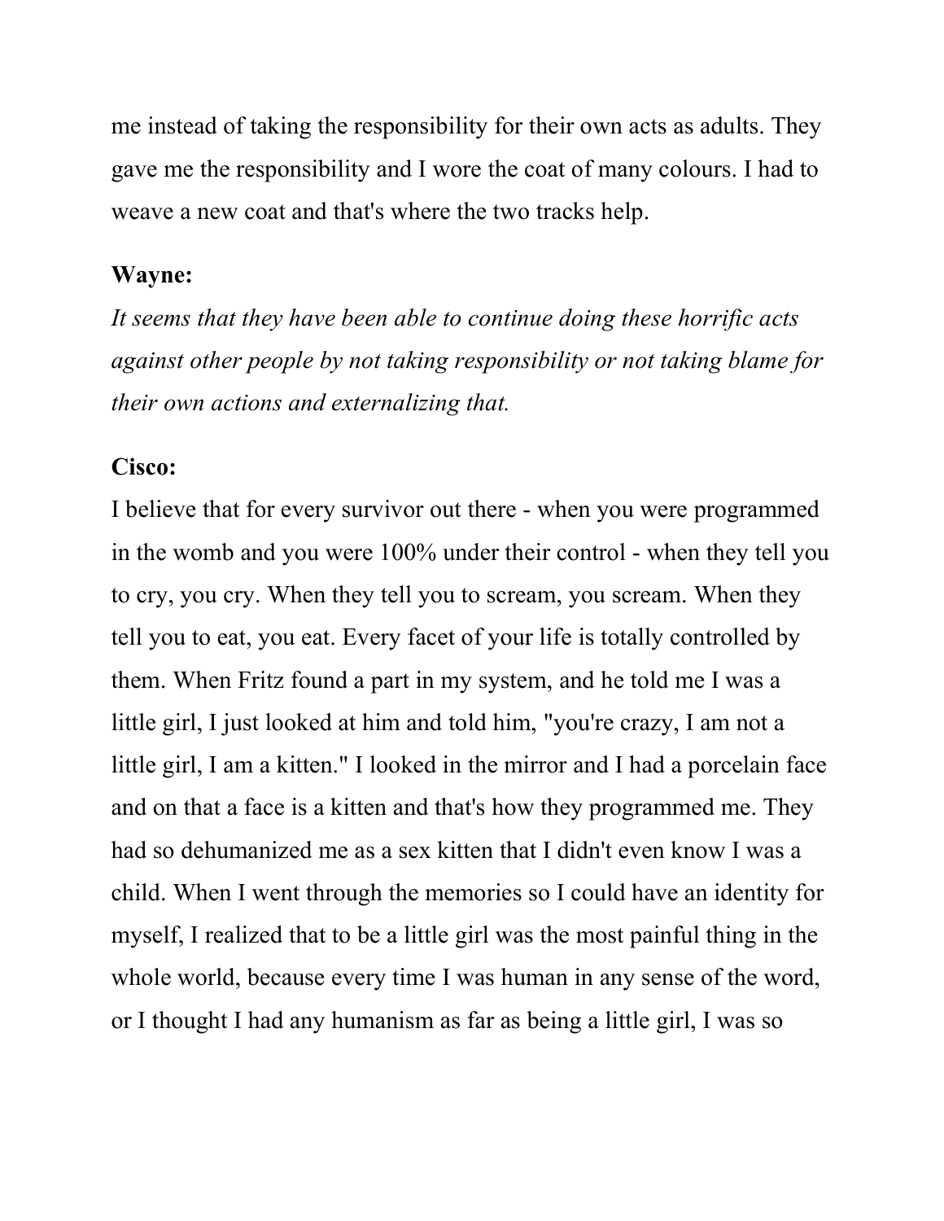me instead of taking the responsibility for their own acts as adults. They gave me the responsibility and I wore the coat of many colours. I had to weave a new coat and that's where the two tracks help.

**Wayne:**

*It seems that they have been able to continue doing these horrific acts against other people by not taking responsibility or not taking blame for their own actions and externalizing that.*

**Cisco:**

I believe that for every survivor out there - when you were programmed in the womb and you were 100% under their control - when they tell you to cry, you cry. When they tell you to scream, you scream. When they tell you to eat, you eat. Every facet of your life is totally controlled by them. When Fritz found a part in my system, and he told me I was a little girl, I just looked at him and told him, "you're crazy, I am not a little girl, I am a kitten." I looked in the mirror and I had a porcelain face and on that a face is a kitten and that's how they programmed me. They had so dehumanized me as a sex kitten that I didn't even know I was a child. When I went through the memories so I could have an identity for myself, I realized that to be a little girl was the most painful thing in the whole world, because every time I was human in any sense of the word, or I thought I had any humanism as far as being a little girl, I was so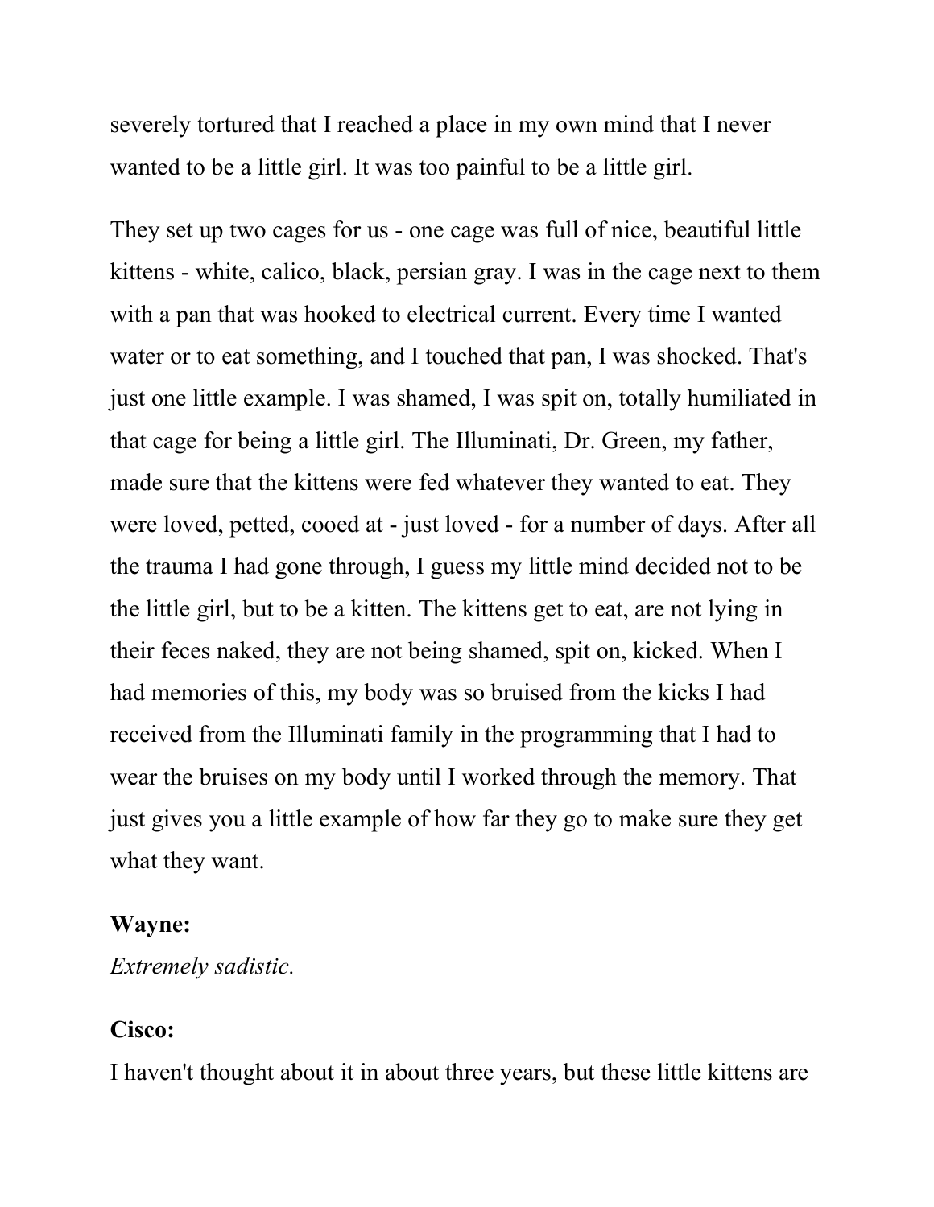severely tortured that I reached a place in my own mind that I never wanted to be a little girl. It was too painful to be a little girl.

They set up two cages for us - one cage was full of nice, beautiful little kittens - white, calico, black, persian gray. I was in the cage next to them with a pan that was hooked to electrical current. Every time I wanted water or to eat something, and I touched that pan, I was shocked. That's just one little example. I was shamed, I was spit on, totally humiliated in that cage for being a little girl. The Illuminati, Dr. Green, my father, made sure that the kittens were fed whatever they wanted to eat. They were loved, petted, cooed at - just loved - for a number of days. After all the trauma I had gone through, I guess my little mind decided not to be the little girl, but to be a kitten. The kittens get to eat, are not lying in their feces naked, they are not being shamed, spit on, kicked. When I had memories of this, my body was so bruised from the kicks I had received from the Illuminati family in the programming that I had to wear the bruises on my body until I worked through the memory. That just gives you a little example of how far they go to make sure they get what they want.

**Wayne:**
*Extremely sadistic.*

**Cisco:**
I haven't thought about it in about three years, but these little kittens are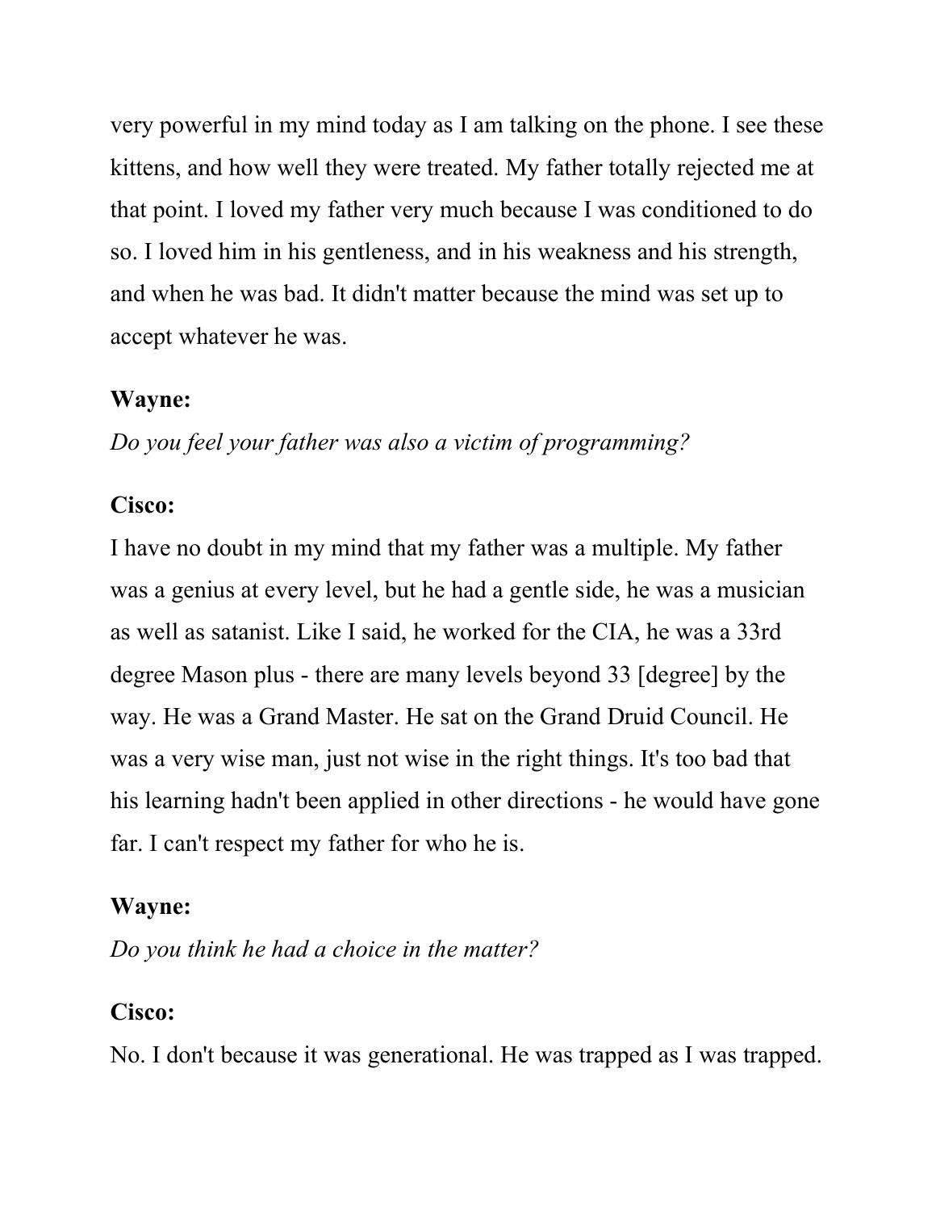very powerful in my mind today as I am talking on the phone. I see these kittens, and how well they were treated. My father totally rejected me at that point. I loved my father very much because I was conditioned to do so. I loved him in his gentleness, and in his weakness and his strength, and when he was bad. It didn't matter because the mind was set up to accept whatever he was.

**Wayne:**

*Do you feel your father was also a victim of programming?*

**Cisco:**

I have no doubt in my mind that my father was a multiple. My father was a genius at every level, but he had a gentle side, he was a musician as well as satanist. Like I said, he worked for the CIA, he was a 33rd degree Mason plus - there are many levels beyond 33 [degree] by the way. He was a Grand Master. He sat on the Grand Druid Council. He was a very wise man, just not wise in the right things. It's too bad that his learning hadn't been applied in other directions - he would have gone far. I can't respect my father for who he is.

**Wayne:**

*Do you think he had a choice in the matter?*

**Cisco:**

No. I don't because it was generational. He was trapped as I was trapped.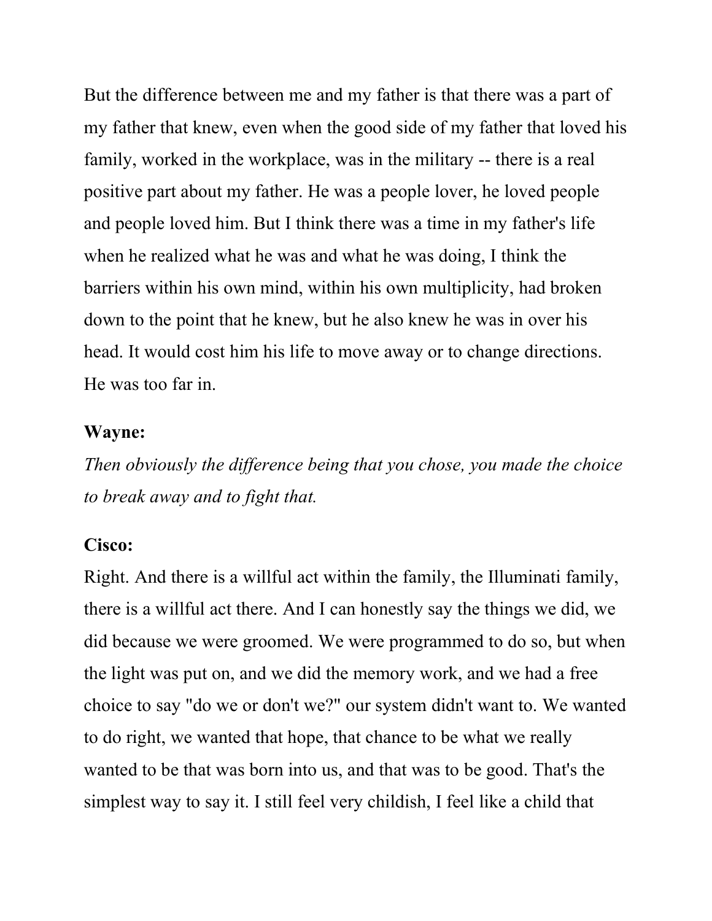But the difference between me and my father is that there was a part of my father that knew, even when the good side of my father that loved his family, worked in the workplace, was in the military -- there is a real positive part about my father. He was a people lover, he loved people and people loved him. But I think there was a time in my father's life when he realized what he was and what he was doing, I think the barriers within his own mind, within his own multiplicity, had broken down to the point that he knew, but he also knew he was in over his head. It would cost him his life to move away or to change directions. He was too far in.

**Wayne:**

*Then obviously the difference being that you chose, you made the choice to break away and to fight that.*

**Cisco:**

Right. And there is a willful act within the family, the Illuminati family, there is a willful act there. And I can honestly say the things we did, we did because we were groomed. We were programmed to do so, but when the light was put on, and we did the memory work, and we had a free choice to say "do we or don't we?" our system didn't want to. We wanted to do right, we wanted that hope, that chance to be what we really wanted to be that was born into us, and that was to be good. That's the simplest way to say it. I still feel very childish, I feel like a child that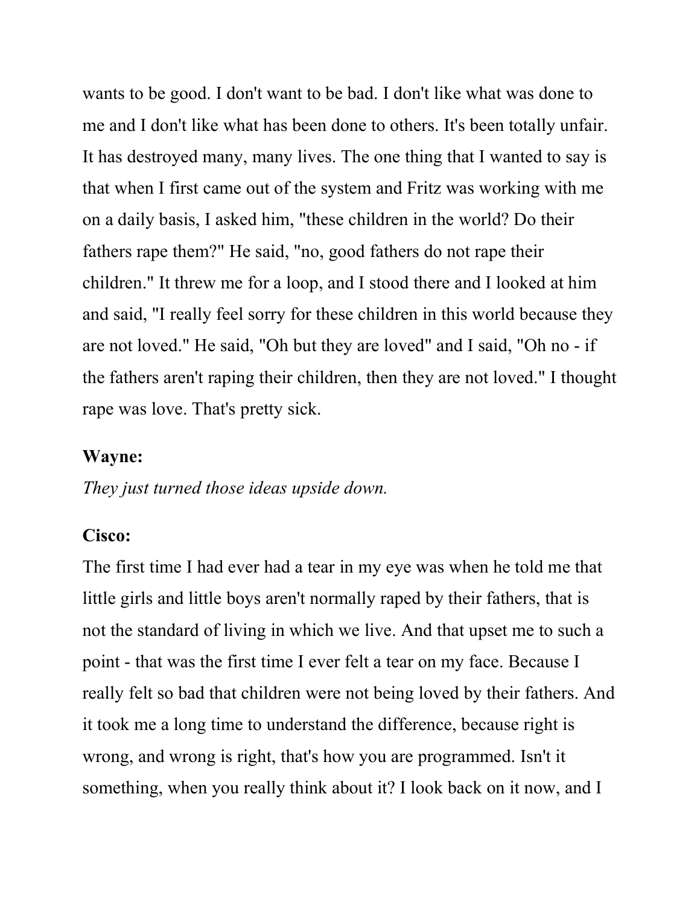wants to be good. I don't want to be bad. I don't like what was done to me and I don't like what has been done to others. It's been totally unfair. It has destroyed many, many lives. The one thing that I wanted to say is that when I first came out of the system and Fritz was working with me on a daily basis, I asked him, "these children in the world? Do their fathers rape them?" He said, "no, good fathers do not rape their children." It threw me for a loop, and I stood there and I looked at him and said, "I really feel sorry for these children in this world because they are not loved." He said, "Oh but they are loved" and I said, "Oh no - if the fathers aren't raping their children, then they are not loved." I thought rape was love. That's pretty sick.

**Wayne:**

*They just turned those ideas upside down.*

**Cisco:**

The first time I had ever had a tear in my eye was when he told me that little girls and little boys aren't normally raped by their fathers, that is not the standard of living in which we live. And that upset me to such a point - that was the first time I ever felt a tear on my face. Because I really felt so bad that children were not being loved by their fathers. And it took me a long time to understand the difference, because right is wrong, and wrong is right, that's how you are programmed. Isn't it something, when you really think about it? I look back on it now, and I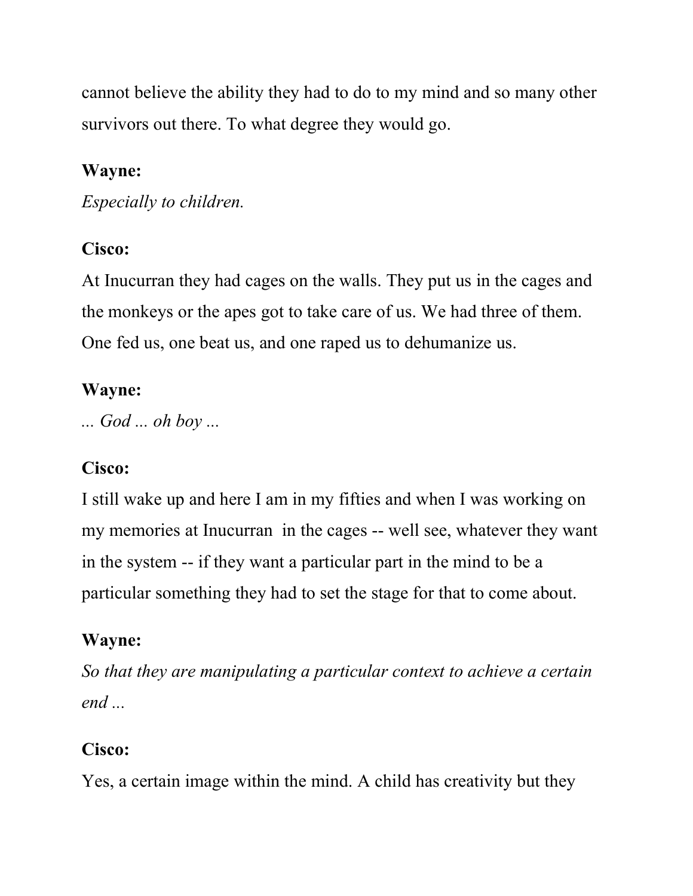cannot believe the ability they had to do to my mind and so many other survivors out there. To what degree they would go.

**Wayne:**

*Especially to children.*

**Cisco:**

At Inucurran they had cages on the walls. They put us in the cages and the monkeys or the apes got to take care of us. We had three of them. One fed us, one beat us, and one raped us to dehumanize us.

**Wayne:**

*... God ... oh boy ...*

**Cisco:**

I still wake up and here I am in my fifties and when I was working on my memories at Inucurran in the cages -- well see, whatever they want in the system -- if they want a particular part in the mind to be a particular something they had to set the stage for that to come about.

**Wayne:**

*So that they are manipulating a particular context to achieve a certain end ...*

**Cisco:**

Yes, a certain image within the mind. A child has creativity but they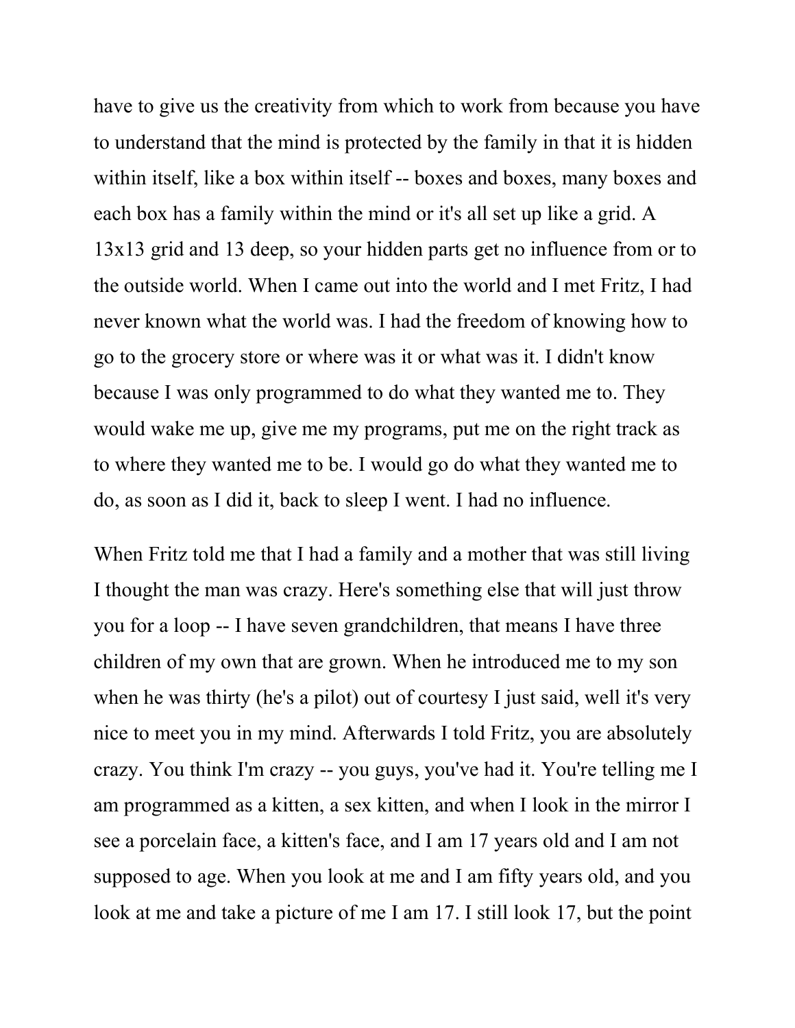have to give us the creativity from which to work from because you have to understand that the mind is protected by the family in that it is hidden within itself, like a box within itself -- boxes and boxes, many boxes and each box has a family within the mind or it's all set up like a grid. A 13x13 grid and 13 deep, so your hidden parts get no influence from or to the outside world. When I came out into the world and I met Fritz, I had never known what the world was. I had the freedom of knowing how to go to the grocery store or where was it or what was it. I didn't know because I was only programmed to do what they wanted me to. They would wake me up, give me my programs, put me on the right track as to where they wanted me to be. I would go do what they wanted me to do, as soon as I did it, back to sleep I went. I had no influence.

When Fritz told me that I had a family and a mother that was still living I thought the man was crazy. Here's something else that will just throw you for a loop -- I have seven grandchildren, that means I have three children of my own that are grown. When he introduced me to my son when he was thirty (he's a pilot) out of courtesy I just said, well it's very nice to meet you in my mind. Afterwards I told Fritz, you are absolutely crazy. You think I'm crazy -- you guys, you've had it. You're telling me I am programmed as a kitten, a sex kitten, and when I look in the mirror I see a porcelain face, a kitten's face, and I am 17 years old and I am not supposed to age. When you look at me and I am fifty years old, and you look at me and take a picture of me I am 17. I still look 17, but the point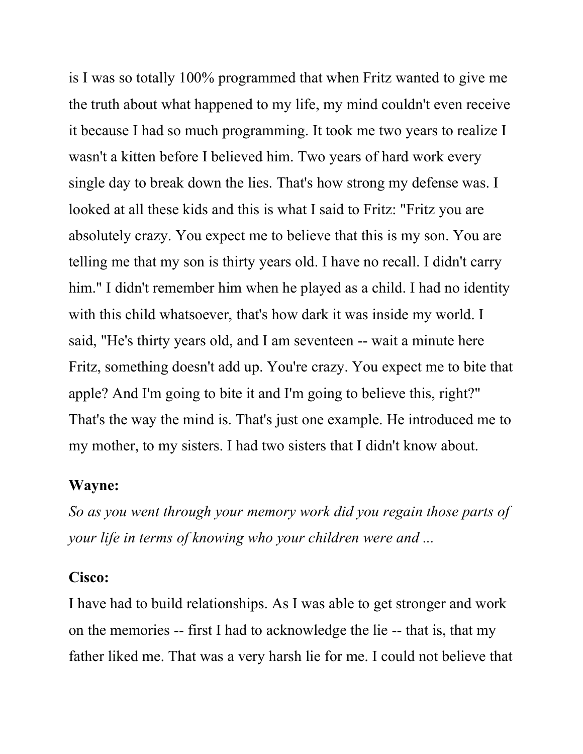is I was so totally 100% programmed that when Fritz wanted to give me the truth about what happened to my life, my mind couldn't even receive it because I had so much programming. It took me two years to realize I wasn't a kitten before I believed him. Two years of hard work every single day to break down the lies. That's how strong my defense was. I looked at all these kids and this is what I said to Fritz: "Fritz you are absolutely crazy. You expect me to believe that this is my son. You are telling me that my son is thirty years old. I have no recall. I didn't carry him." I didn't remember him when he played as a child. I had no identity with this child whatsoever, that's how dark it was inside my world. I said, "He's thirty years old, and I am seventeen -- wait a minute here Fritz, something doesn't add up. You're crazy. You expect me to bite that apple? And I'm going to bite it and I'm going to believe this, right?" That's the way the mind is. That's just one example. He introduced me to my mother, to my sisters. I had two sisters that I didn't know about.

**Wayne:**

*So as you went through your memory work did you regain those parts of your life in terms of knowing who your children were and ...*

**Cisco:**

I have had to build relationships. As I was able to get stronger and work on the memories -- first I had to acknowledge the lie -- that is, that my father liked me. That was a very harsh lie for me. I could not believe that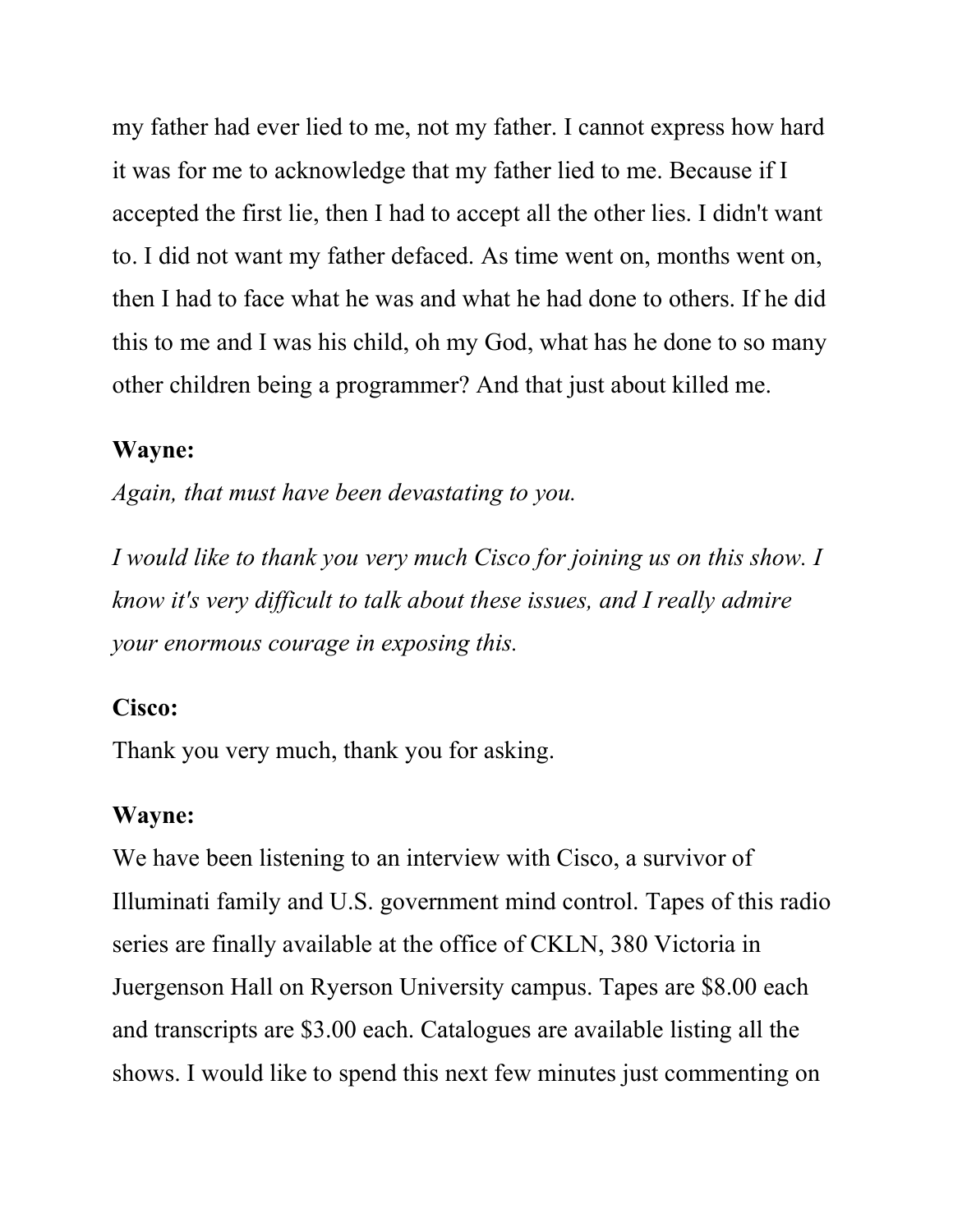my father had ever lied to me, not my father. I cannot express how hard it was for me to acknowledge that my father lied to me. Because if I accepted the first lie, then I had to accept all the other lies. I didn't want to. I did not want my father defaced. As time went on, months went on, then I had to face what he was and what he had done to others. If he did this to me and I was his child, oh my God, what has he done to so many other children being a programmer? And that just about killed me.

**Wayne:**

*Again, that must have been devastating to you.*

*I would like to thank you very much Cisco for joining us on this show. I know it's very difficult to talk about these issues, and I really admire your enormous courage in exposing this.*

**Cisco:**

Thank you very much, thank you for asking.

**Wayne:**

We have been listening to an interview with Cisco, a survivor of Illuminati family and U.S. government mind control. Tapes of this radio series are finally available at the office of CKLN, 380 Victoria in Juergenson Hall on Ryerson University campus. Tapes are $8.00 each and transcripts are $3.00 each. Catalogues are available listing all the shows. I would like to spend this next few minutes just commenting on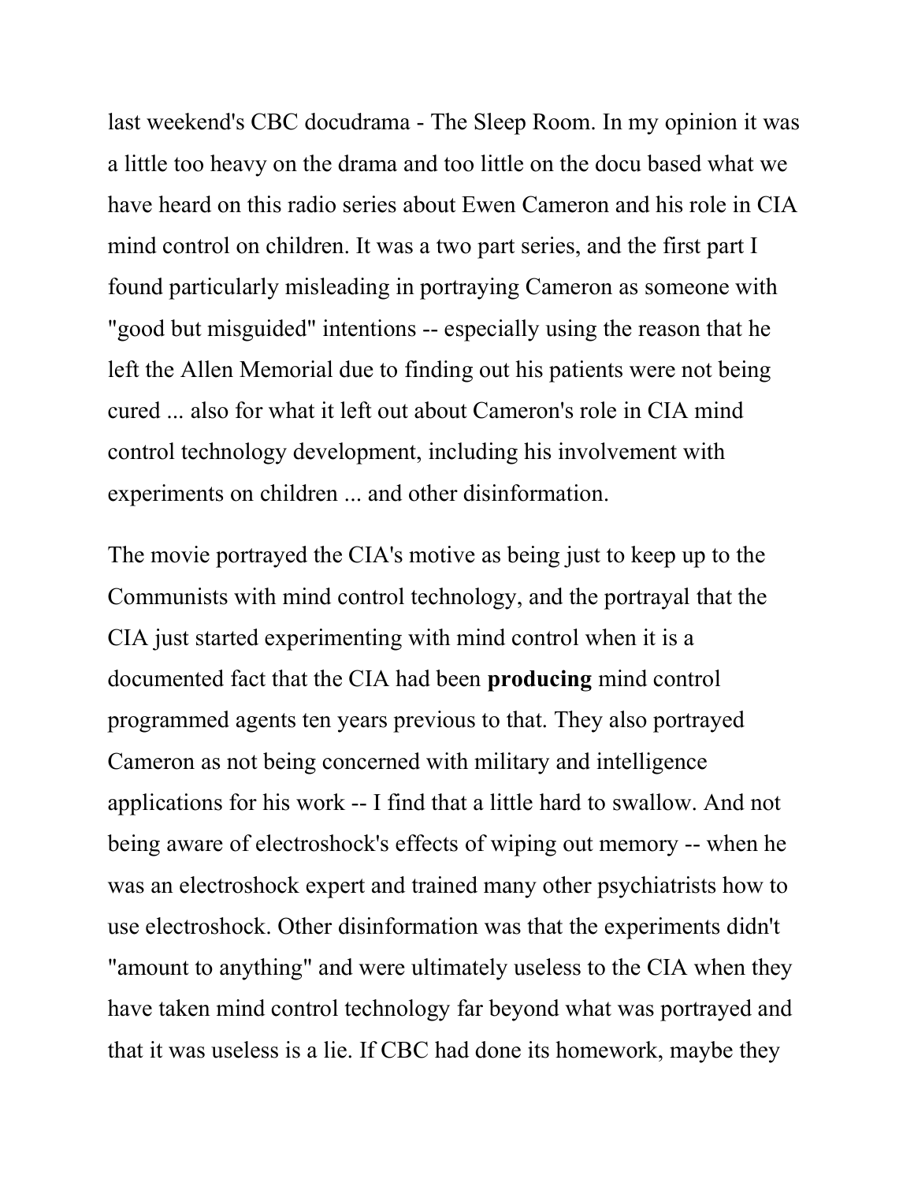last weekend's CBC docudrama - The Sleep Room. In my opinion it was a little too heavy on the drama and too little on the docu based what we have heard on this radio series about Ewen Cameron and his role in CIA mind control on children. It was a two part series, and the first part I found particularly misleading in portraying Cameron as someone with "good but misguided" intentions -- especially using the reason that he left the Allen Memorial due to finding out his patients were not being cured ... also for what it left out about Cameron's role in CIA mind control technology development, including his involvement with experiments on children ... and other disinformation.

The movie portrayed the CIA's motive as being just to keep up to the Communists with mind control technology, and the portrayal that the CIA just started experimenting with mind control when it is a documented fact that the CIA had been **producing** mind control programmed agents ten years previous to that. They also portrayed Cameron as not being concerned with military and intelligence applications for his work -- I find that a little hard to swallow. And not being aware of electroshock's effects of wiping out memory -- when he was an electroshock expert and trained many other psychiatrists how to use electroshock. Other disinformation was that the experiments didn't "amount to anything" and were ultimately useless to the CIA when they have taken mind control technology far beyond what was portrayed and that it was useless is a lie. If CBC had done its homework, maybe they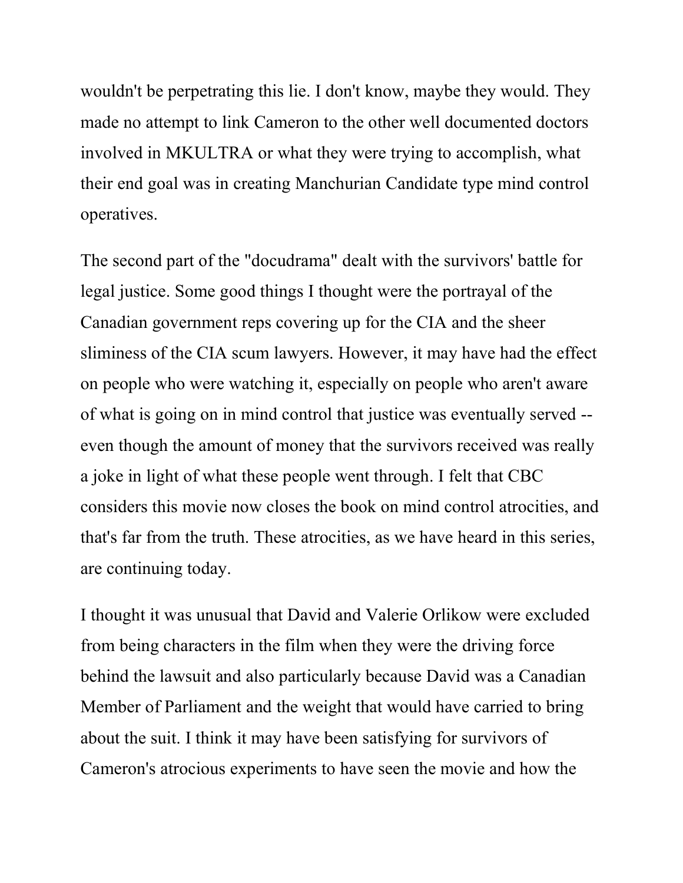wouldn't be perpetrating this lie. I don't know, maybe they would. They made no attempt to link Cameron to the other well documented doctors involved in MKULTRA or what they were trying to accomplish, what their end goal was in creating Manchurian Candidate type mind control operatives.

The second part of the "docudrama" dealt with the survivors' battle for legal justice. Some good things I thought were the portrayal of the Canadian government reps covering up for the CIA and the sheer sliminess of the CIA scum lawyers. However, it may have had the effect on people who were watching it, especially on people who aren't aware of what is going on in mind control that justice was eventually served -- even though the amount of money that the survivors received was really a joke in light of what these people went through. I felt that CBC considers this movie now closes the book on mind control atrocities, and that's far from the truth. These atrocities, as we have heard in this series, are continuing today.

I thought it was unusual that David and Valerie Orlikow were excluded from being characters in the film when they were the driving force behind the lawsuit and also particularly because David was a Canadian Member of Parliament and the weight that would have carried to bring about the suit. I think it may have been satisfying for survivors of Cameron's atrocious experiments to have seen the movie and how the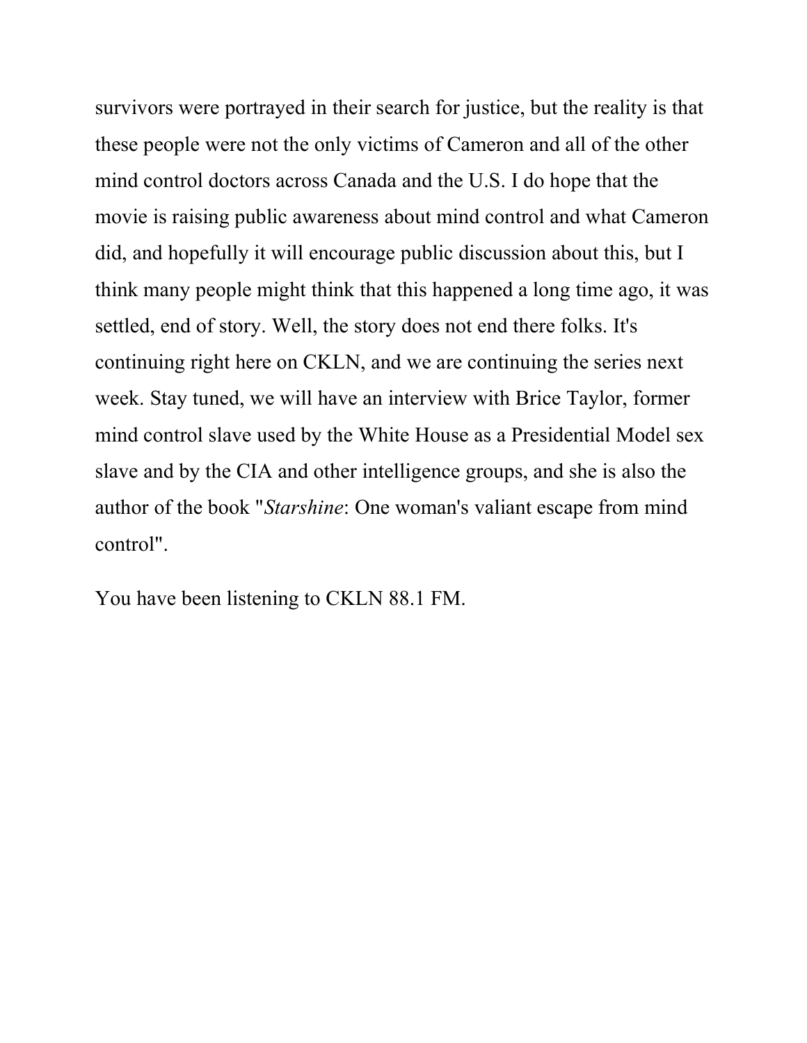survivors were portrayed in their search for justice, but the reality is that these people were not the only victims of Cameron and all of the other mind control doctors across Canada and the U.S. I do hope that the movie is raising public awareness about mind control and what Cameron did, and hopefully it will encourage public discussion about this, but I think many people might think that this happened a long time ago, it was settled, end of story. Well, the story does not end there folks. It's continuing right here on CKLN, and we are continuing the series next week. Stay tuned, we will have an interview with Brice Taylor, former mind control slave used by the White House as a Presidential Model sex slave and by the CIA and other intelligence groups, and she is also the author of the book "*Starshine*: One woman's valiant escape from mind control".

You have been listening to CKLN 88.1 FM.